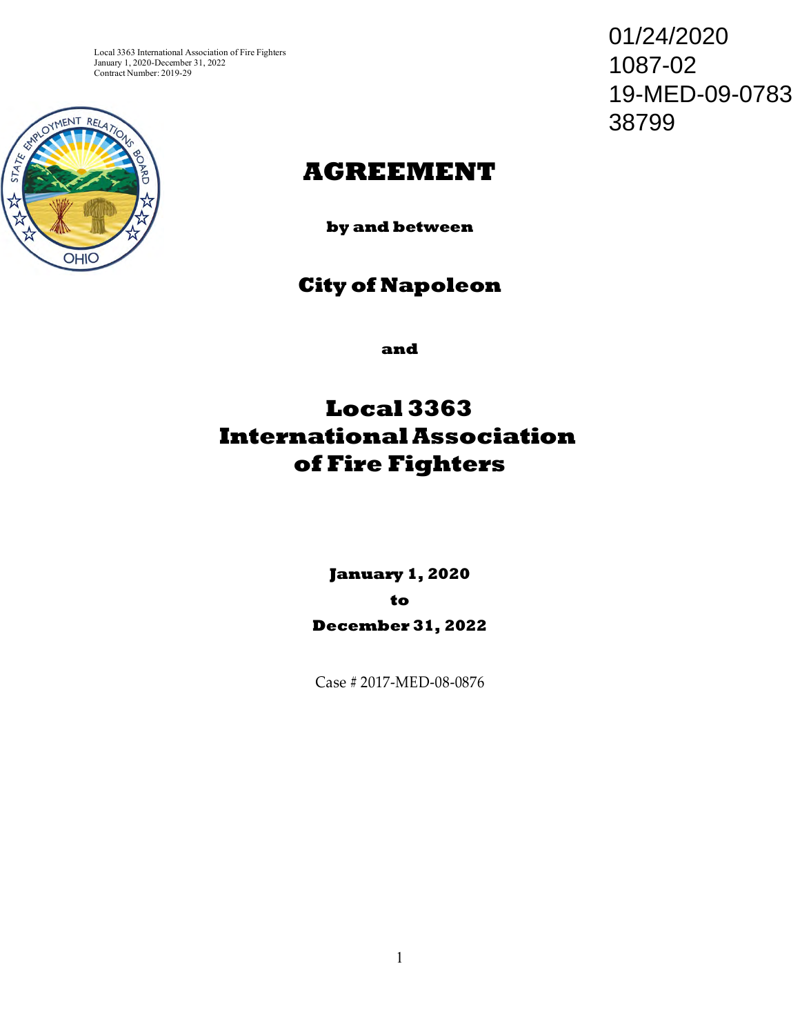Local 3363 International Association of Fire Fighters
January 1, 2020-December 31, 2022
Contract Number: 2019-29

01/24/2020
1087-02
19-MED-09-0783
38799

# AGREEMENT

**by and between**

## City of Napoleon

**and**

## Local 3363 International Association of Fire Fighters

**January 1, 2020**

**to**

**December 31, 2022**

Case # 2017-MED-08-0876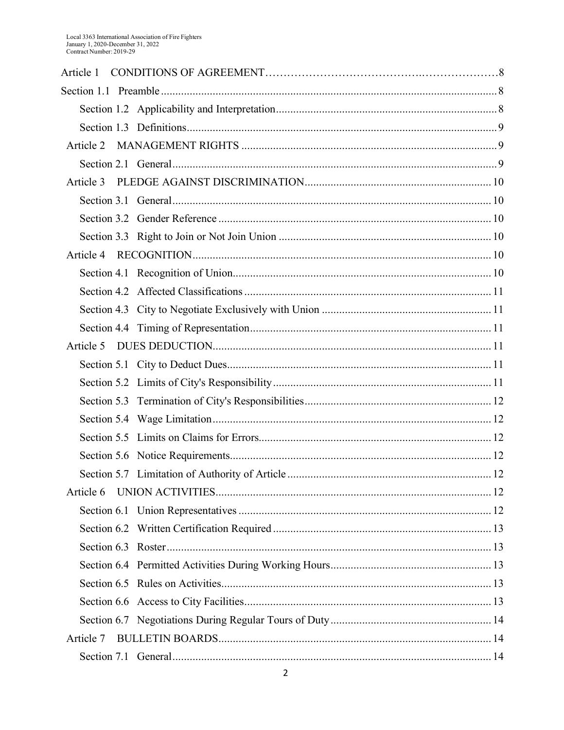Article 1 CONDITIONS OF AGREEMENT…………………………………………………………8

Section 1.1 Preamble .......................................................................................................8

Section 1.2 Applicability and Interpretation...........................................................................8

Section 1.3 Definitions.........................................................................................................9

Article 2 MANAGEMENT RIGHTS .......................................................................................9

Section 2.1 General...............................................................................................................9

Article 3 PLEDGE AGAINST DISCRIMINATION...............................................................10

Section 3.1 General.............................................................................................................10

Section 3.2 Gender Reference .............................................................................................10

Section 3.3 Right to Join or Not Join Union .........................................................................10

Article 4 RECOGNITION......................................................................................................10

Section 4.1 Recognition of Union.........................................................................................10

Section 4.2 Affected Classifications .....................................................................................11

Section 4.3 City to Negotiate Exclusively with Union ..........................................................11

Section 4.4 Timing of Representation..................................................................................11

Article 5 DUES DEDUCTION...............................................................................................11

Section 5.1 City to Deduct Dues...........................................................................................11

Section 5.2 Limits of City's Responsibility...........................................................................11

Section 5.3 Termination of City's Responsibilities................................................................12

Section 5.4 Wage Limitation................................................................................................12

Section 5.5 Limits on Claims for Errors................................................................................12

Section 5.6 Notice Requirements..........................................................................................12

Section 5.7 Limitation of Authority of Article ......................................................................12

Article 6 UNION ACTIVITIES...............................................................................................12

Section 6.1 Union Representatives .......................................................................................12

Section 6.2 Written Certification Required ...........................................................................13

Section 6.3 Roster................................................................................................................13

Section 6.4 Permitted Activities During Working Hours.......................................................13

Section 6.5 Rules on Activities.............................................................................................13

Section 6.6 Access to City Facilities.....................................................................................13

Section 6.7 Negotiations During Regular Tours of Duty .......................................................14

Article 7 BULLETIN BOARDS..............................................................................................14

Section 7.1 General..............................................................................................................14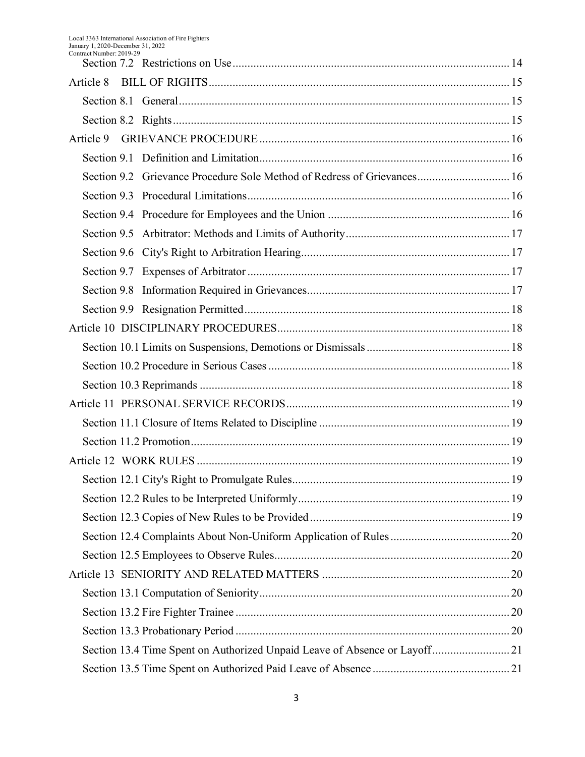Section 7.2 Restrictions on Use ..... 14

Article 8 BILL OF RIGHTS ..... 15

Section 8.1 General ..... 15

Section 8.2 Rights ..... 15

Article 9 GRIEVANCE PROCEDURE ..... 16

Section 9.1 Definition and Limitation ..... 16

Section 9.2 Grievance Procedure Sole Method of Redress of Grievances ..... 16

Section 9.3 Procedural Limitations ..... 16

Section 9.4 Procedure for Employees and the Union ..... 16

Section 9.5 Arbitrator: Methods and Limits of Authority ..... 17

Section 9.6 City's Right to Arbitration Hearing ..... 17

Section 9.7 Expenses of Arbitrator ..... 17

Section 9.8 Information Required in Grievances ..... 17

Section 9.9 Resignation Permitted ..... 18

Article 10 DISCIPLINARY PROCEDURES ..... 18

Section 10.1 Limits on Suspensions, Demotions or Dismissals ..... 18

Section 10.2 Procedure in Serious Cases ..... 18

Section 10.3 Reprimands ..... 18

Article 11 PERSONAL SERVICE RECORDS ..... 19

Section 11.1 Closure of Items Related to Discipline ..... 19

Section 11.2 Promotion ..... 19

Article 12 WORK RULES ..... 19

Section 12.1 City's Right to Promulgate Rules ..... 19

Section 12.2 Rules to be Interpreted Uniformly ..... 19

Section 12.3 Copies of New Rules to be Provided ..... 19

Section 12.4 Complaints About Non-Uniform Application of Rules ..... 20

Section 12.5 Employees to Observe Rules ..... 20

Article 13 SENIORITY AND RELATED MATTERS ..... 20

Section 13.1 Computation of Seniority ..... 20

Section 13.2 Fire Fighter Trainee ..... 20

Section 13.3 Probationary Period ..... 20

Section 13.4 Time Spent on Authorized Unpaid Leave of Absence or Layoff ..... 21

Section 13.5 Time Spent on Authorized Paid Leave of Absence ..... 21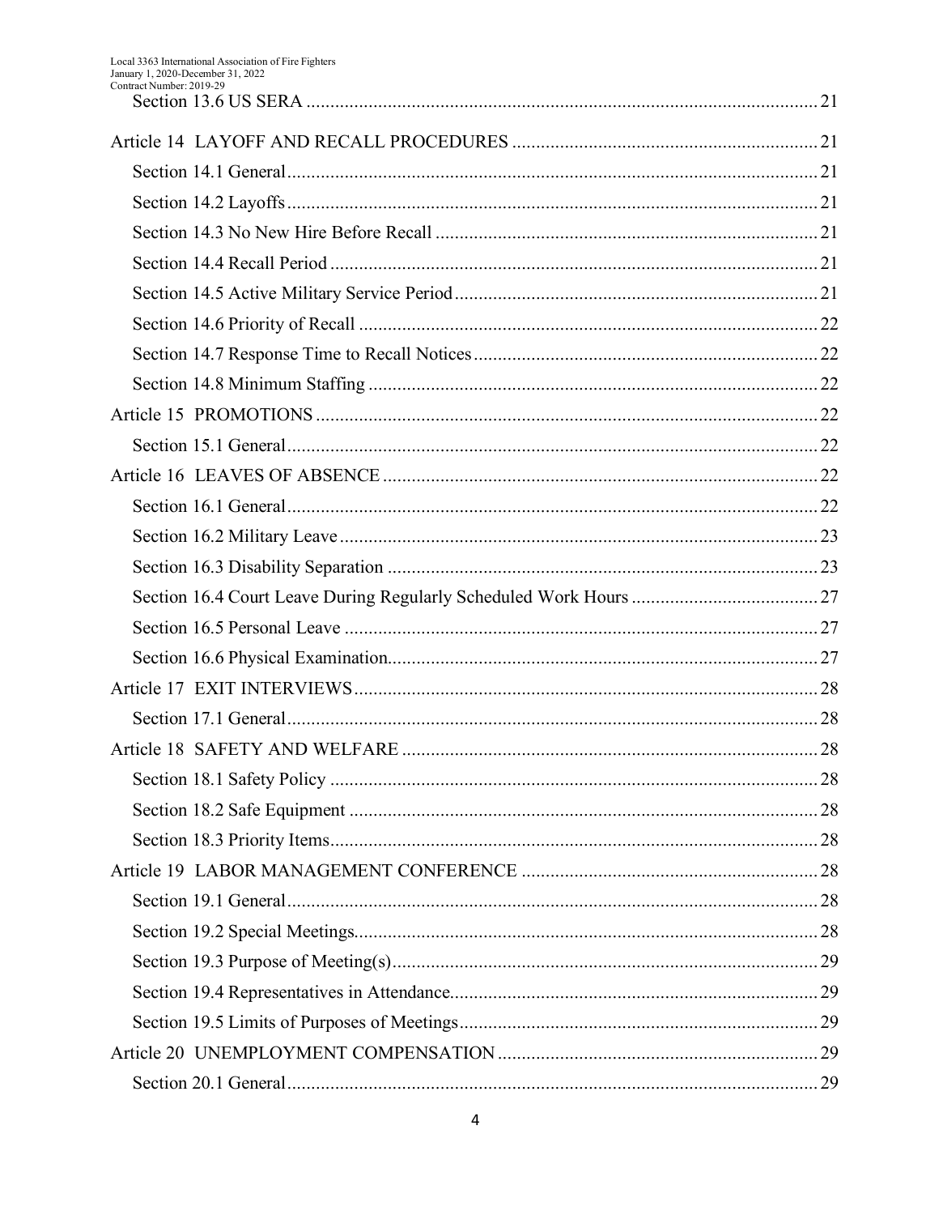Section 13.6 US SERA ........................................................................................................... 21

Article 14 LAYOFF AND RECALL PROCEDURES ................................................................ 21

Section 14.1 General ............................................................................................................... 21

Section 14.2 Layoffs ............................................................................................................... 21

Section 14.3 No New Hire Before Recall ................................................................................ 21

Section 14.4 Recall Period ...................................................................................................... 21

Section 14.5 Active Military Service Period ............................................................................ 21

Section 14.6 Priority of Recall ................................................................................................ 22

Section 14.7 Response Time to Recall Notices ........................................................................ 22

Section 14.8 Minimum Staffing .............................................................................................. 22

Article 15 PROMOTIONS ......................................................................................................... 22

Section 15.1 General ............................................................................................................... 22

Article 16 LEAVES OF ABSENCE ........................................................................................... 22

Section 16.1 General ............................................................................................................... 22

Section 16.2 Military Leave .................................................................................................... 23

Section 16.3 Disability Separation .......................................................................................... 23

Section 16.4 Court Leave During Regularly Scheduled Work Hours ....................................... 27

Section 16.5 Personal Leave ................................................................................................... 27

Section 16.6 Physical Examination.......................................................................................... 27

Article 17 EXIT INTERVIEWS ................................................................................................. 28

Section 17.1 General ............................................................................................................... 28

Article 18 SAFETY AND WELFARE ....................................................................................... 28

Section 18.1 Safety Policy ...................................................................................................... 28

Section 18.2 Safe Equipment .................................................................................................. 28

Section 18.3 Priority Items...................................................................................................... 28

Article 19 LABOR MANAGEMENT CONFERENCE .............................................................. 28

Section 19.1 General ............................................................................................................... 28

Section 19.2 Special Meetings................................................................................................. 28

Section 19.3 Purpose of Meeting(s)......................................................................................... 29

Section 19.4 Representatives in Attendance............................................................................. 29

Section 19.5 Limits of Purposes of Meetings ........................................................................... 29

Article 20 UNEMPLOYMENT COMPENSATION ................................................................... 29

Section 20.1 General ............................................................................................................... 29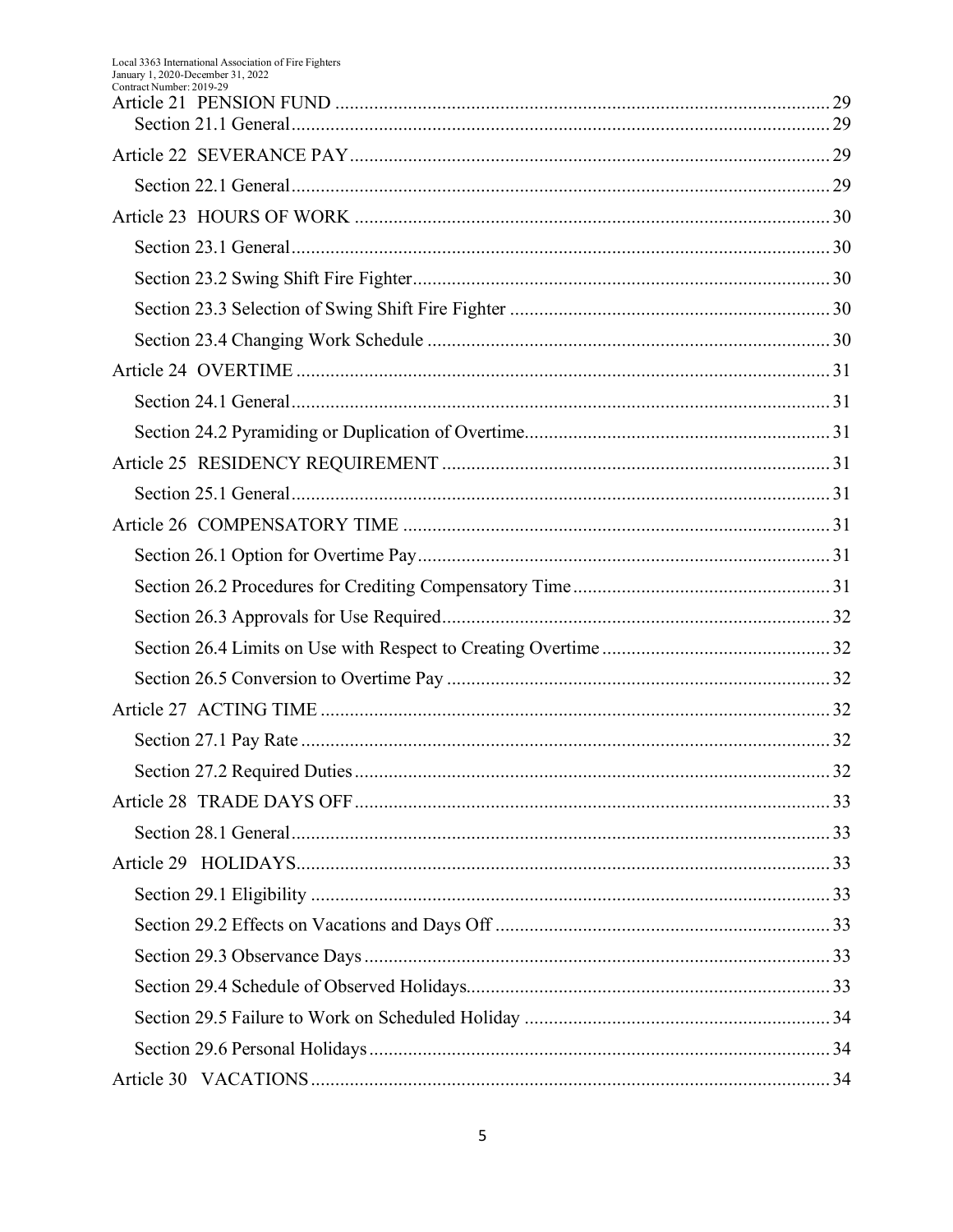Article 21 PENSION FUND ..... 29

Section 21.1 General ..... 29

Article 22 SEVERANCE PAY ..... 29

Section 22.1 General ..... 29

Article 23 HOURS OF WORK ..... 30

Section 23.1 General ..... 30

Section 23.2 Swing Shift Fire Fighter ..... 30

Section 23.3 Selection of Swing Shift Fire Fighter ..... 30

Section 23.4 Changing Work Schedule ..... 30

Article 24 OVERTIME ..... 31

Section 24.1 General ..... 31

Section 24.2 Pyramiding or Duplication of Overtime ..... 31

Article 25 RESIDENCY REQUIREMENT ..... 31

Section 25.1 General ..... 31

Article 26 COMPENSATORY TIME ..... 31

Section 26.1 Option for Overtime Pay ..... 31

Section 26.2 Procedures for Crediting Compensatory Time ..... 31

Section 26.3 Approvals for Use Required ..... 32

Section 26.4 Limits on Use with Respect to Creating Overtime ..... 32

Section 26.5 Conversion to Overtime Pay ..... 32

Article 27 ACTING TIME ..... 32

Section 27.1 Pay Rate ..... 32

Section 27.2 Required Duties ..... 32

Article 28 TRADE DAYS OFF ..... 33

Section 28.1 General ..... 33

Article 29 HOLIDAYS ..... 33

Section 29.1 Eligibility ..... 33

Section 29.2 Effects on Vacations and Days Off ..... 33

Section 29.3 Observance Days ..... 33

Section 29.4 Schedule of Observed Holidays ..... 33

Section 29.5 Failure to Work on Scheduled Holiday ..... 34

Section 29.6 Personal Holidays ..... 34

Article 30 VACATIONS ..... 34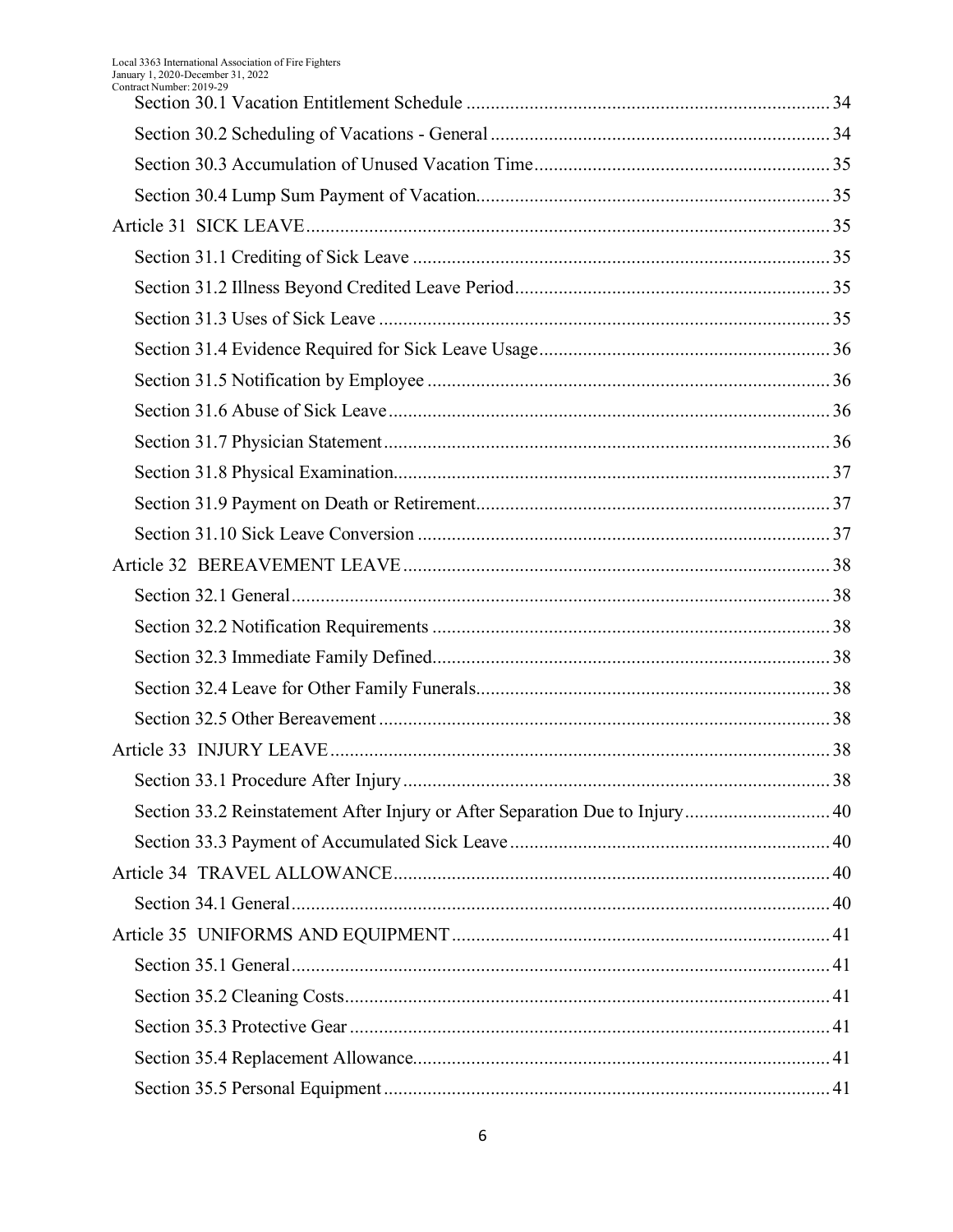Section 30.1 Vacation Entitlement Schedule ........................................................................ 34

Section 30.2 Scheduling of Vacations - General ................................................................... 34

Section 30.3 Accumulation of Unused Vacation Time .......................................................... 35

Section 30.4 Lump Sum Payment of Vacation ...................................................................... 35

Article 31 SICK LEAVE ......................................................................................................... 35

Section 31.1 Crediting of Sick Leave ................................................................................... 35

Section 31.2 Illness Beyond Credited Leave Period .............................................................. 35

Section 31.3 Uses of Sick Leave .......................................................................................... 35

Section 31.4 Evidence Required for Sick Leave Usage ......................................................... 36

Section 31.5 Notification by Employee ................................................................................ 36

Section 31.6 Abuse of Sick Leave ........................................................................................ 36

Section 31.7 Physician Statement ......................................................................................... 36

Section 31.8 Physical Examination ....................................................................................... 37

Section 31.9 Payment on Death or Retirement ...................................................................... 37

Section 31.10 Sick Leave Conversion .................................................................................. 37

Article 32 BEREAVEMENT LEAVE .................................................................................... 38

Section 32.1 General ............................................................................................................ 38

Section 32.2 Notification Requirements ............................................................................... 38

Section 32.3 Immediate Family Defined ............................................................................... 38

Section 32.4 Leave for Other Family Funerals ...................................................................... 38

Section 32.5 Other Bereavement .......................................................................................... 38

Article 33 INJURY LEAVE .................................................................................................... 38

Section 33.1 Procedure After Injury ..................................................................................... 38

Section 33.2 Reinstatement After Injury or After Separation Due to Injury ............................ 40

Section 33.3 Payment of Accumulated Sick Leave ............................................................... 40

Article 34 TRAVEL ALLOWANCE ....................................................................................... 40

Section 34.1 General ............................................................................................................ 40

Article 35 UNIFORMS AND EQUIPMENT ........................................................................... 41

Section 35.1 General ............................................................................................................ 41

Section 35.2 Cleaning Costs .................................................................................................. 41

Section 35.3 Protective Gear ................................................................................................. 41

Section 35.4 Replacement Allowance ................................................................................... 41

Section 35.5 Personal Equipment .......................................................................................... 41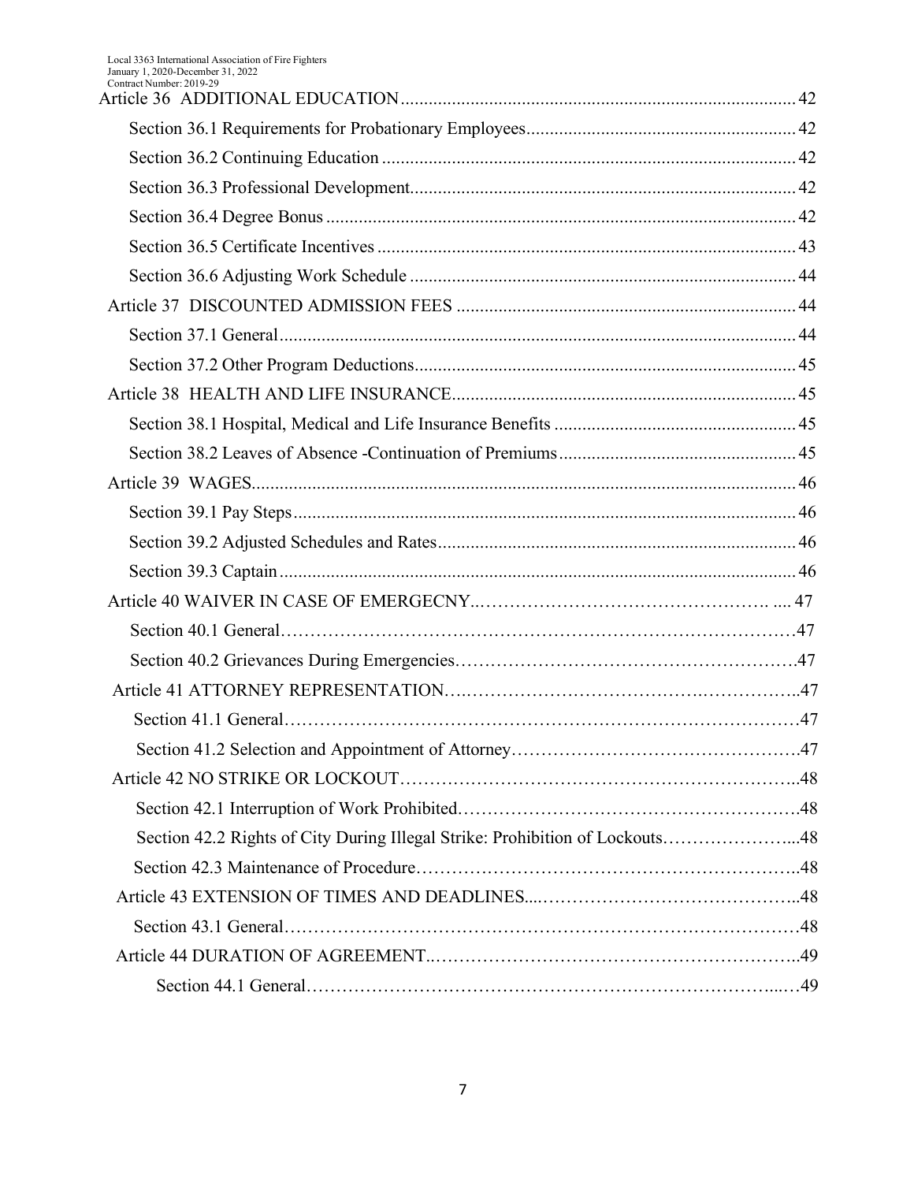Article 36 ADDITIONAL EDUCATION .... 42

Section 36.1 Requirements for Probationary Employees .... 42

Section 36.2 Continuing Education .... 42

Section 36.3 Professional Development .... 42

Section 36.4 Degree Bonus .... 42

Section 36.5 Certificate Incentives .... 43

Section 36.6 Adjusting Work Schedule .... 44

Article 37 DISCOUNTED ADMISSION FEES .... 44

Section 37.1 General .... 44

Section 37.2 Other Program Deductions .... 45

Article 38 HEALTH AND LIFE INSURANCE .... 45

Section 38.1 Hospital, Medical and Life Insurance Benefits .... 45

Section 38.2 Leaves of Absence -Continuation of Premiums .... 45

Article 39 WAGES .... 46

Section 39.1 Pay Steps .... 46

Section 39.2 Adjusted Schedules and Rates .... 46

Section 39.3 Captain .... 46

Article 40 WAIVER IN CASE OF EMERGECNY .... 47

Section 40.1 General .... 47

Section 40.2 Grievances During Emergencies .... 47

Article 41 ATTORNEY REPRESENTATION .... 47

Section 41.1 General .... 47

Section 41.2 Selection and Appointment of Attorney .... 47

Article 42 NO STRIKE OR LOCKOUT .... 48

Section 42.1 Interruption of Work Prohibited .... 48

Section 42.2 Rights of City During Illegal Strike: Prohibition of Lockouts .... 48

Section 42.3 Maintenance of Procedure .... 48

Article 43 EXTENSION OF TIMES AND DEADLINES .... 48

Section 43.1 General .... 48

Article 44 DURATION OF AGREEMENT .... 49

Section 44.1 General .... 49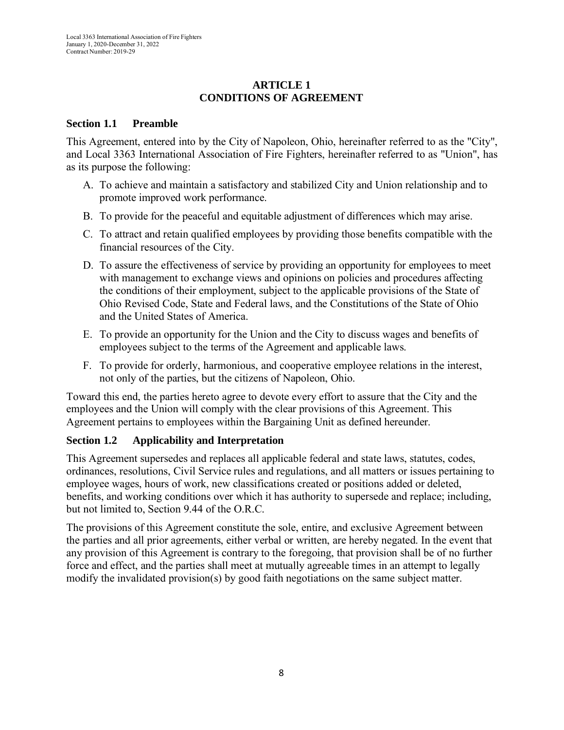## ARTICLE 1
## CONDITIONS OF AGREEMENT

### Section 1.1 Preamble

This Agreement, entered into by the City of Napoleon, Ohio, hereinafter referred to as the "City", and Local 3363 International Association of Fire Fighters, hereinafter referred to as "Union", has as its purpose the following:

A. To achieve and maintain a satisfactory and stabilized City and Union relationship and to promote improved work performance.

B. To provide for the peaceful and equitable adjustment of differences which may arise.

C. To attract and retain qualified employees by providing those benefits compatible with the financial resources of the City.

D. To assure the effectiveness of service by providing an opportunity for employees to meet with management to exchange views and opinions on policies and procedures affecting the conditions of their employment, subject to the applicable provisions of the State of Ohio Revised Code, State and Federal laws, and the Constitutions of the State of Ohio and the United States of America.

E. To provide an opportunity for the Union and the City to discuss wages and benefits of employees subject to the terms of the Agreement and applicable laws.

F. To provide for orderly, harmonious, and cooperative employee relations in the interest, not only of the parties, but the citizens of Napoleon, Ohio.

Toward this end, the parties hereto agree to devote every effort to assure that the City and the employees and the Union will comply with the clear provisions of this Agreement. This Agreement pertains to employees within the Bargaining Unit as defined hereunder.

### Section 1.2 Applicability and Interpretation

This Agreement supersedes and replaces all applicable federal and state laws, statutes, codes, ordinances, resolutions, Civil Service rules and regulations, and all matters or issues pertaining to employee wages, hours of work, new classifications created or positions added or deleted, benefits, and working conditions over which it has authority to supersede and replace; including, but not limited to, Section 9.44 of the O.R.C.

The provisions of this Agreement constitute the sole, entire, and exclusive Agreement between the parties and all prior agreements, either verbal or written, are hereby negated. In the event that any provision of this Agreement is contrary to the foregoing, that provision shall be of no further force and effect, and the parties shall meet at mutually agreeable times in an attempt to legally modify the invalidated provision(s) by good faith negotiations on the same subject matter.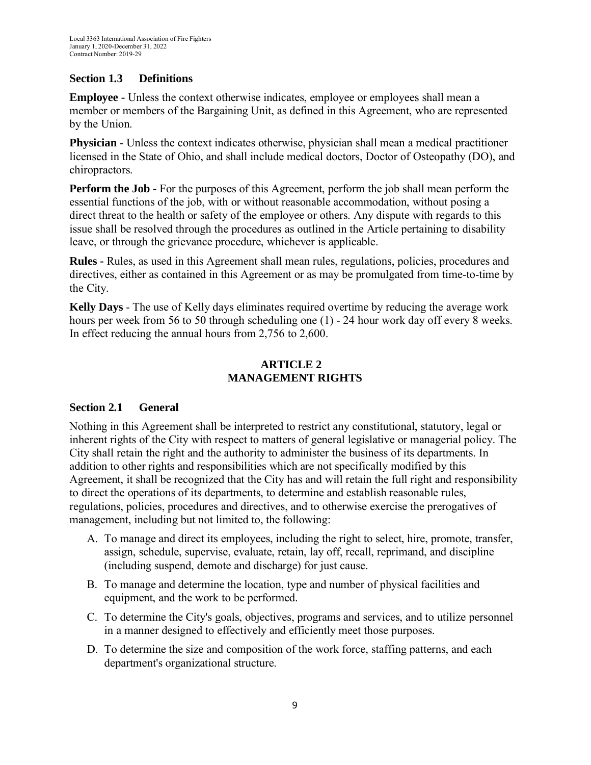### Section 1.3 Definitions

**Employee** - Unless the context otherwise indicates, employee or employees shall mean a member or members of the Bargaining Unit, as defined in this Agreement, who are represented by the Union.

**Physician** - Unless the context indicates otherwise, physician shall mean a medical practitioner licensed in the State of Ohio, and shall include medical doctors, Doctor of Osteopathy (DO), and chiropractors.

**Perform the Job** - For the purposes of this Agreement, perform the job shall mean perform the essential functions of the job, with or without reasonable accommodation, without posing a direct threat to the health or safety of the employee or others. Any dispute with regards to this issue shall be resolved through the procedures as outlined in the Article pertaining to disability leave, or through the grievance procedure, whichever is applicable.

**Rules** - Rules, as used in this Agreement shall mean rules, regulations, policies, procedures and directives, either as contained in this Agreement or as may be promulgated from time-to-time by the City.

**Kelly Days** - The use of Kelly days eliminates required overtime by reducing the average work hours per week from 56 to 50 through scheduling one (1) - 24 hour work day off every 8 weeks. In effect reducing the annual hours from 2,756 to 2,600.

## ARTICLE 2
## MANAGEMENT RIGHTS

### Section 2.1 General

Nothing in this Agreement shall be interpreted to restrict any constitutional, statutory, legal or inherent rights of the City with respect to matters of general legislative or managerial policy. The City shall retain the right and the authority to administer the business of its departments. In addition to other rights and responsibilities which are not specifically modified by this Agreement, it shall be recognized that the City has and will retain the full right and responsibility to direct the operations of its departments, to determine and establish reasonable rules, regulations, policies, procedures and directives, and to otherwise exercise the prerogatives of management, including but not limited to, the following:

A. To manage and direct its employees, including the right to select, hire, promote, transfer, assign, schedule, supervise, evaluate, retain, lay off, recall, reprimand, and discipline (including suspend, demote and discharge) for just cause.

B. To manage and determine the location, type and number of physical facilities and equipment, and the work to be performed.

C. To determine the City's goals, objectives, programs and services, and to utilize personnel in a manner designed to effectively and efficiently meet those purposes.

D. To determine the size and composition of the work force, staffing patterns, and each department's organizational structure.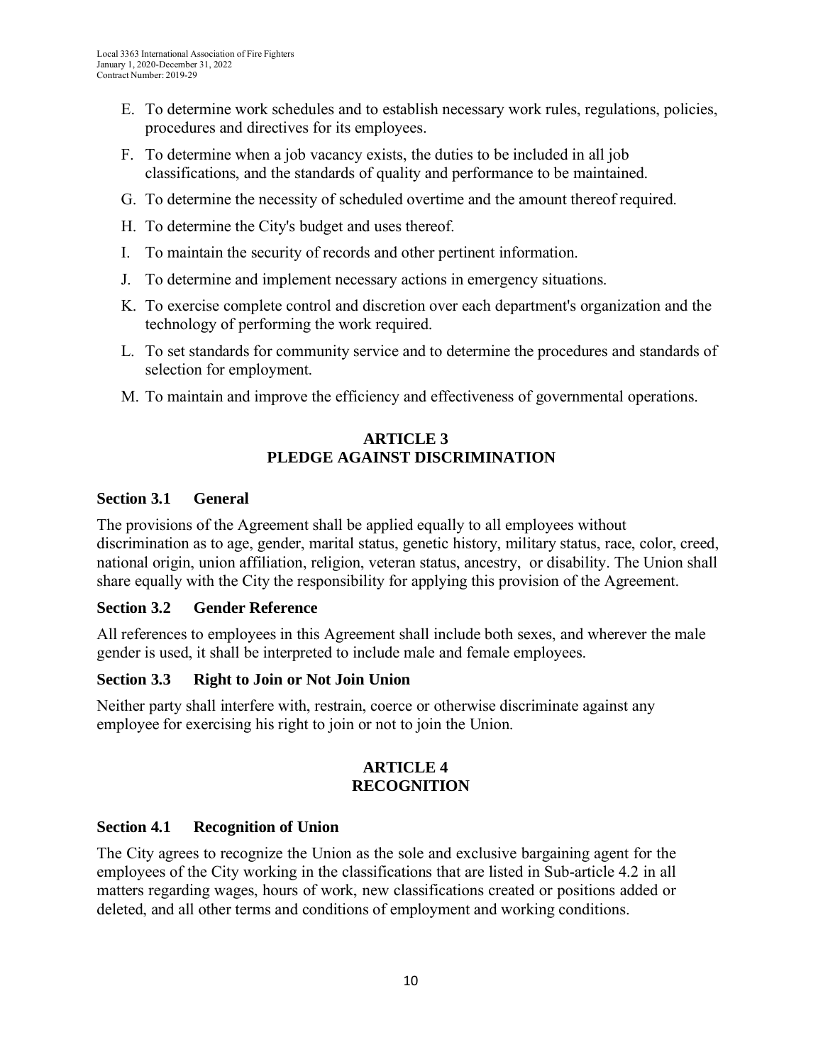E. To determine work schedules and to establish necessary work rules, regulations, policies, procedures and directives for its employees.

F. To determine when a job vacancy exists, the duties to be included in all job classifications, and the standards of quality and performance to be maintained.

G. To determine the necessity of scheduled overtime and the amount thereof required.

H. To determine the City's budget and uses thereof.

I. To maintain the security of records and other pertinent information.

J. To determine and implement necessary actions in emergency situations.

K. To exercise complete control and discretion over each department's organization and the technology of performing the work required.

L. To set standards for community service and to determine the procedures and standards of selection for employment.

M. To maintain and improve the efficiency and effectiveness of governmental operations.

## ARTICLE 3
## PLEDGE AGAINST DISCRIMINATION

### Section 3.1 General

The provisions of the Agreement shall be applied equally to all employees without discrimination as to age, gender, marital status, genetic history, military status, race, color, creed, national origin, union affiliation, religion, veteran status, ancestry, or disability. The Union shall share equally with the City the responsibility for applying this provision of the Agreement.

### Section 3.2 Gender Reference

All references to employees in this Agreement shall include both sexes, and wherever the male gender is used, it shall be interpreted to include male and female employees.

### Section 3.3 Right to Join or Not Join Union

Neither party shall interfere with, restrain, coerce or otherwise discriminate against any employee for exercising his right to join or not to join the Union.

## ARTICLE 4
## RECOGNITION

### Section 4.1 Recognition of Union

The City agrees to recognize the Union as the sole and exclusive bargaining agent for the employees of the City working in the classifications that are listed in Sub-article 4.2 in all matters regarding wages, hours of work, new classifications created or positions added or deleted, and all other terms and conditions of employment and working conditions.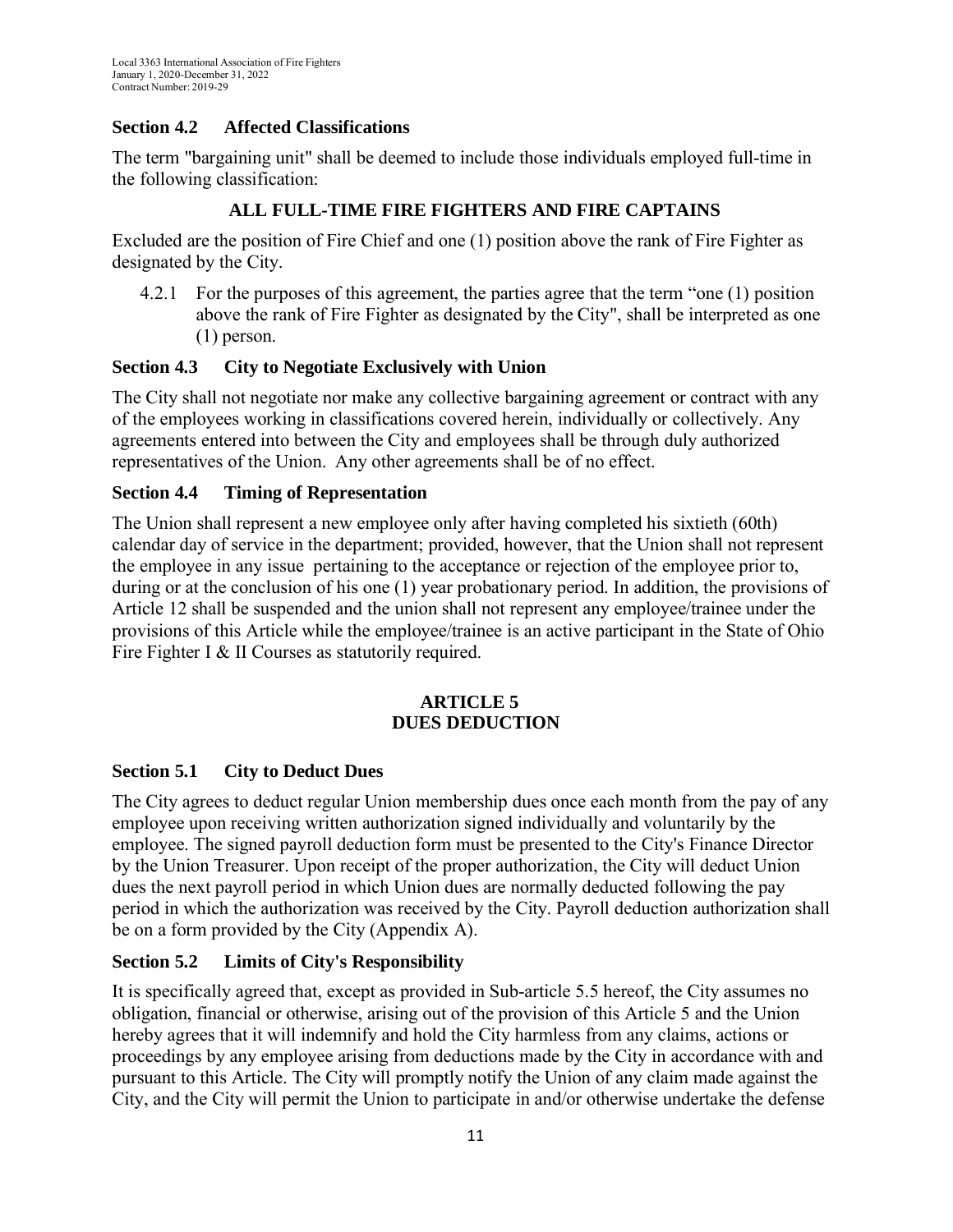### Section 4.2 Affected Classifications

The term "bargaining unit" shall be deemed to include those individuals employed full-time in the following classification:

**ALL FULL-TIME FIRE FIGHTERS AND FIRE CAPTAINS**

Excluded are the position of Fire Chief and one (1) position above the rank of Fire Fighter as designated by the City.

4.2.1 For the purposes of this agreement, the parties agree that the term “one (1) position above the rank of Fire Fighter as designated by the City", shall be interpreted as one (1) person.

### Section 4.3 City to Negotiate Exclusively with Union

The City shall not negotiate nor make any collective bargaining agreement or contract with any of the employees working in classifications covered herein, individually or collectively. Any agreements entered into between the City and employees shall be through duly authorized representatives of the Union. Any other agreements shall be of no effect.

### Section 4.4 Timing of Representation

The Union shall represent a new employee only after having completed his sixtieth (60th) calendar day of service in the department; provided, however, that the Union shall not represent the employee in any issue pertaining to the acceptance or rejection of the employee prior to, during or at the conclusion of his one (1) year probationary period. In addition, the provisions of Article 12 shall be suspended and the union shall not represent any employee/trainee under the provisions of this Article while the employee/trainee is an active participant in the State of Ohio Fire Fighter I & II Courses as statutorily required.

## ARTICLE 5
## DUES DEDUCTION

### Section 5.1 City to Deduct Dues

The City agrees to deduct regular Union membership dues once each month from the pay of any employee upon receiving written authorization signed individually and voluntarily by the employee. The signed payroll deduction form must be presented to the City's Finance Director by the Union Treasurer. Upon receipt of the proper authorization, the City will deduct Union dues the next payroll period in which Union dues are normally deducted following the pay period in which the authorization was received by the City. Payroll deduction authorization shall be on a form provided by the City (Appendix A).

### Section 5.2 Limits of City's Responsibility

It is specifically agreed that, except as provided in Sub-article 5.5 hereof, the City assumes no obligation, financial or otherwise, arising out of the provision of this Article 5 and the Union hereby agrees that it will indemnify and hold the City harmless from any claims, actions or proceedings by any employee arising from deductions made by the City in accordance with and pursuant to this Article. The City will promptly notify the Union of any claim made against the City, and the City will permit the Union to participate in and/or otherwise undertake the defense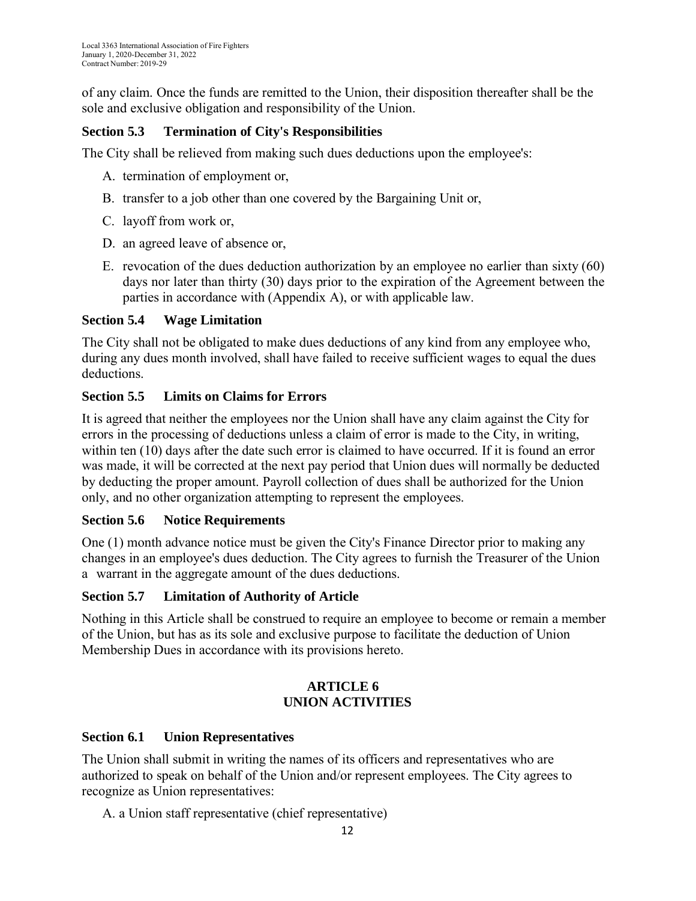of any claim. Once the funds are remitted to the Union, their disposition thereafter shall be the sole and exclusive obligation and responsibility of the Union.

### Section 5.3 Termination of City's Responsibilities

The City shall be relieved from making such dues deductions upon the employee's:

A. termination of employment or,

B. transfer to a job other than one covered by the Bargaining Unit or,

C. layoff from work or,

D. an agreed leave of absence or,

E. revocation of the dues deduction authorization by an employee no earlier than sixty (60) days nor later than thirty (30) days prior to the expiration of the Agreement between the parties in accordance with (Appendix A), or with applicable law.

### Section 5.4 Wage Limitation

The City shall not be obligated to make dues deductions of any kind from any employee who, during any dues month involved, shall have failed to receive sufficient wages to equal the dues deductions.

### Section 5.5 Limits on Claims for Errors

It is agreed that neither the employees nor the Union shall have any claim against the City for errors in the processing of deductions unless a claim of error is made to the City, in writing, within ten (10) days after the date such error is claimed to have occurred. If it is found an error was made, it will be corrected at the next pay period that Union dues will normally be deducted by deducting the proper amount. Payroll collection of dues shall be authorized for the Union only, and no other organization attempting to represent the employees.

### Section 5.6 Notice Requirements

One (1) month advance notice must be given the City's Finance Director prior to making any changes in an employee's dues deduction. The City agrees to furnish the Treasurer of the Union a warrant in the aggregate amount of the dues deductions.

### Section 5.7 Limitation of Authority of Article

Nothing in this Article shall be construed to require an employee to become or remain a member of the Union, but has as its sole and exclusive purpose to facilitate the deduction of Union Membership Dues in accordance with its provisions hereto.

## ARTICLE 6
## UNION ACTIVITIES

### Section 6.1 Union Representatives

The Union shall submit in writing the names of its officers and representatives who are authorized to speak on behalf of the Union and/or represent employees. The City agrees to recognize as Union representatives:

A. a Union staff representative (chief representative)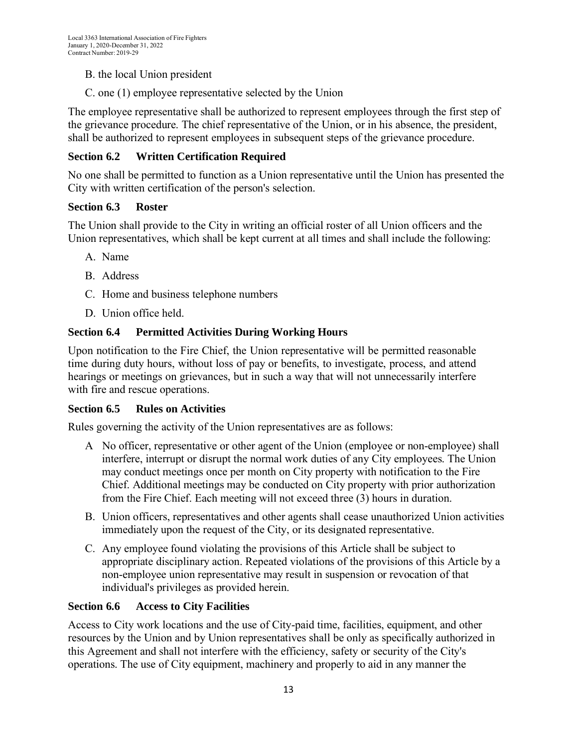B. the local Union president

C. one (1) employee representative selected by the Union

The employee representative shall be authorized to represent employees through the first step of the grievance procedure. The chief representative of the Union, or in his absence, the president, shall be authorized to represent employees in subsequent steps of the grievance procedure.

### Section 6.2 Written Certification Required

No one shall be permitted to function as a Union representative until the Union has presented the City with written certification of the person's selection.

### Section 6.3 Roster

The Union shall provide to the City in writing an official roster of all Union officers and the Union representatives, which shall be kept current at all times and shall include the following:

A. Name

B. Address

C. Home and business telephone numbers

D. Union office held.

### Section 6.4 Permitted Activities During Working Hours

Upon notification to the Fire Chief, the Union representative will be permitted reasonable time during duty hours, without loss of pay or benefits, to investigate, process, and attend hearings or meetings on grievances, but in such a way that will not unnecessarily interfere with fire and rescue operations.

### Section 6.5 Rules on Activities

Rules governing the activity of the Union representatives are as follows:

A No officer, representative or other agent of the Union (employee or non-employee) shall interfere, interrupt or disrupt the normal work duties of any City employees. The Union may conduct meetings once per month on City property with notification to the Fire Chief. Additional meetings may be conducted on City property with prior authorization from the Fire Chief. Each meeting will not exceed three (3) hours in duration.

B. Union officers, representatives and other agents shall cease unauthorized Union activities immediately upon the request of the City, or its designated representative.

C. Any employee found violating the provisions of this Article shall be subject to appropriate disciplinary action. Repeated violations of the provisions of this Article by a non-employee union representative may result in suspension or revocation of that individual's privileges as provided herein.

### Section 6.6 Access to City Facilities

Access to City work locations and the use of City-paid time, facilities, equipment, and other resources by the Union and by Union representatives shall be only as specifically authorized in this Agreement and shall not interfere with the efficiency, safety or security of the City's operations. The use of City equipment, machinery and properly to aid in any manner the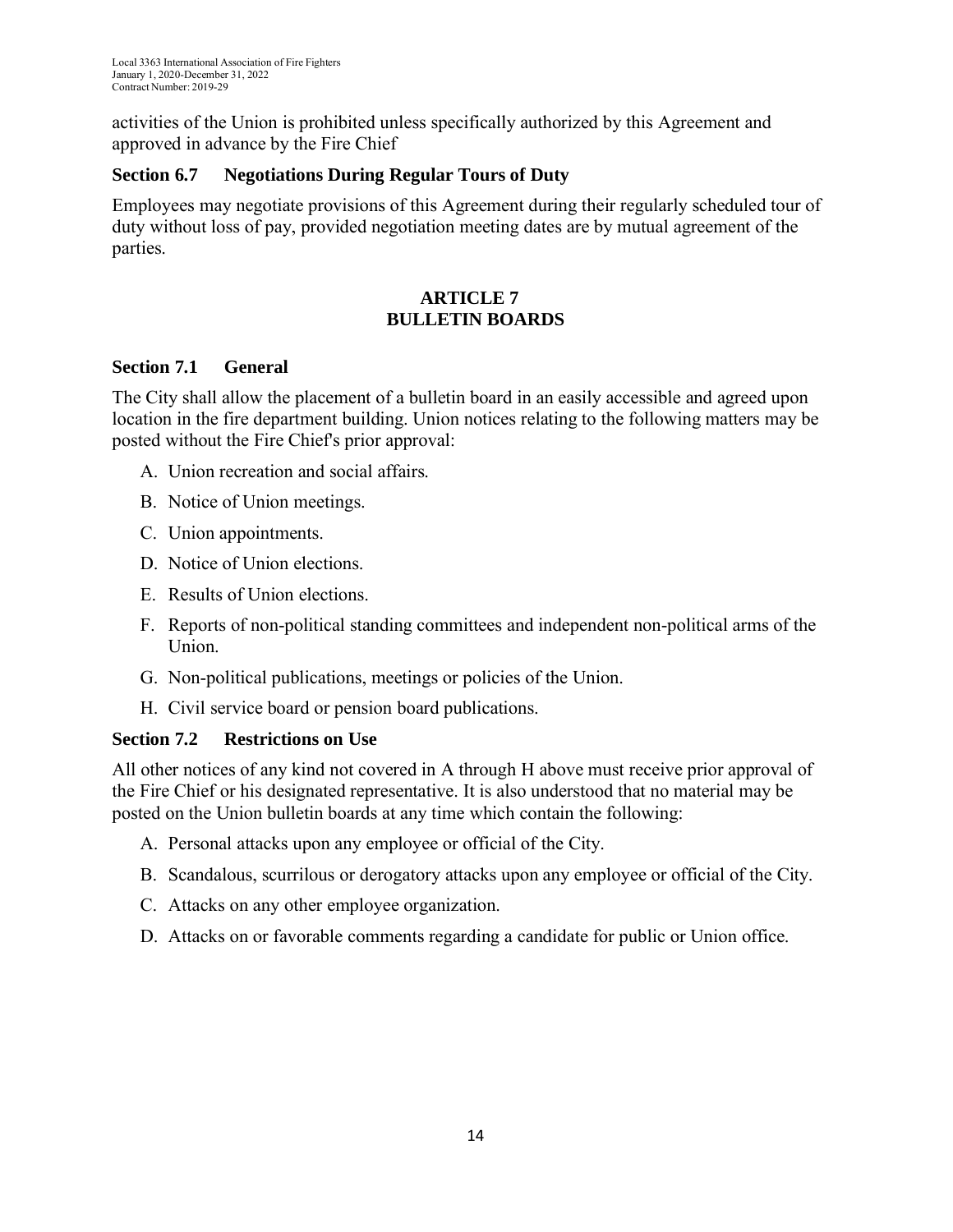activities of the Union is prohibited unless specifically authorized by this Agreement and approved in advance by the Fire Chief

### Section 6.7 Negotiations During Regular Tours of Duty

Employees may negotiate provisions of this Agreement during their regularly scheduled tour of duty without loss of pay, provided negotiation meeting dates are by mutual agreement of the parties.

## ARTICLE 7
## BULLETIN BOARDS

### Section 7.1 General

The City shall allow the placement of a bulletin board in an easily accessible and agreed upon location in the fire department building. Union notices relating to the following matters may be posted without the Fire Chief's prior approval:

A. Union recreation and social affairs.
B. Notice of Union meetings.
C. Union appointments.
D. Notice of Union elections.
E. Results of Union elections.
F. Reports of non-political standing committees and independent non-political arms of the Union.
G. Non-political publications, meetings or policies of the Union.
H. Civil service board or pension board publications.

### Section 7.2 Restrictions on Use

All other notices of any kind not covered in A through H above must receive prior approval of the Fire Chief or his designated representative. It is also understood that no material may be posted on the Union bulletin boards at any time which contain the following:

A. Personal attacks upon any employee or official of the City.
B. Scandalous, scurrilous or derogatory attacks upon any employee or official of the City.
C. Attacks on any other employee organization.
D. Attacks on or favorable comments regarding a candidate for public or Union office.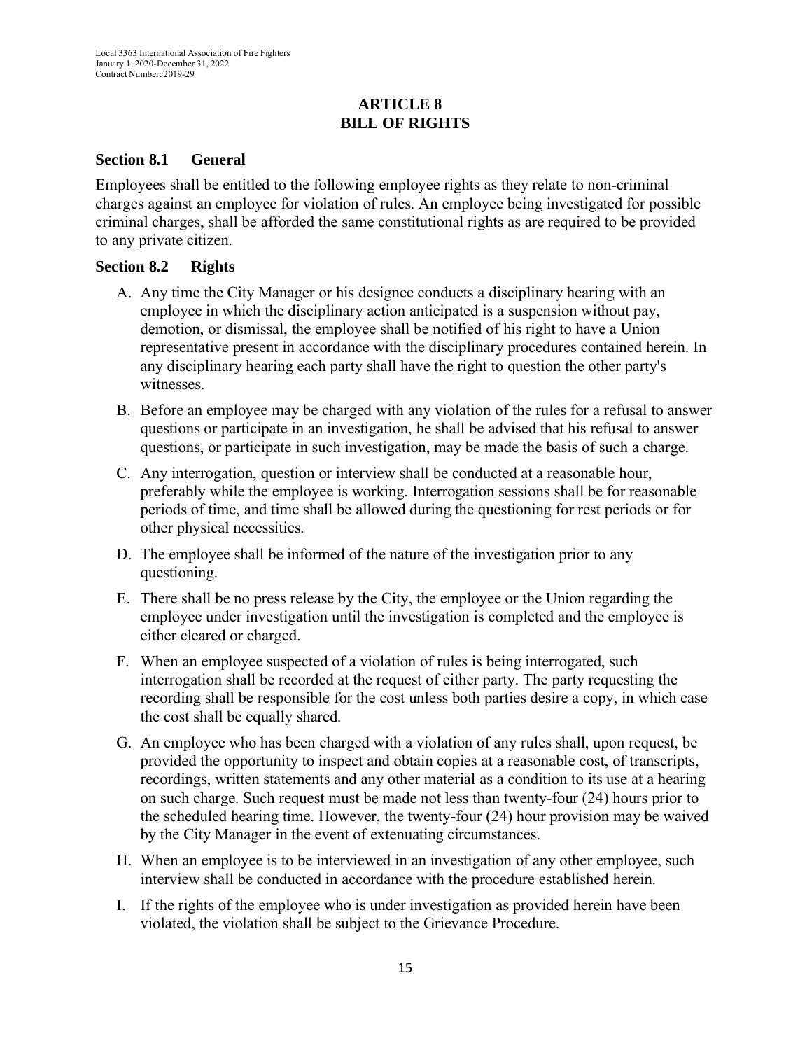# ARTICLE 8
# BILL OF RIGHTS

## Section 8.1 General

Employees shall be entitled to the following employee rights as they relate to non-criminal charges against an employee for violation of rules. An employee being investigated for possible criminal charges, shall be afforded the same constitutional rights as are required to be provided to any private citizen.

## Section 8.2 Rights

A. Any time the City Manager or his designee conducts a disciplinary hearing with an employee in which the disciplinary action anticipated is a suspension without pay, demotion, or dismissal, the employee shall be notified of his right to have a Union representative present in accordance with the disciplinary procedures contained herein. In any disciplinary hearing each party shall have the right to question the other party's witnesses.

B. Before an employee may be charged with any violation of the rules for a refusal to answer questions or participate in an investigation, he shall be advised that his refusal to answer questions, or participate in such investigation, may be made the basis of such a charge.

C. Any interrogation, question or interview shall be conducted at a reasonable hour, preferably while the employee is working. Interrogation sessions shall be for reasonable periods of time, and time shall be allowed during the questioning for rest periods or for other physical necessities.

D. The employee shall be informed of the nature of the investigation prior to any questioning.

E. There shall be no press release by the City, the employee or the Union regarding the employee under investigation until the investigation is completed and the employee is either cleared or charged.

F. When an employee suspected of a violation of rules is being interrogated, such interrogation shall be recorded at the request of either party. The party requesting the recording shall be responsible for the cost unless both parties desire a copy, in which case the cost shall be equally shared.

G. An employee who has been charged with a violation of any rules shall, upon request, be provided the opportunity to inspect and obtain copies at a reasonable cost, of transcripts, recordings, written statements and any other material as a condition to its use at a hearing on such charge. Such request must be made not less than twenty-four (24) hours prior to the scheduled hearing time. However, the twenty-four (24) hour provision may be waived by the City Manager in the event of extenuating circumstances.

H. When an employee is to be interviewed in an investigation of any other employee, such interview shall be conducted in accordance with the procedure established herein.

I. If the rights of the employee who is under investigation as provided herein have been violated, the violation shall be subject to the Grievance Procedure.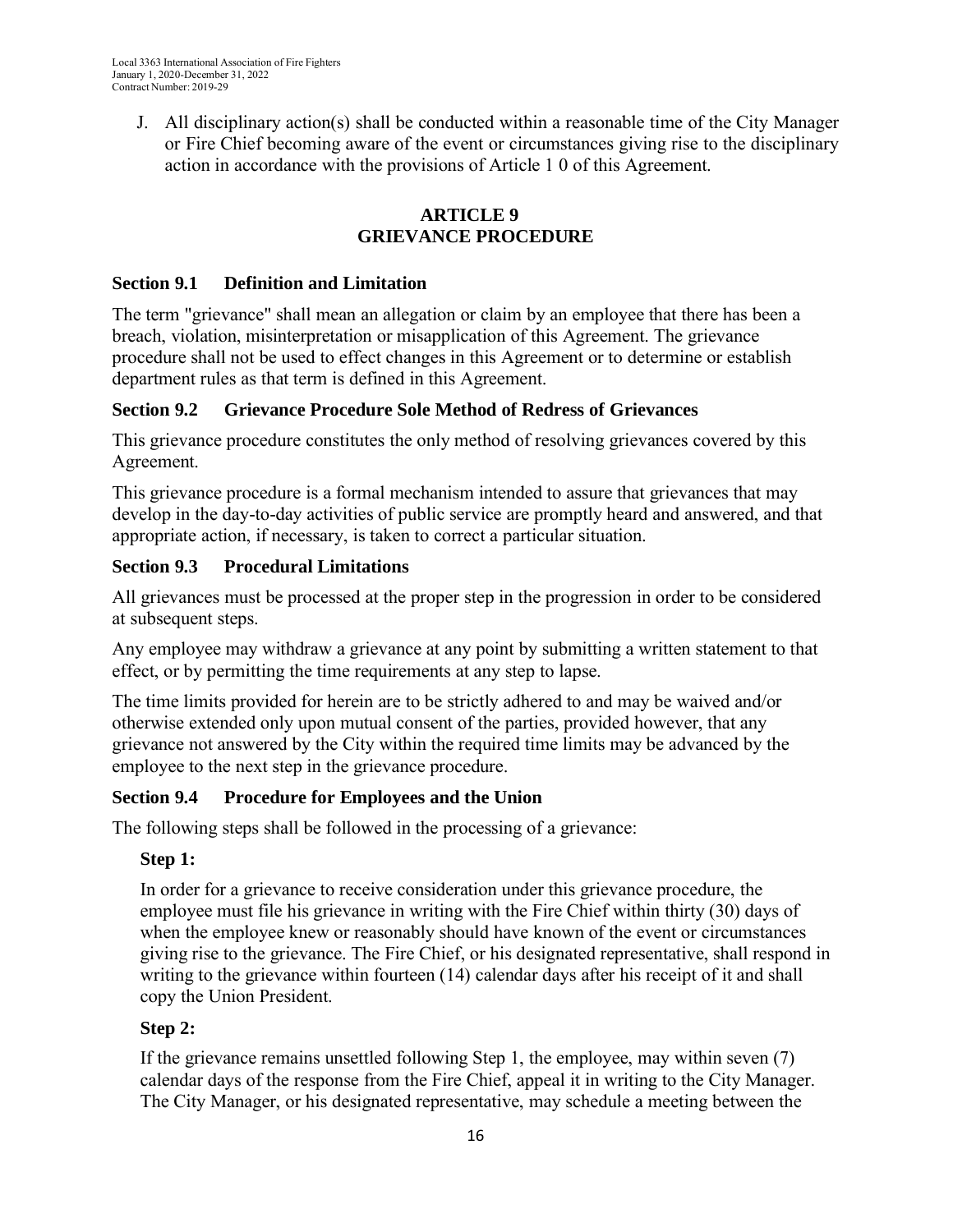J. All disciplinary action(s) shall be conducted within a reasonable time of the City Manager or Fire Chief becoming aware of the event or circumstances giving rise to the disciplinary action in accordance with the provisions of Article 1 0 of this Agreement.

## ARTICLE 9
## GRIEVANCE PROCEDURE

### Section 9.1 Definition and Limitation

The term "grievance" shall mean an allegation or claim by an employee that there has been a breach, violation, misinterpretation or misapplication of this Agreement. The grievance procedure shall not be used to effect changes in this Agreement or to determine or establish department rules as that term is defined in this Agreement.

### Section 9.2 Grievance Procedure Sole Method of Redress of Grievances

This grievance procedure constitutes the only method of resolving grievances covered by this Agreement.

This grievance procedure is a formal mechanism intended to assure that grievances that may develop in the day-to-day activities of public service are promptly heard and answered, and that appropriate action, if necessary, is taken to correct a particular situation.

### Section 9.3 Procedural Limitations

All grievances must be processed at the proper step in the progression in order to be considered at subsequent steps.

Any employee may withdraw a grievance at any point by submitting a written statement to that effect, or by permitting the time requirements at any step to lapse.

The time limits provided for herein are to be strictly adhered to and may be waived and/or otherwise extended only upon mutual consent of the parties, provided however, that any grievance not answered by the City within the required time limits may be advanced by the employee to the next step in the grievance procedure.

### Section 9.4 Procedure for Employees and the Union

The following steps shall be followed in the processing of a grievance:

**Step 1:**

In order for a grievance to receive consideration under this grievance procedure, the employee must file his grievance in writing with the Fire Chief within thirty (30) days of when the employee knew or reasonably should have known of the event or circumstances giving rise to the grievance. The Fire Chief, or his designated representative, shall respond in writing to the grievance within fourteen (14) calendar days after his receipt of it and shall copy the Union President.

**Step 2:**

If the grievance remains unsettled following Step 1, the employee, may within seven (7) calendar days of the response from the Fire Chief, appeal it in writing to the City Manager. The City Manager, or his designated representative, may schedule a meeting between the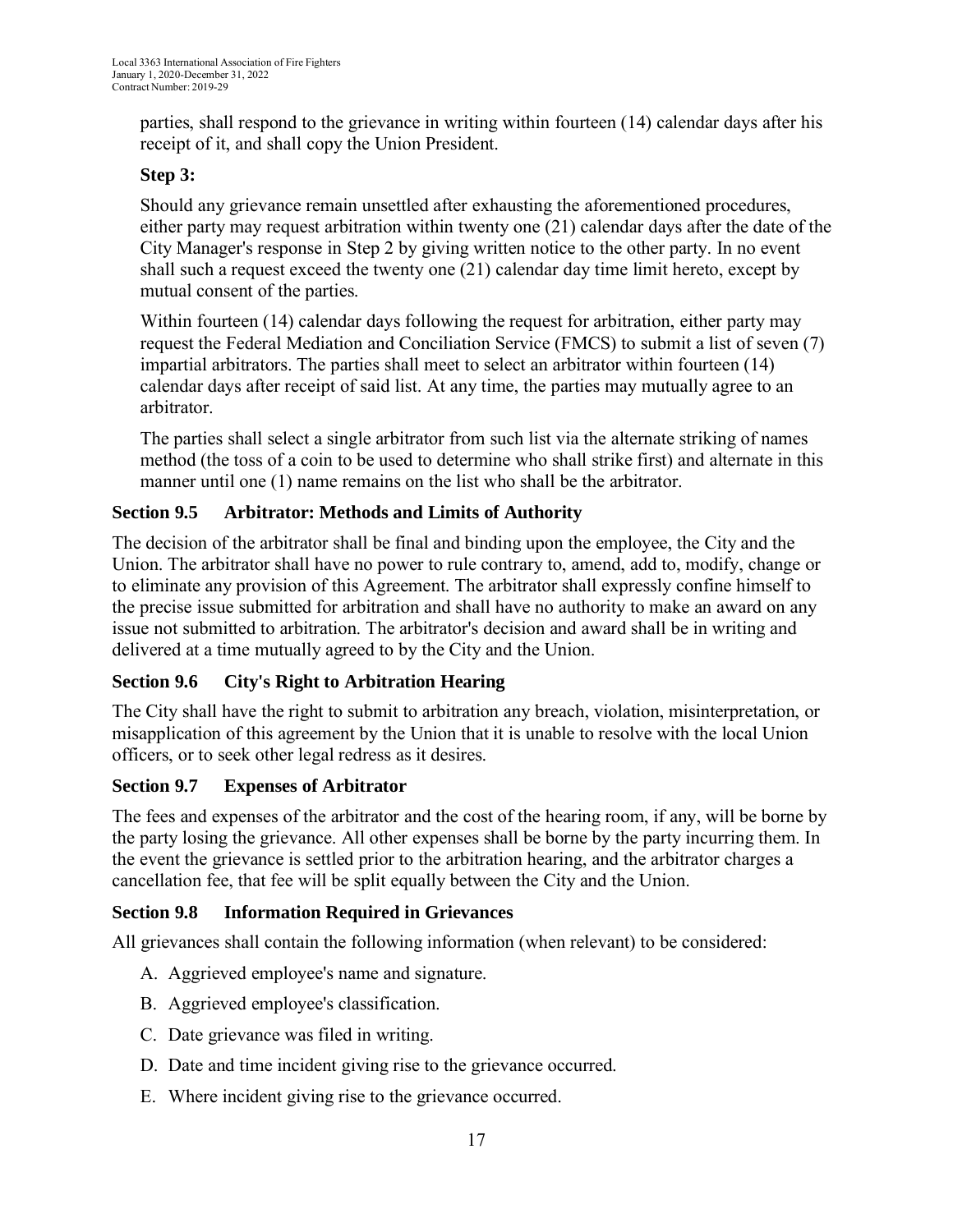parties, shall respond to the grievance in writing within fourteen (14) calendar days after his receipt of it, and shall copy the Union President.

**Step 3:**

Should any grievance remain unsettled after exhausting the aforementioned procedures, either party may request arbitration within twenty one (21) calendar days after the date of the City Manager's response in Step 2 by giving written notice to the other party. In no event shall such a request exceed the twenty one (21) calendar day time limit hereto, except by mutual consent of the parties.

Within fourteen (14) calendar days following the request for arbitration, either party may request the Federal Mediation and Conciliation Service (FMCS) to submit a list of seven (7) impartial arbitrators. The parties shall meet to select an arbitrator within fourteen (14) calendar days after receipt of said list. At any time, the parties may mutually agree to an arbitrator.

The parties shall select a single arbitrator from such list via the alternate striking of names method (the toss of a coin to be used to determine who shall strike first) and alternate in this manner until one (1) name remains on the list who shall be the arbitrator.

### Section 9.5 Arbitrator: Methods and Limits of Authority

The decision of the arbitrator shall be final and binding upon the employee, the City and the Union. The arbitrator shall have no power to rule contrary to, amend, add to, modify, change or to eliminate any provision of this Agreement. The arbitrator shall expressly confine himself to the precise issue submitted for arbitration and shall have no authority to make an award on any issue not submitted to arbitration. The arbitrator's decision and award shall be in writing and delivered at a time mutually agreed to by the City and the Union.

### Section 9.6 City's Right to Arbitration Hearing

The City shall have the right to submit to arbitration any breach, violation, misinterpretation, or misapplication of this agreement by the Union that it is unable to resolve with the local Union officers, or to seek other legal redress as it desires.

### Section 9.7 Expenses of Arbitrator

The fees and expenses of the arbitrator and the cost of the hearing room, if any, will be borne by the party losing the grievance. All other expenses shall be borne by the party incurring them. In the event the grievance is settled prior to the arbitration hearing, and the arbitrator charges a cancellation fee, that fee will be split equally between the City and the Union.

### Section 9.8 Information Required in Grievances

All grievances shall contain the following information (when relevant) to be considered:

A. Aggrieved employee's name and signature.

B. Aggrieved employee's classification.

C. Date grievance was filed in writing.

D. Date and time incident giving rise to the grievance occurred.

E. Where incident giving rise to the grievance occurred.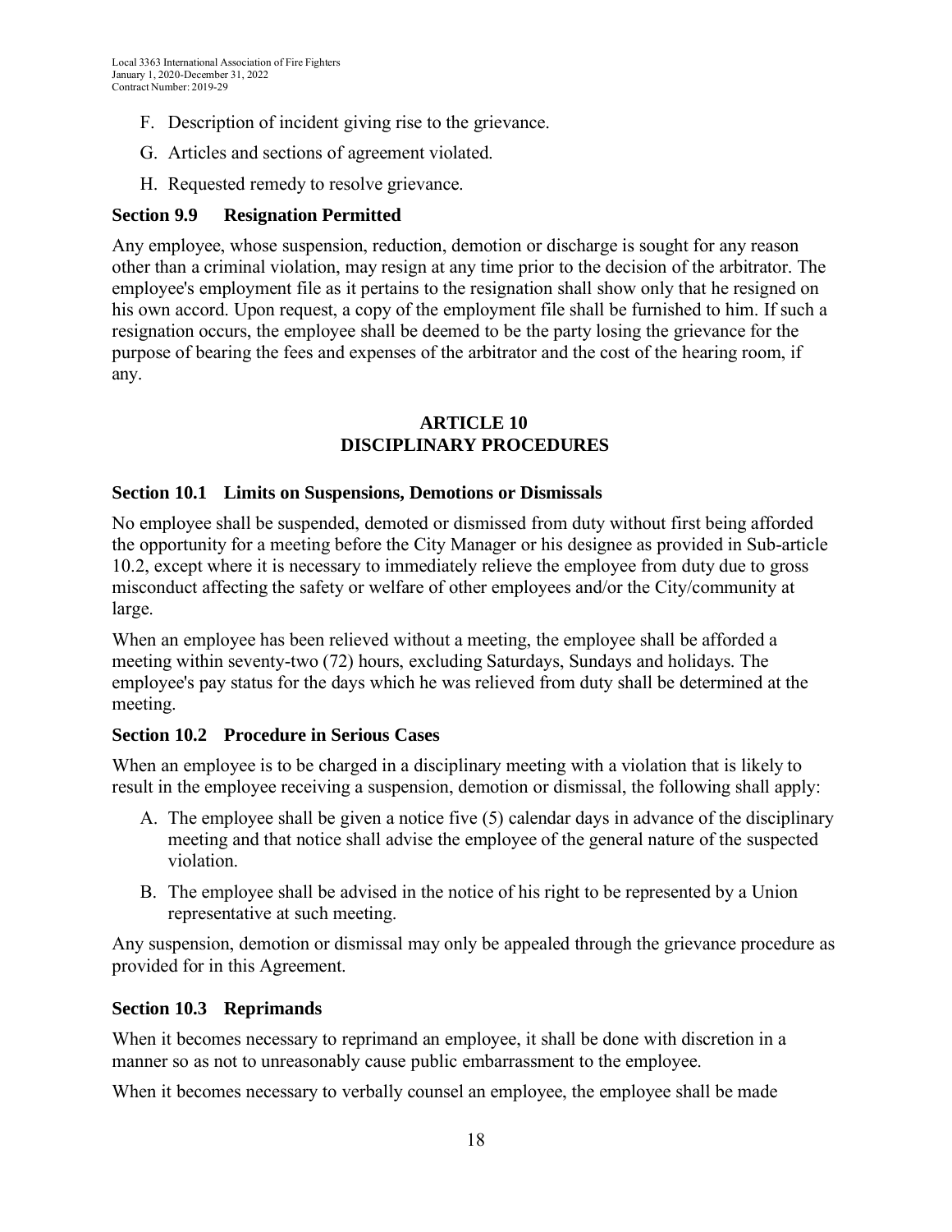F. Description of incident giving rise to the grievance.

G. Articles and sections of agreement violated.

H. Requested remedy to resolve grievance.

### Section 9.9 Resignation Permitted

Any employee, whose suspension, reduction, demotion or discharge is sought for any reason other than a criminal violation, may resign at any time prior to the decision of the arbitrator. The employee's employment file as it pertains to the resignation shall show only that he resigned on his own accord. Upon request, a copy of the employment file shall be furnished to him. If such a resignation occurs, the employee shall be deemed to be the party losing the grievance for the purpose of bearing the fees and expenses of the arbitrator and the cost of the hearing room, if any.

## ARTICLE 10
## DISCIPLINARY PROCEDURES

### Section 10.1 Limits on Suspensions, Demotions or Dismissals

No employee shall be suspended, demoted or dismissed from duty without first being afforded the opportunity for a meeting before the City Manager or his designee as provided in Sub-article 10.2, except where it is necessary to immediately relieve the employee from duty due to gross misconduct affecting the safety or welfare of other employees and/or the City/community at large.

When an employee has been relieved without a meeting, the employee shall be afforded a meeting within seventy-two (72) hours, excluding Saturdays, Sundays and holidays. The employee's pay status for the days which he was relieved from duty shall be determined at the meeting.

### Section 10.2 Procedure in Serious Cases

When an employee is to be charged in a disciplinary meeting with a violation that is likely to result in the employee receiving a suspension, demotion or dismissal, the following shall apply:

A. The employee shall be given a notice five (5) calendar days in advance of the disciplinary meeting and that notice shall advise the employee of the general nature of the suspected violation.

B. The employee shall be advised in the notice of his right to be represented by a Union representative at such meeting.

Any suspension, demotion or dismissal may only be appealed through the grievance procedure as provided for in this Agreement.

### Section 10.3 Reprimands

When it becomes necessary to reprimand an employee, it shall be done with discretion in a manner so as not to unreasonably cause public embarrassment to the employee.

When it becomes necessary to verbally counsel an employee, the employee shall be made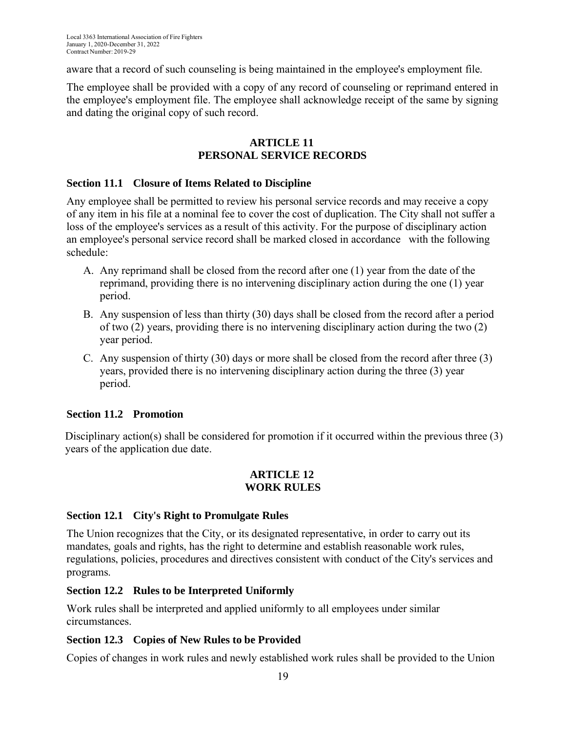aware that a record of such counseling is being maintained in the employee's employment file.

The employee shall be provided with a copy of any record of counseling or reprimand entered in the employee's employment file. The employee shall acknowledge receipt of the same by signing and dating the original copy of such record.

## ARTICLE 11
## PERSONAL SERVICE RECORDS

### Section 11.1 Closure of Items Related to Discipline

Any employee shall be permitted to review his personal service records and may receive a copy of any item in his file at a nominal fee to cover the cost of duplication. The City shall not suffer a loss of the employee's services as a result of this activity. For the purpose of disciplinary action an employee's personal service record shall be marked closed in accordance with the following schedule:

A. Any reprimand shall be closed from the record after one (1) year from the date of the reprimand, providing there is no intervening disciplinary action during the one (1) year period.

B. Any suspension of less than thirty (30) days shall be closed from the record after a period of two (2) years, providing there is no intervening disciplinary action during the two (2) year period.

C. Any suspension of thirty (30) days or more shall be closed from the record after three (3) years, provided there is no intervening disciplinary action during the three (3) year period.

### Section 11.2 Promotion

Disciplinary action(s) shall be considered for promotion if it occurred within the previous three (3) years of the application due date.

## ARTICLE 12
## WORK RULES

### Section 12.1 City's Right to Promulgate Rules

The Union recognizes that the City, or its designated representative, in order to carry out its mandates, goals and rights, has the right to determine and establish reasonable work rules, regulations, policies, procedures and directives consistent with conduct of the City's services and programs.

### Section 12.2 Rules to be Interpreted Uniformly

Work rules shall be interpreted and applied uniformly to all employees under similar circumstances.

### Section 12.3 Copies of New Rules to be Provided

Copies of changes in work rules and newly established work rules shall be provided to the Union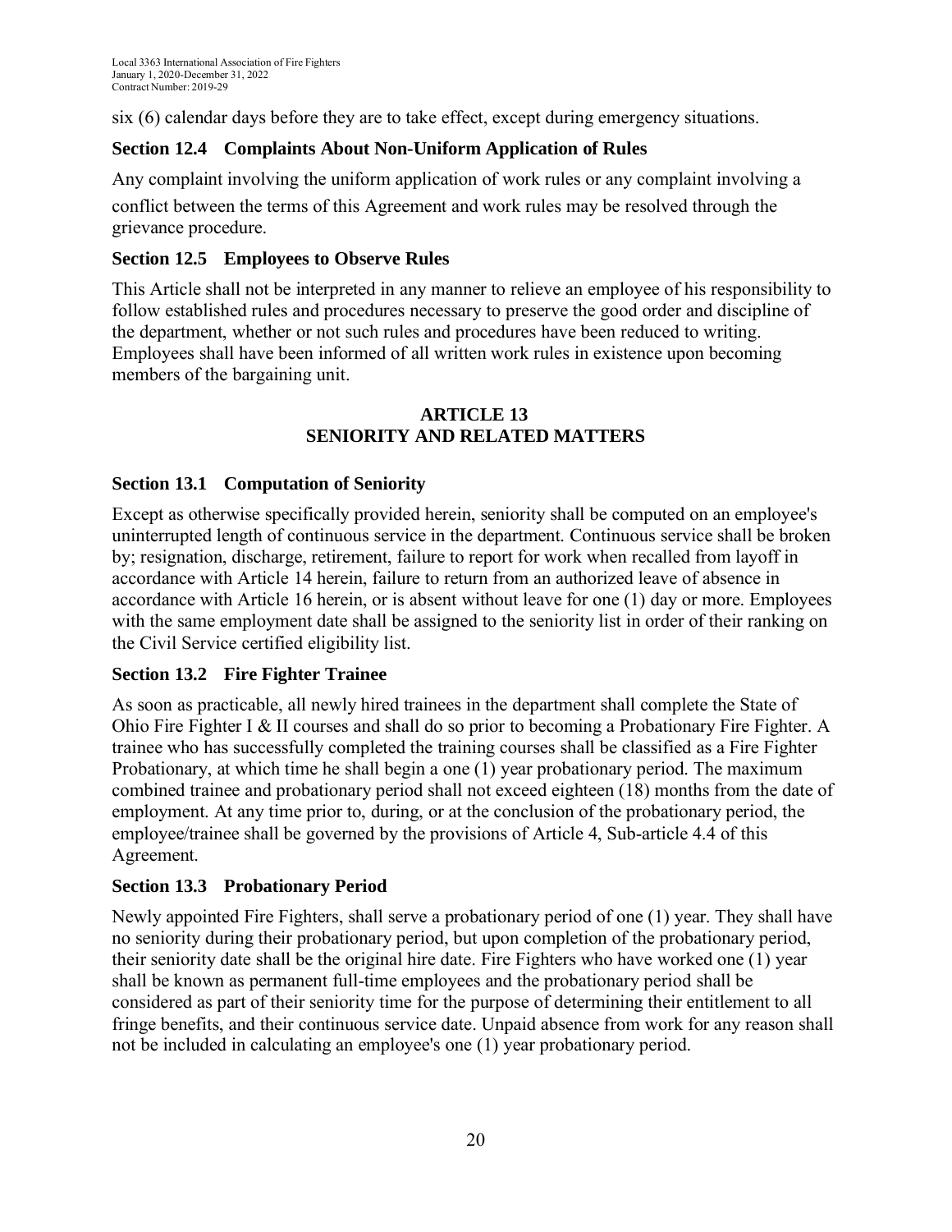six (6) calendar days before they are to take effect, except during emergency situations.

### Section 12.4 Complaints About Non-Uniform Application of Rules

Any complaint involving the uniform application of work rules or any complaint involving a conflict between the terms of this Agreement and work rules may be resolved through the grievance procedure.

### Section 12.5 Employees to Observe Rules

This Article shall not be interpreted in any manner to relieve an employee of his responsibility to follow established rules and procedures necessary to preserve the good order and discipline of the department, whether or not such rules and procedures have been reduced to writing. Employees shall have been informed of all written work rules in existence upon becoming members of the bargaining unit.

## ARTICLE 13
## SENIORITY AND RELATED MATTERS

### Section 13.1 Computation of Seniority

Except as otherwise specifically provided herein, seniority shall be computed on an employee's uninterrupted length of continuous service in the department. Continuous service shall be broken by; resignation, discharge, retirement, failure to report for work when recalled from layoff in accordance with Article 14 herein, failure to return from an authorized leave of absence in accordance with Article 16 herein, or is absent without leave for one (1) day or more. Employees with the same employment date shall be assigned to the seniority list in order of their ranking on the Civil Service certified eligibility list.

### Section 13.2 Fire Fighter Trainee

As soon as practicable, all newly hired trainees in the department shall complete the State of Ohio Fire Fighter I & II courses and shall do so prior to becoming a Probationary Fire Fighter. A trainee who has successfully completed the training courses shall be classified as a Fire Fighter Probationary, at which time he shall begin a one (1) year probationary period. The maximum combined trainee and probationary period shall not exceed eighteen (18) months from the date of employment. At any time prior to, during, or at the conclusion of the probationary period, the employee/trainee shall be governed by the provisions of Article 4, Sub-article 4.4 of this Agreement.

### Section 13.3 Probationary Period

Newly appointed Fire Fighters, shall serve a probationary period of one (1) year. They shall have no seniority during their probationary period, but upon completion of the probationary period, their seniority date shall be the original hire date. Fire Fighters who have worked one (1) year shall be known as permanent full-time employees and the probationary period shall be considered as part of their seniority time for the purpose of determining their entitlement to all fringe benefits, and their continuous service date. Unpaid absence from work for any reason shall not be included in calculating an employee's one (1) year probationary period.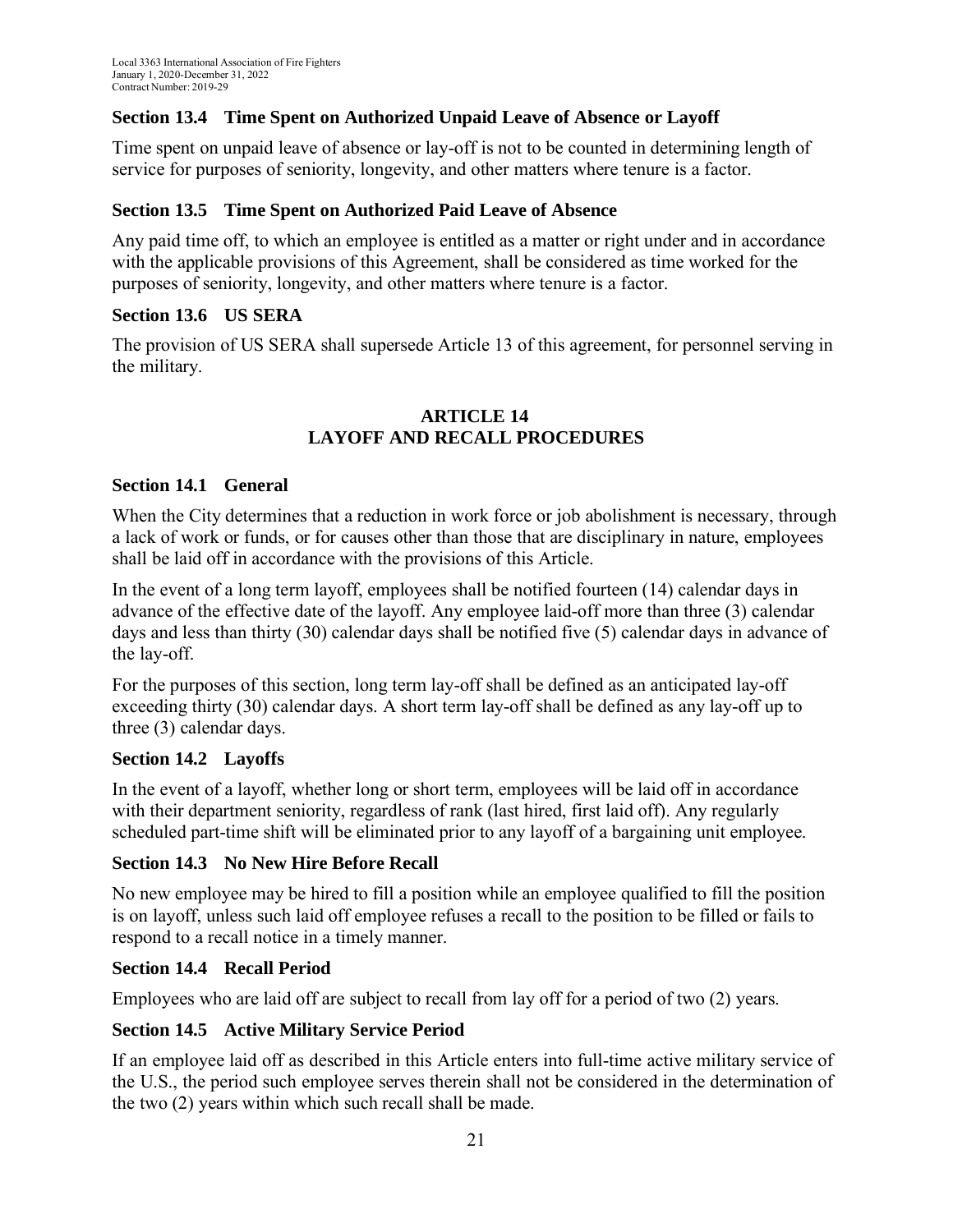### Section 13.4 Time Spent on Authorized Unpaid Leave of Absence or Layoff

Time spent on unpaid leave of absence or lay-off is not to be counted in determining length of service for purposes of seniority, longevity, and other matters where tenure is a factor.

### Section 13.5 Time Spent on Authorized Paid Leave of Absence

Any paid time off, to which an employee is entitled as a matter or right under and in accordance with the applicable provisions of this Agreement, shall be considered as time worked for the purposes of seniority, longevity, and other matters where tenure is a factor.

### Section 13.6 US SERA

The provision of US SERA shall supersede Article 13 of this agreement, for personnel serving in the military.

## ARTICLE 14
## LAYOFF AND RECALL PROCEDURES

### Section 14.1 General

When the City determines that a reduction in work force or job abolishment is necessary, through a lack of work or funds, or for causes other than those that are disciplinary in nature, employees shall be laid off in accordance with the provisions of this Article.

In the event of a long term layoff, employees shall be notified fourteen (14) calendar days in advance of the effective date of the layoff. Any employee laid-off more than three (3) calendar days and less than thirty (30) calendar days shall be notified five (5) calendar days in advance of the lay-off.

For the purposes of this section, long term lay-off shall be defined as an anticipated lay-off exceeding thirty (30) calendar days. A short term lay-off shall be defined as any lay-off up to three (3) calendar days.

### Section 14.2 Layoffs

In the event of a layoff, whether long or short term, employees will be laid off in accordance with their department seniority, regardless of rank (last hired, first laid off). Any regularly scheduled part-time shift will be eliminated prior to any layoff of a bargaining unit employee.

### Section 14.3 No New Hire Before Recall

No new employee may be hired to fill a position while an employee qualified to fill the position is on layoff, unless such laid off employee refuses a recall to the position to be filled or fails to respond to a recall notice in a timely manner.

### Section 14.4 Recall Period

Employees who are laid off are subject to recall from lay off for a period of two (2) years.

### Section 14.5 Active Military Service Period

If an employee laid off as described in this Article enters into full-time active military service of the U.S., the period such employee serves therein shall not be considered in the determination of the two (2) years within which such recall shall be made.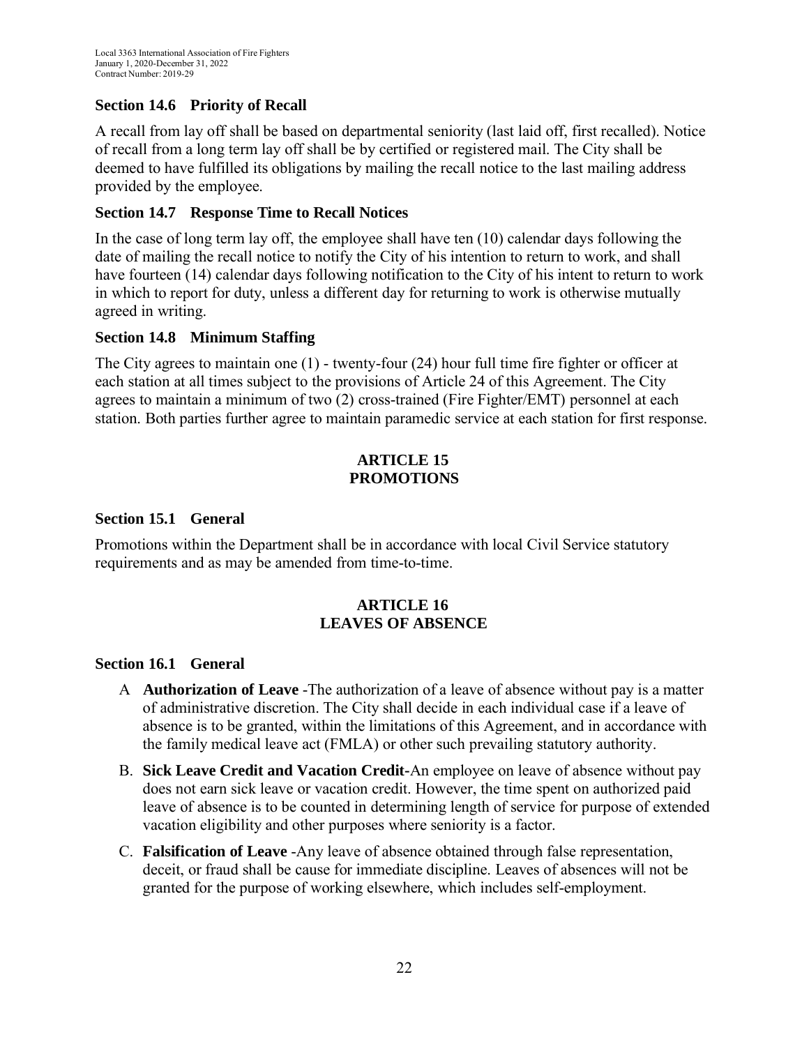### Section 14.6 Priority of Recall

A recall from lay off shall be based on departmental seniority (last laid off, first recalled). Notice of recall from a long term lay off shall be by certified or registered mail. The City shall be deemed to have fulfilled its obligations by mailing the recall notice to the last mailing address provided by the employee.

### Section 14.7 Response Time to Recall Notices

In the case of long term lay off, the employee shall have ten (10) calendar days following the date of mailing the recall notice to notify the City of his intention to return to work, and shall have fourteen (14) calendar days following notification to the City of his intent to return to work in which to report for duty, unless a different day for returning to work is otherwise mutually agreed in writing.

### Section 14.8 Minimum Staffing

The City agrees to maintain one (1) - twenty-four (24) hour full time fire fighter or officer at each station at all times subject to the provisions of Article 24 of this Agreement. The City agrees to maintain a minimum of two (2) cross-trained (Fire Fighter/EMT) personnel at each station. Both parties further agree to maintain paramedic service at each station for first response.

## ARTICLE 15
## PROMOTIONS

### Section 15.1 General

Promotions within the Department shall be in accordance with local Civil Service statutory requirements and as may be amended from time-to-time.

## ARTICLE 16
## LEAVES OF ABSENCE

### Section 16.1 General

A **Authorization of Leave** -The authorization of a leave of absence without pay is a matter of administrative discretion. The City shall decide in each individual case if a leave of absence is to be granted, within the limitations of this Agreement, and in accordance with the family medical leave act (FMLA) or other such prevailing statutory authority.

B. **Sick Leave Credit and Vacation Credit**-An employee on leave of absence without pay does not earn sick leave or vacation credit. However, the time spent on authorized paid leave of absence is to be counted in determining length of service for purpose of extended vacation eligibility and other purposes where seniority is a factor.

C. **Falsification of Leave** -Any leave of absence obtained through false representation, deceit, or fraud shall be cause for immediate discipline. Leaves of absences will not be granted for the purpose of working elsewhere, which includes self-employment.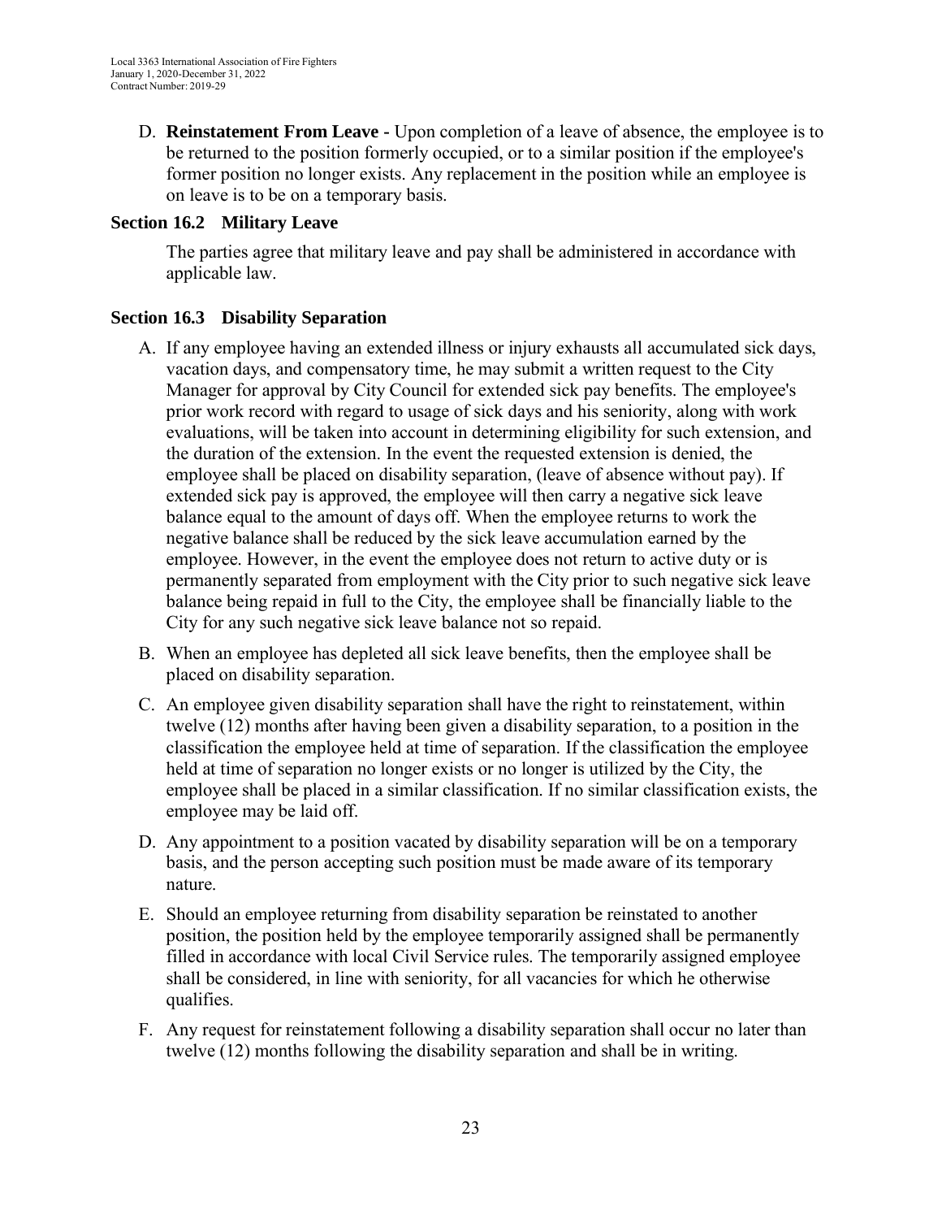D. **Reinstatement From Leave -** Upon completion of a leave of absence, the employee is to be returned to the position formerly occupied, or to a similar position if the employee's former position no longer exists. Any replacement in the position while an employee is on leave is to be on a temporary basis.

### Section 16.2 Military Leave

The parties agree that military leave and pay shall be administered in accordance with applicable law.

### Section 16.3 Disability Separation

A. If any employee having an extended illness or injury exhausts all accumulated sick days, vacation days, and compensatory time, he may submit a written request to the City Manager for approval by City Council for extended sick pay benefits. The employee's prior work record with regard to usage of sick days and his seniority, along with work evaluations, will be taken into account in determining eligibility for such extension, and the duration of the extension. In the event the requested extension is denied, the employee shall be placed on disability separation, (leave of absence without pay). If extended sick pay is approved, the employee will then carry a negative sick leave balance equal to the amount of days off. When the employee returns to work the negative balance shall be reduced by the sick leave accumulation earned by the employee. However, in the event the employee does not return to active duty or is permanently separated from employment with the City prior to such negative sick leave balance being repaid in full to the City, the employee shall be financially liable to the City for any such negative sick leave balance not so repaid.

B. When an employee has depleted all sick leave benefits, then the employee shall be placed on disability separation.

C. An employee given disability separation shall have the right to reinstatement, within twelve (12) months after having been given a disability separation, to a position in the classification the employee held at time of separation. If the classification the employee held at time of separation no longer exists or no longer is utilized by the City, the employee shall be placed in a similar classification. If no similar classification exists, the employee may be laid off.

D. Any appointment to a position vacated by disability separation will be on a temporary basis, and the person accepting such position must be made aware of its temporary nature.

E. Should an employee returning from disability separation be reinstated to another position, the position held by the employee temporarily assigned shall be permanently filled in accordance with local Civil Service rules. The temporarily assigned employee shall be considered, in line with seniority, for all vacancies for which he otherwise qualifies.

F. Any request for reinstatement following a disability separation shall occur no later than twelve (12) months following the disability separation and shall be in writing.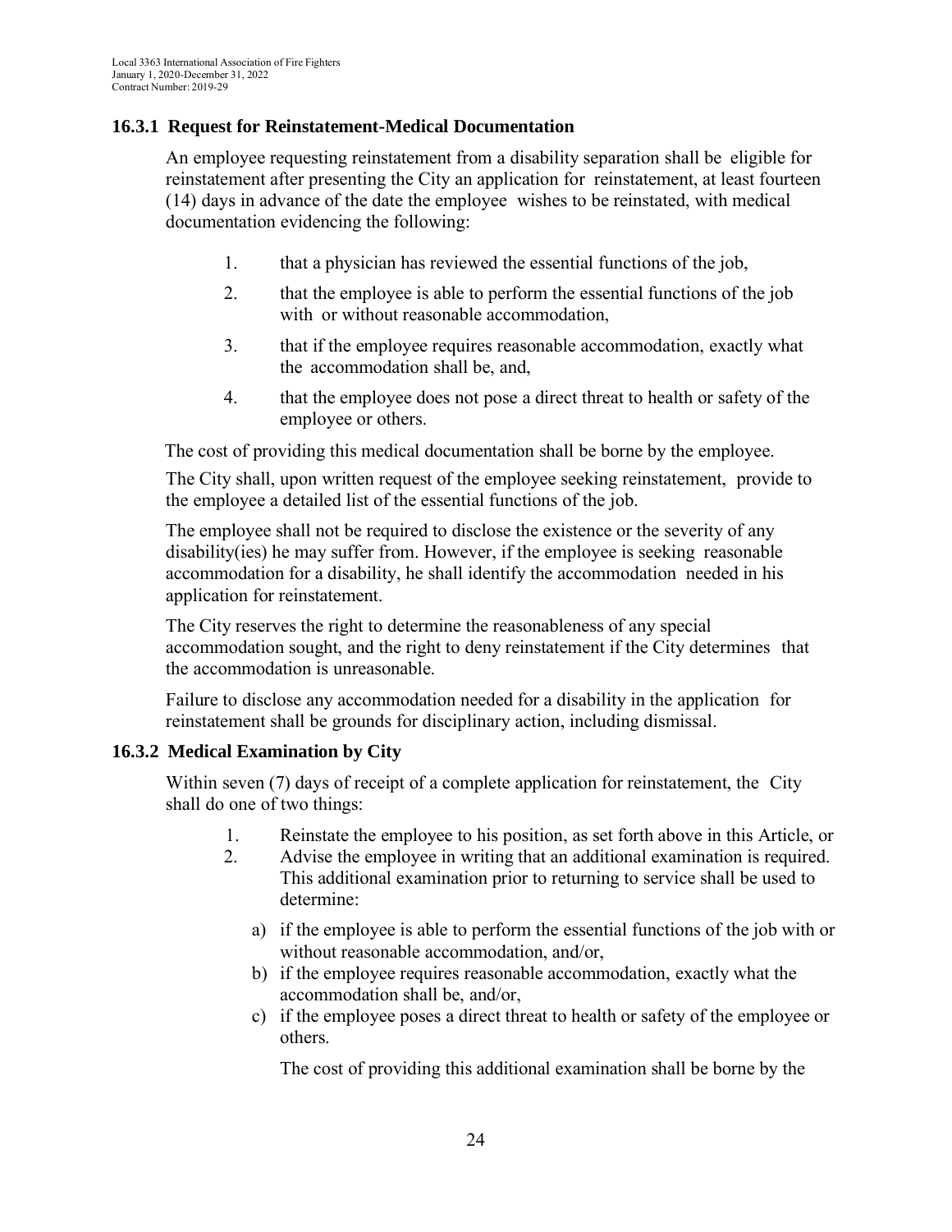### 16.3.1 Request for Reinstatement-Medical Documentation

An employee requesting reinstatement from a disability separation shall be eligible for reinstatement after presenting the City an application for reinstatement, at least fourteen (14) days in advance of the date the employee wishes to be reinstated, with medical documentation evidencing the following:

1. that a physician has reviewed the essential functions of the job,
2. that the employee is able to perform the essential functions of the job with or without reasonable accommodation,
3. that if the employee requires reasonable accommodation, exactly what the accommodation shall be, and,
4. that the employee does not pose a direct threat to health or safety of the employee or others.

The cost of providing this medical documentation shall be borne by the employee.

The City shall, upon written request of the employee seeking reinstatement, provide to the employee a detailed list of the essential functions of the job.

The employee shall not be required to disclose the existence or the severity of any disability(ies) he may suffer from. However, if the employee is seeking reasonable accommodation for a disability, he shall identify the accommodation needed in his application for reinstatement.

The City reserves the right to determine the reasonableness of any special accommodation sought, and the right to deny reinstatement if the City determines that the accommodation is unreasonable.

Failure to disclose any accommodation needed for a disability in the application for reinstatement shall be grounds for disciplinary action, including dismissal.

### 16.3.2 Medical Examination by City

Within seven (7) days of receipt of a complete application for reinstatement, the City shall do one of two things:

1. Reinstate the employee to his position, as set forth above in this Article, or
2. Advise the employee in writing that an additional examination is required. This additional examination prior to returning to service shall be used to determine:
   a) if the employee is able to perform the essential functions of the job with or without reasonable accommodation, and/or,
   b) if the employee requires reasonable accommodation, exactly what the accommodation shall be, and/or,
   c) if the employee poses a direct threat to health or safety of the employee or others.

   The cost of providing this additional examination shall be borne by the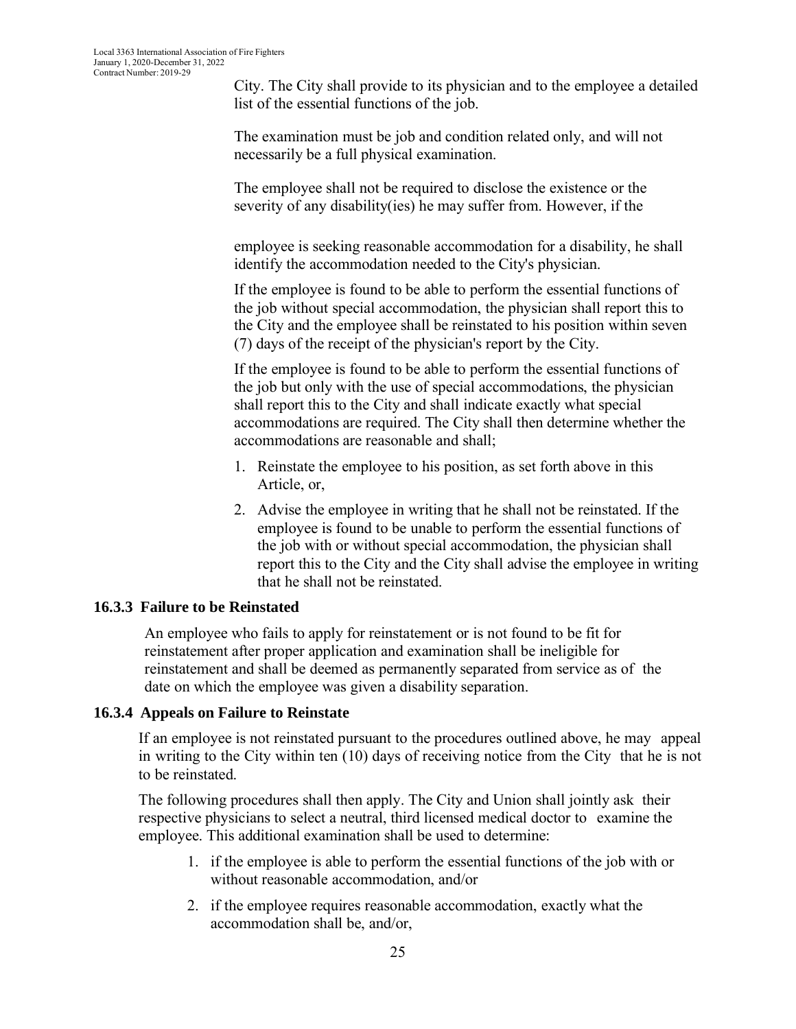City. The City shall provide to its physician and to the employee a detailed list of the essential functions of the job.

The examination must be job and condition related only, and will not necessarily be a full physical examination.

The employee shall not be required to disclose the existence or the severity of any disability(ies) he may suffer from. However, if the employee is seeking reasonable accommodation for a disability, he shall identify the accommodation needed to the City's physician.

If the employee is found to be able to perform the essential functions of the job without special accommodation, the physician shall report this to the City and the employee shall be reinstated to his position within seven (7) days of the receipt of the physician's report by the City.

If the employee is found to be able to perform the essential functions of the job but only with the use of special accommodations, the physician shall report this to the City and shall indicate exactly what special accommodations are required. The City shall then determine whether the accommodations are reasonable and shall;

1. Reinstate the employee to his position, as set forth above in this Article, or,
2. Advise the employee in writing that he shall not be reinstated. If the employee is found to be unable to perform the essential functions of the job with or without special accommodation, the physician shall report this to the City and the City shall advise the employee in writing that he shall not be reinstated.

### 16.3.3 Failure to be Reinstated

An employee who fails to apply for reinstatement or is not found to be fit for reinstatement after proper application and examination shall be ineligible for reinstatement and shall be deemed as permanently separated from service as of the date on which the employee was given a disability separation.

### 16.3.4 Appeals on Failure to Reinstate

If an employee is not reinstated pursuant to the procedures outlined above, he may appeal in writing to the City within ten (10) days of receiving notice from the City that he is not to be reinstated.

The following procedures shall then apply. The City and Union shall jointly ask their respective physicians to select a neutral, third licensed medical doctor to examine the employee. This additional examination shall be used to determine:

1. if the employee is able to perform the essential functions of the job with or without reasonable accommodation, and/or
2. if the employee requires reasonable accommodation, exactly what the accommodation shall be, and/or,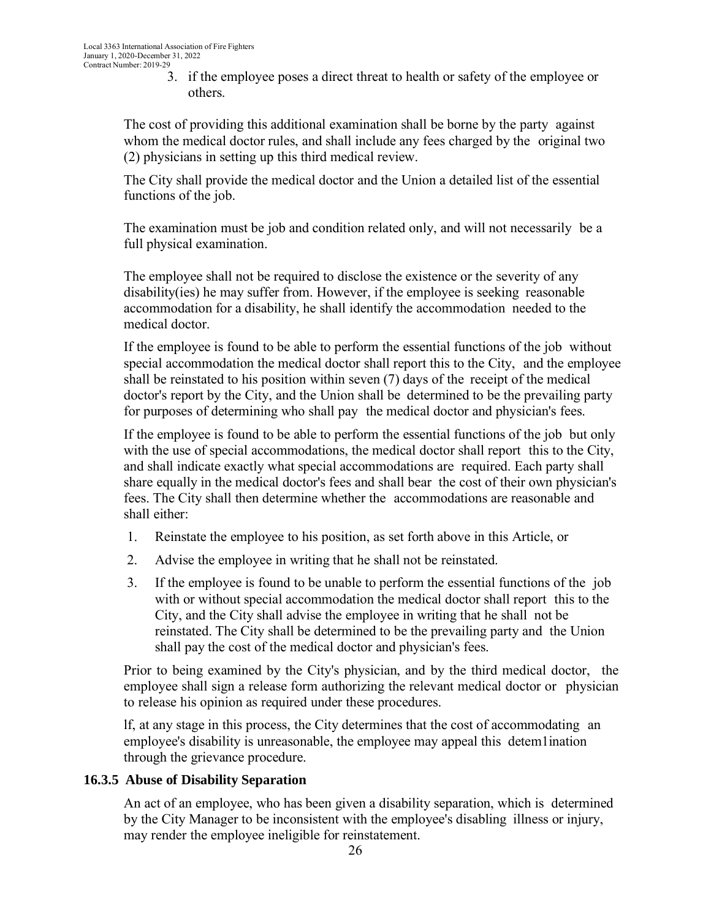3. if the employee poses a direct threat to health or safety of the employee or others.

The cost of providing this additional examination shall be borne by the party against whom the medical doctor rules, and shall include any fees charged by the original two (2) physicians in setting up this third medical review.

The City shall provide the medical doctor and the Union a detailed list of the essential functions of the job.

The examination must be job and condition related only, and will not necessarily be a full physical examination.

The employee shall not be required to disclose the existence or the severity of any disability(ies) he may suffer from. However, if the employee is seeking reasonable accommodation for a disability, he shall identify the accommodation needed to the medical doctor.

If the employee is found to be able to perform the essential functions of the job without special accommodation the medical doctor shall report this to the City, and the employee shall be reinstated to his position within seven (7) days of the receipt of the medical doctor's report by the City, and the Union shall be determined to be the prevailing party for purposes of determining who shall pay the medical doctor and physician's fees.

If the employee is found to be able to perform the essential functions of the job but only with the use of special accommodations, the medical doctor shall report this to the City, and shall indicate exactly what special accommodations are required. Each party shall share equally in the medical doctor's fees and shall bear the cost of their own physician's fees. The City shall then determine whether the accommodations are reasonable and shall either:

1. Reinstate the employee to his position, as set forth above in this Article, or
2. Advise the employee in writing that he shall not be reinstated.
3. If the employee is found to be unable to perform the essential functions of the job with or without special accommodation the medical doctor shall report this to the City, and the City shall advise the employee in writing that he shall not be reinstated. The City shall be determined to be the prevailing party and the Union shall pay the cost of the medical doctor and physician's fees.

Prior to being examined by the City's physician, and by the third medical doctor, the employee shall sign a release form authorizing the relevant medical doctor or physician to release his opinion as required under these procedures.

lf, at any stage in this process, the City determines that the cost of accommodating an employee's disability is unreasonable, the employee may appeal this detem1ination through the grievance procedure.

### 16.3.5 Abuse of Disability Separation

An act of an employee, who has been given a disability separation, which is determined by the City Manager to be inconsistent with the employee's disabling illness or injury, may render the employee ineligible for reinstatement.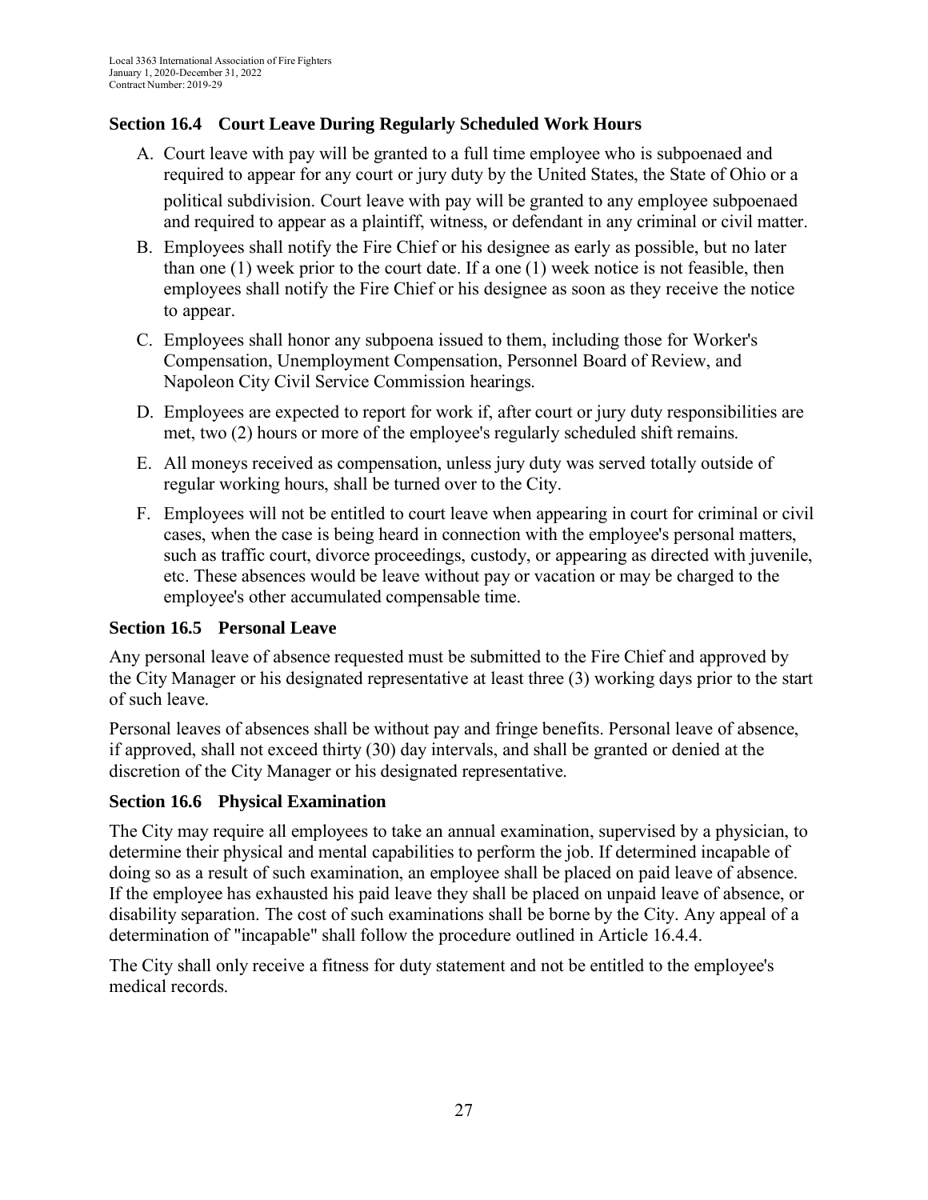### Section 16.4 Court Leave During Regularly Scheduled Work Hours

A. Court leave with pay will be granted to a full time employee who is subpoenaed and required to appear for any court or jury duty by the United States, the State of Ohio or a political subdivision. Court leave with pay will be granted to any employee subpoenaed and required to appear as a plaintiff, witness, or defendant in any criminal or civil matter.

B. Employees shall notify the Fire Chief or his designee as early as possible, but no later than one (1) week prior to the court date. If a one (1) week notice is not feasible, then employees shall notify the Fire Chief or his designee as soon as they receive the notice to appear.

C. Employees shall honor any subpoena issued to them, including those for Worker's Compensation, Unemployment Compensation, Personnel Board of Review, and Napoleon City Civil Service Commission hearings.

D. Employees are expected to report for work if, after court or jury duty responsibilities are met, two (2) hours or more of the employee's regularly scheduled shift remains.

E. All moneys received as compensation, unless jury duty was served totally outside of regular working hours, shall be turned over to the City.

F. Employees will not be entitled to court leave when appearing in court for criminal or civil cases, when the case is being heard in connection with the employee's personal matters, such as traffic court, divorce proceedings, custody, or appearing as directed with juvenile, etc. These absences would be leave without pay or vacation or may be charged to the employee's other accumulated compensable time.

### Section 16.5 Personal Leave

Any personal leave of absence requested must be submitted to the Fire Chief and approved by the City Manager or his designated representative at least three (3) working days prior to the start of such leave.

Personal leaves of absences shall be without pay and fringe benefits. Personal leave of absence, if approved, shall not exceed thirty (30) day intervals, and shall be granted or denied at the discretion of the City Manager or his designated representative.

### Section 16.6 Physical Examination

The City may require all employees to take an annual examination, supervised by a physician, to determine their physical and mental capabilities to perform the job. If determined incapable of doing so as a result of such examination, an employee shall be placed on paid leave of absence. If the employee has exhausted his paid leave they shall be placed on unpaid leave of absence, or disability separation. The cost of such examinations shall be borne by the City. Any appeal of a determination of "incapable" shall follow the procedure outlined in Article 16.4.4.

The City shall only receive a fitness for duty statement and not be entitled to the employee's medical records.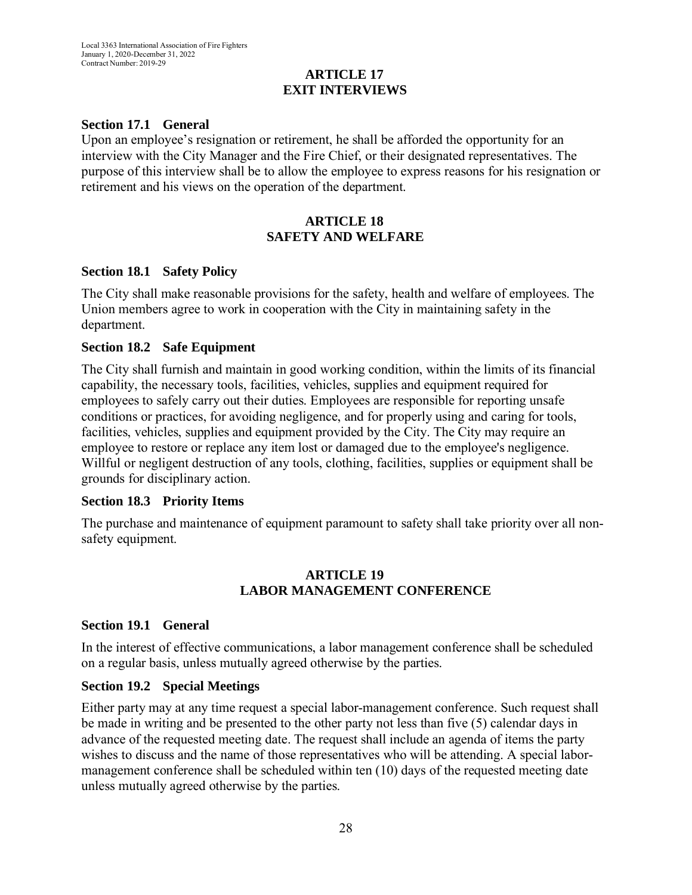## ARTICLE 17
## EXIT INTERVIEWS

### Section 17.1 General

Upon an employee's resignation or retirement, he shall be afforded the opportunity for an interview with the City Manager and the Fire Chief, or their designated representatives. The purpose of this interview shall be to allow the employee to express reasons for his resignation or retirement and his views on the operation of the department.

## ARTICLE 18
## SAFETY AND WELFARE

### Section 18.1 Safety Policy

The City shall make reasonable provisions for the safety, health and welfare of employees. The Union members agree to work in cooperation with the City in maintaining safety in the department.

### Section 18.2 Safe Equipment

The City shall furnish and maintain in good working condition, within the limits of its financial capability, the necessary tools, facilities, vehicles, supplies and equipment required for employees to safely carry out their duties. Employees are responsible for reporting unsafe conditions or practices, for avoiding negligence, and for properly using and caring for tools, facilities, vehicles, supplies and equipment provided by the City. The City may require an employee to restore or replace any item lost or damaged due to the employee's negligence. Willful or negligent destruction of any tools, clothing, facilities, supplies or equipment shall be grounds for disciplinary action.

### Section 18.3 Priority Items

The purchase and maintenance of equipment paramount to safety shall take priority over all non-safety equipment.

## ARTICLE 19
## LABOR MANAGEMENT CONFERENCE

### Section 19.1 General

In the interest of effective communications, a labor management conference shall be scheduled on a regular basis, unless mutually agreed otherwise by the parties.

### Section 19.2 Special Meetings

Either party may at any time request a special labor-management conference. Such request shall be made in writing and be presented to the other party not less than five (5) calendar days in advance of the requested meeting date. The request shall include an agenda of items the party wishes to discuss and the name of those representatives who will be attending. A special labor-management conference shall be scheduled within ten (10) days of the requested meeting date unless mutually agreed otherwise by the parties.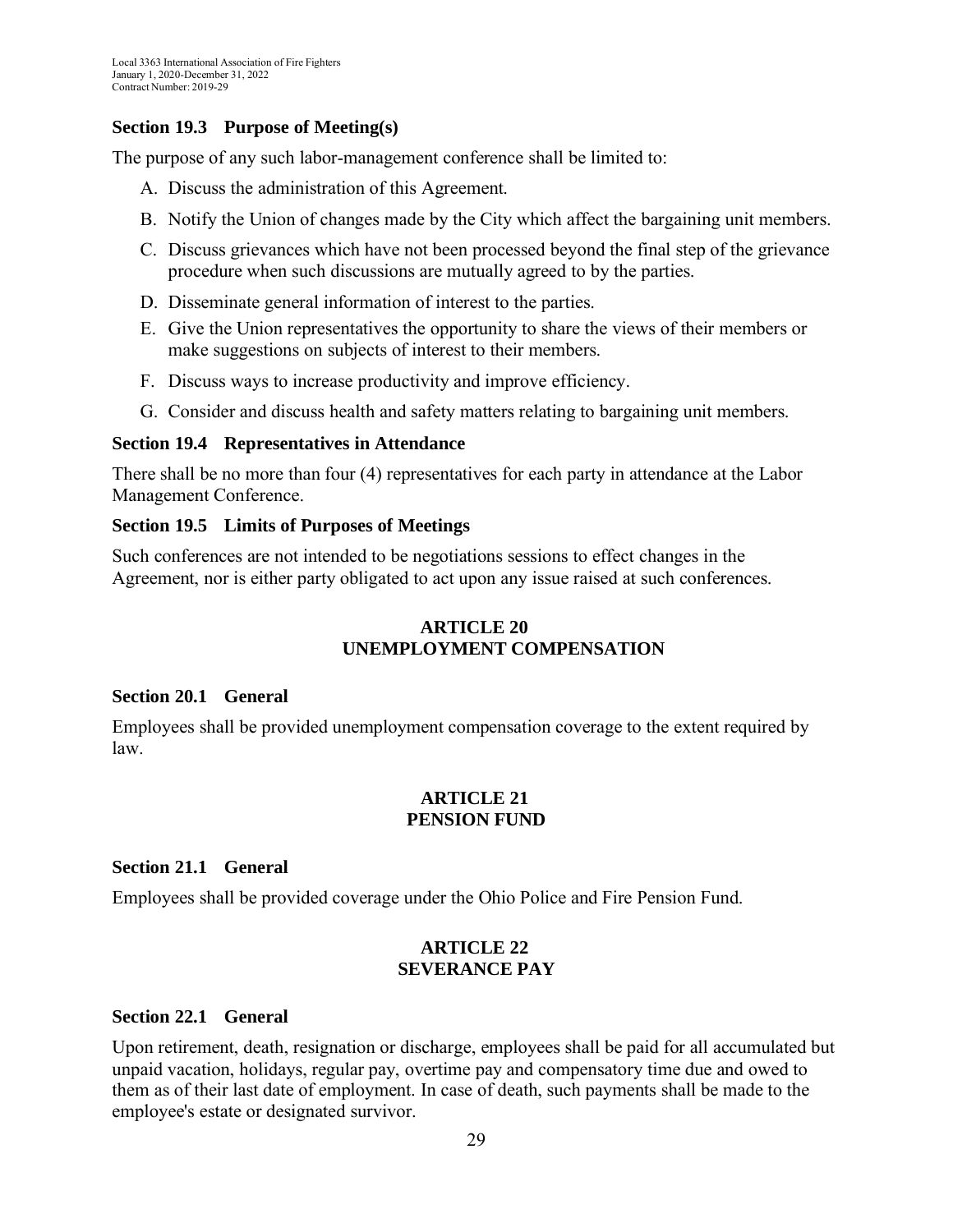### Section 19.3 Purpose of Meeting(s)

The purpose of any such labor-management conference shall be limited to:

A. Discuss the administration of this Agreement.
B. Notify the Union of changes made by the City which affect the bargaining unit members.
C. Discuss grievances which have not been processed beyond the final step of the grievance procedure when such discussions are mutually agreed to by the parties.
D. Disseminate general information of interest to the parties.
E. Give the Union representatives the opportunity to share the views of their members or make suggestions on subjects of interest to their members.
F. Discuss ways to increase productivity and improve efficiency.
G. Consider and discuss health and safety matters relating to bargaining unit members.

### Section 19.4 Representatives in Attendance

There shall be no more than four (4) representatives for each party in attendance at the Labor Management Conference.

### Section 19.5 Limits of Purposes of Meetings

Such conferences are not intended to be negotiations sessions to effect changes in the Agreement, nor is either party obligated to act upon any issue raised at such conferences.

## ARTICLE 20
## UNEMPLOYMENT COMPENSATION

### Section 20.1 General

Employees shall be provided unemployment compensation coverage to the extent required by law.

## ARTICLE 21
## PENSION FUND

### Section 21.1 General

Employees shall be provided coverage under the Ohio Police and Fire Pension Fund.

## ARTICLE 22
## SEVERANCE PAY

### Section 22.1 General

Upon retirement, death, resignation or discharge, employees shall be paid for all accumulated but unpaid vacation, holidays, regular pay, overtime pay and compensatory time due and owed to them as of their last date of employment. In case of death, such payments shall be made to the employee's estate or designated survivor.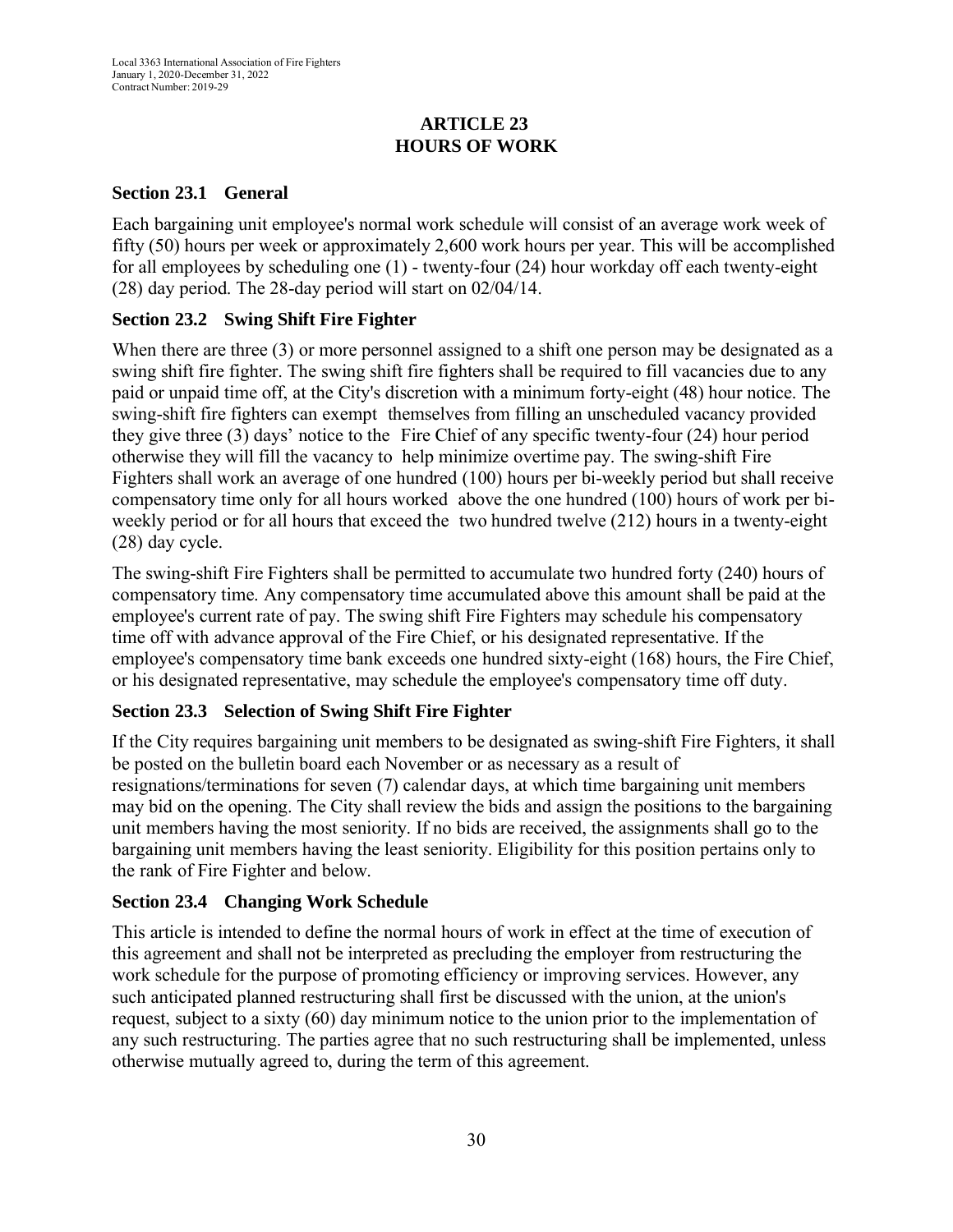# ARTICLE 23
# HOURS OF WORK

## Section 23.1 General

Each bargaining unit employee's normal work schedule will consist of an average work week of fifty (50) hours per week or approximately 2,600 work hours per year. This will be accomplished for all employees by scheduling one (1) - twenty-four (24) hour workday off each twenty-eight (28) day period. The 28-day period will start on 02/04/14.

## Section 23.2 Swing Shift Fire Fighter

When there are three (3) or more personnel assigned to a shift one person may be designated as a swing shift fire fighter. The swing shift fire fighters shall be required to fill vacancies due to any paid or unpaid time off, at the City's discretion with a minimum forty-eight (48) hour notice. The swing-shift fire fighters can exempt themselves from filling an unscheduled vacancy provided they give three (3) days' notice to the Fire Chief of any specific twenty-four (24) hour period otherwise they will fill the vacancy to help minimize overtime pay. The swing-shift Fire Fighters shall work an average of one hundred (100) hours per bi-weekly period but shall receive compensatory time only for all hours worked above the one hundred (100) hours of work per bi-weekly period or for all hours that exceed the two hundred twelve (212) hours in a twenty-eight (28) day cycle.

The swing-shift Fire Fighters shall be permitted to accumulate two hundred forty (240) hours of compensatory time. Any compensatory time accumulated above this amount shall be paid at the employee's current rate of pay. The swing shift Fire Fighters may schedule his compensatory time off with advance approval of the Fire Chief, or his designated representative. If the employee's compensatory time bank exceeds one hundred sixty-eight (168) hours, the Fire Chief, or his designated representative, may schedule the employee's compensatory time off duty.

## Section 23.3 Selection of Swing Shift Fire Fighter

If the City requires bargaining unit members to be designated as swing-shift Fire Fighters, it shall be posted on the bulletin board each November or as necessary as a result of resignations/terminations for seven (7) calendar days, at which time bargaining unit members may bid on the opening. The City shall review the bids and assign the positions to the bargaining unit members having the most seniority. If no bids are received, the assignments shall go to the bargaining unit members having the least seniority. Eligibility for this position pertains only to the rank of Fire Fighter and below.

## Section 23.4 Changing Work Schedule

This article is intended to define the normal hours of work in effect at the time of execution of this agreement and shall not be interpreted as precluding the employer from restructuring the work schedule for the purpose of promoting efficiency or improving services. However, any such anticipated planned restructuring shall first be discussed with the union, at the union's request, subject to a sixty (60) day minimum notice to the union prior to the implementation of any such restructuring. The parties agree that no such restructuring shall be implemented, unless otherwise mutually agreed to, during the term of this agreement.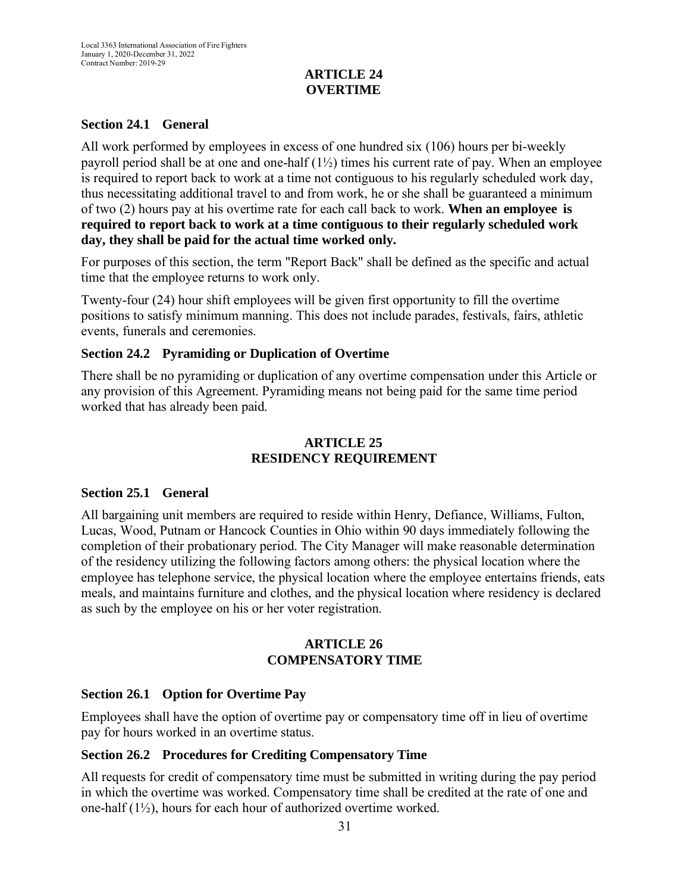## ARTICLE 24
## OVERTIME

### Section 24.1 General

All work performed by employees in excess of one hundred six (106) hours per bi-weekly payroll period shall be at one and one-half (1½) times his current rate of pay. When an employee is required to report back to work at a time not contiguous to his regularly scheduled work day, thus necessitating additional travel to and from work, he or she shall be guaranteed a minimum of two (2) hours pay at his overtime rate for each call back to work. **When an employee is required to report back to work at a time contiguous to their regularly scheduled work day, they shall be paid for the actual time worked only.**

For purposes of this section, the term "Report Back" shall be defined as the specific and actual time that the employee returns to work only.

Twenty-four (24) hour shift employees will be given first opportunity to fill the overtime positions to satisfy minimum manning. This does not include parades, festivals, fairs, athletic events, funerals and ceremonies.

### Section 24.2 Pyramiding or Duplication of Overtime

There shall be no pyramiding or duplication of any overtime compensation under this Article or any provision of this Agreement. Pyramiding means not being paid for the same time period worked that has already been paid.

## ARTICLE 25
## RESIDENCY REQUIREMENT

### Section 25.1 General

All bargaining unit members are required to reside within Henry, Defiance, Williams, Fulton, Lucas, Wood, Putnam or Hancock Counties in Ohio within 90 days immediately following the completion of their probationary period. The City Manager will make reasonable determination of the residency utilizing the following factors among others: the physical location where the employee has telephone service, the physical location where the employee entertains friends, eats meals, and maintains furniture and clothes, and the physical location where residency is declared as such by the employee on his or her voter registration.

## ARTICLE 26
## COMPENSATORY TIME

### Section 26.1 Option for Overtime Pay

Employees shall have the option of overtime pay or compensatory time off in lieu of overtime pay for hours worked in an overtime status.

### Section 26.2 Procedures for Crediting Compensatory Time

All requests for credit of compensatory time must be submitted in writing during the pay period in which the overtime was worked. Compensatory time shall be credited at the rate of one and one-half (1½), hours for each hour of authorized overtime worked.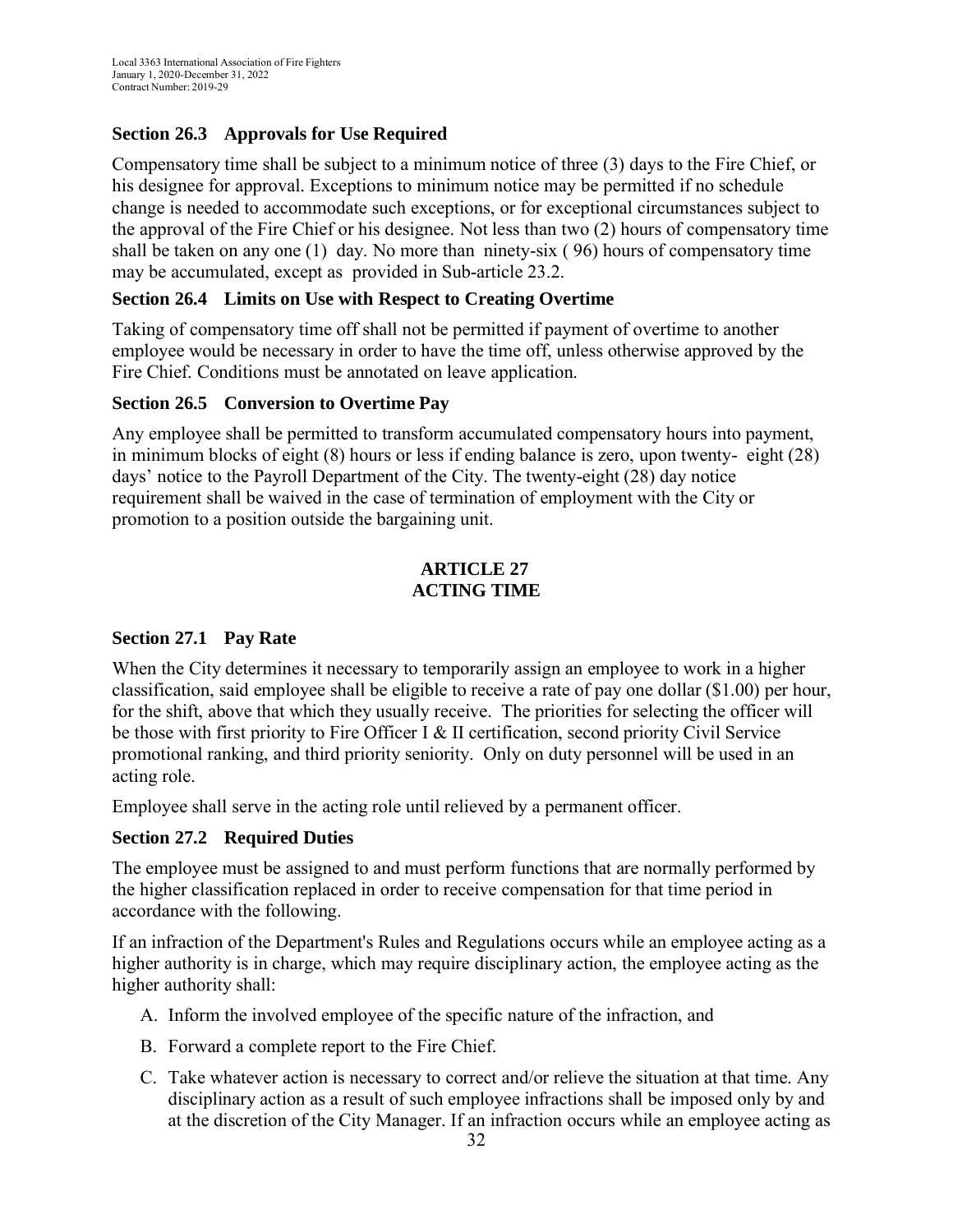### Section 26.3 Approvals for Use Required

Compensatory time shall be subject to a minimum notice of three (3) days to the Fire Chief, or his designee for approval. Exceptions to minimum notice may be permitted if no schedule change is needed to accommodate such exceptions, or for exceptional circumstances subject to the approval of the Fire Chief or his designee. Not less than two (2) hours of compensatory time shall be taken on any one (1) day. No more than ninety-six ( 96) hours of compensatory time may be accumulated, except as provided in Sub-article 23.2.

### Section 26.4 Limits on Use with Respect to Creating Overtime

Taking of compensatory time off shall not be permitted if payment of overtime to another employee would be necessary in order to have the time off, unless otherwise approved by the Fire Chief. Conditions must be annotated on leave application.

### Section 26.5 Conversion to Overtime Pay

Any employee shall be permitted to transform accumulated compensatory hours into payment, in minimum blocks of eight (8) hours or less if ending balance is zero, upon twenty- eight (28) days' notice to the Payroll Department of the City. The twenty-eight (28) day notice requirement shall be waived in the case of termination of employment with the City or promotion to a position outside the bargaining unit.

## ARTICLE 27
## ACTING TIME

### Section 27.1 Pay Rate

When the City determines it necessary to temporarily assign an employee to work in a higher classification, said employee shall be eligible to receive a rate of pay one dollar ($1.00) per hour, for the shift, above that which they usually receive. The priorities for selecting the officer will be those with first priority to Fire Officer I & II certification, second priority Civil Service promotional ranking, and third priority seniority. Only on duty personnel will be used in an acting role.

Employee shall serve in the acting role until relieved by a permanent officer.

### Section 27.2 Required Duties

The employee must be assigned to and must perform functions that are normally performed by the higher classification replaced in order to receive compensation for that time period in accordance with the following.

If an infraction of the Department's Rules and Regulations occurs while an employee acting as a higher authority is in charge, which may require disciplinary action, the employee acting as the higher authority shall:

A. Inform the involved employee of the specific nature of the infraction, and

B. Forward a complete report to the Fire Chief.

C. Take whatever action is necessary to correct and/or relieve the situation at that time. Any disciplinary action as a result of such employee infractions shall be imposed only by and at the discretion of the City Manager. If an infraction occurs while an employee acting as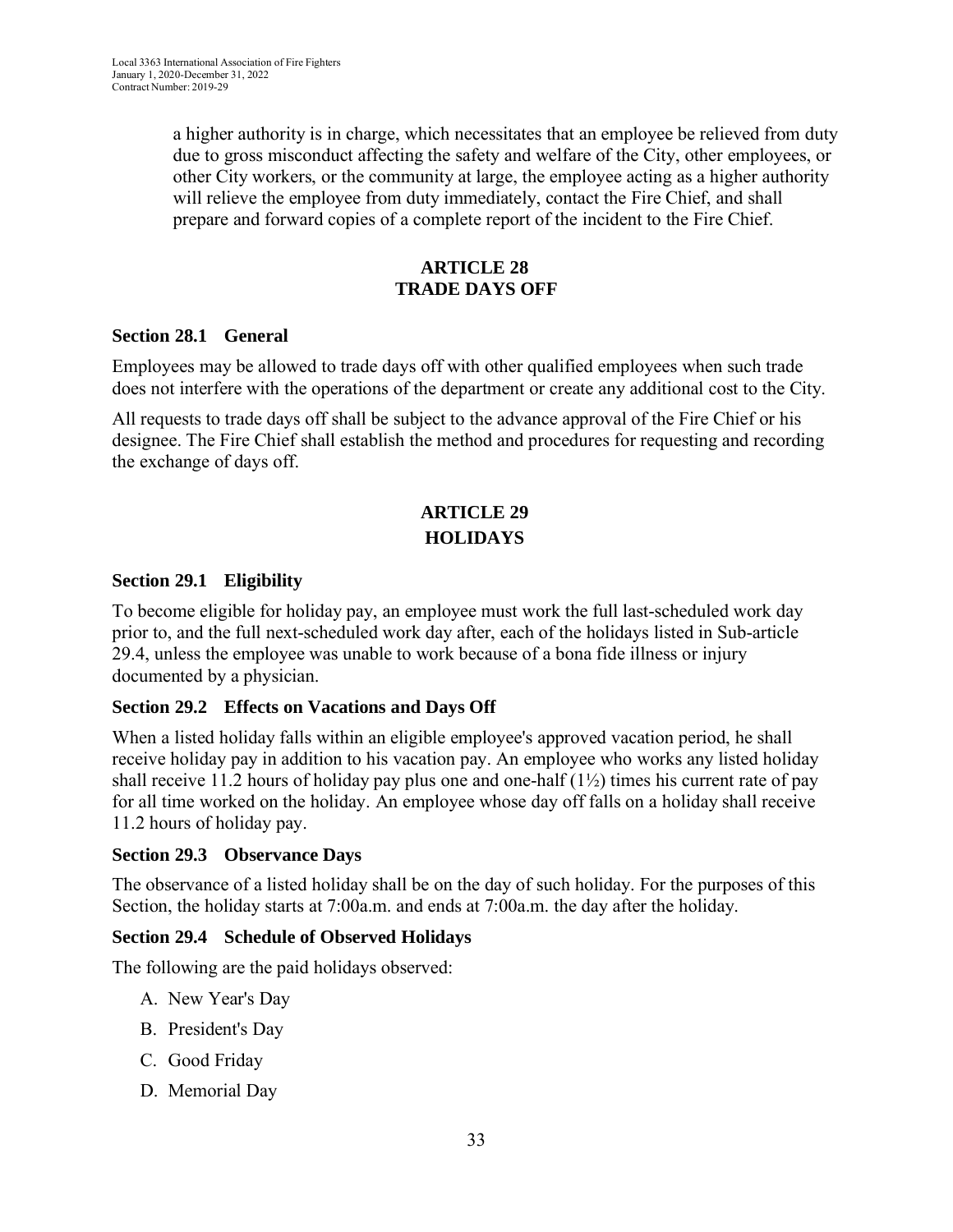a higher authority is in charge, which necessitates that an employee be relieved from duty due to gross misconduct affecting the safety and welfare of the City, other employees, or other City workers, or the community at large, the employee acting as a higher authority will relieve the employee from duty immediately, contact the Fire Chief, and shall prepare and forward copies of a complete report of the incident to the Fire Chief.

## ARTICLE 28
## TRADE DAYS OFF

### Section 28.1 General

Employees may be allowed to trade days off with other qualified employees when such trade does not interfere with the operations of the department or create any additional cost to the City.

All requests to trade days off shall be subject to the advance approval of the Fire Chief or his designee. The Fire Chief shall establish the method and procedures for requesting and recording the exchange of days off.

## ARTICLE 29
## HOLIDAYS

### Section 29.1 Eligibility

To become eligible for holiday pay, an employee must work the full last-scheduled work day prior to, and the full next-scheduled work day after, each of the holidays listed in Sub-article 29.4, unless the employee was unable to work because of a bona fide illness or injury documented by a physician.

### Section 29.2 Effects on Vacations and Days Off

When a listed holiday falls within an eligible employee's approved vacation period, he shall receive holiday pay in addition to his vacation pay. An employee who works any listed holiday shall receive 11.2 hours of holiday pay plus one and one-half (1½) times his current rate of pay for all time worked on the holiday. An employee whose day off falls on a holiday shall receive 11.2 hours of holiday pay.

### Section 29.3 Observance Days

The observance of a listed holiday shall be on the day of such holiday. For the purposes of this Section, the holiday starts at 7:00a.m. and ends at 7:00a.m. the day after the holiday.

### Section 29.4 Schedule of Observed Holidays

The following are the paid holidays observed:

A. New Year's Day
B. President's Day
C. Good Friday
D. Memorial Day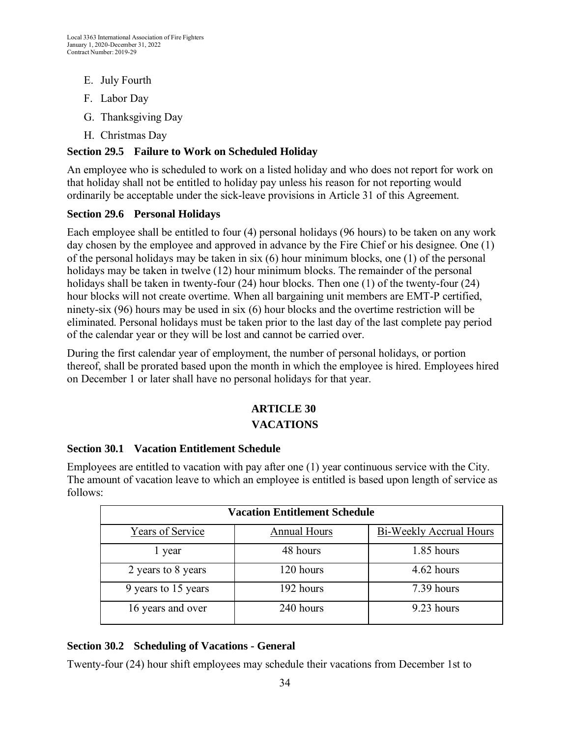E. July Fourth
F. Labor Day
G. Thanksgiving Day
H. Christmas Day

### Section 29.5 Failure to Work on Scheduled Holiday

An employee who is scheduled to work on a listed holiday and who does not report for work on that holiday shall not be entitled to holiday pay unless his reason for not reporting would ordinarily be acceptable under the sick-leave provisions in Article 31 of this Agreement.

### Section 29.6 Personal Holidays

Each employee shall be entitled to four (4) personal holidays (96 hours) to be taken on any work day chosen by the employee and approved in advance by the Fire Chief or his designee. One (1) of the personal holidays may be taken in six (6) hour minimum blocks, one (1) of the personal holidays may be taken in twelve (12) hour minimum blocks. The remainder of the personal holidays shall be taken in twenty-four (24) hour blocks. Then one (1) of the twenty-four (24) hour blocks will not create overtime. When all bargaining unit members are EMT-P certified, ninety-six (96) hours may be used in six (6) hour blocks and the overtime restriction will be eliminated. Personal holidays must be taken prior to the last day of the last complete pay period of the calendar year or they will be lost and cannot be carried over.

During the first calendar year of employment, the number of personal holidays, or portion thereof, shall be prorated based upon the month in which the employee is hired. Employees hired on December 1 or later shall have no personal holidays for that year.

## ARTICLE 30
## VACATIONS

### Section 30.1 Vacation Entitlement Schedule

Employees are entitled to vacation with pay after one (1) year continuous service with the City. The amount of vacation leave to which an employee is entitled is based upon length of service as follows:

| Vacation Entitlement Schedule | | |
|---|---|---|
| Years of Service | Annual Hours | Bi-Weekly Accrual Hours |
| 1 year | 48 hours | 1.85 hours |
| 2 years to 8 years | 120 hours | 4.62 hours |
| 9 years to 15 years | 192 hours | 7.39 hours |
| 16 years and over | 240 hours | 9.23 hours |

### Section 30.2 Scheduling of Vacations - General

Twenty-four (24) hour shift employees may schedule their vacations from December 1st to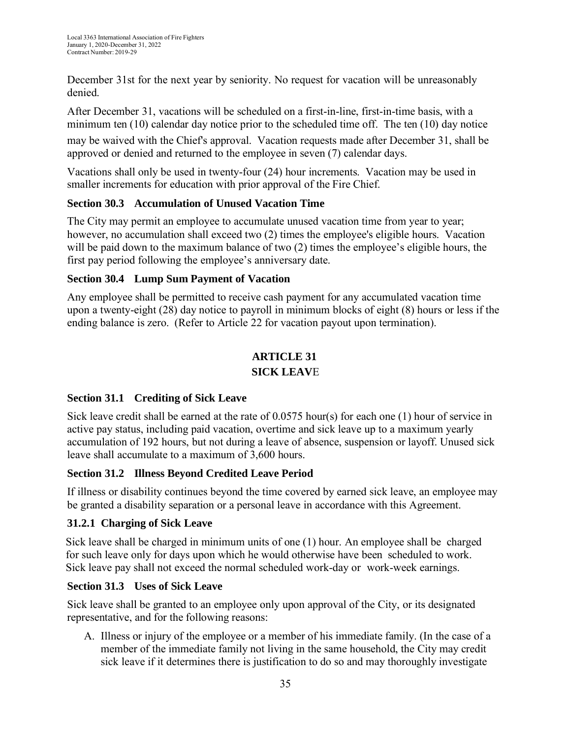December 31st for the next year by seniority. No request for vacation will be unreasonably denied.

After December 31, vacations will be scheduled on a first-in-line, first-in-time basis, with a minimum ten (10) calendar day notice prior to the scheduled time off. The ten (10) day notice may be waived with the Chief's approval. Vacation requests made after December 31, shall be approved or denied and returned to the employee in seven (7) calendar days.

Vacations shall only be used in twenty-four (24) hour increments. Vacation may be used in smaller increments for education with prior approval of the Fire Chief.

### Section 30.3 Accumulation of Unused Vacation Time

The City may permit an employee to accumulate unused vacation time from year to year; however, no accumulation shall exceed two (2) times the employee's eligible hours. Vacation will be paid down to the maximum balance of two (2) times the employee's eligible hours, the first pay period following the employee's anniversary date.

### Section 30.4 Lump Sum Payment of Vacation

Any employee shall be permitted to receive cash payment for any accumulated vacation time upon a twenty-eight (28) day notice to payroll in minimum blocks of eight (8) hours or less if the ending balance is zero. (Refer to Article 22 for vacation payout upon termination).

## ARTICLE 31
## SICK LEAVE

### Section 31.1 Crediting of Sick Leave

Sick leave credit shall be earned at the rate of 0.0575 hour(s) for each one (1) hour of service in active pay status, including paid vacation, overtime and sick leave up to a maximum yearly accumulation of 192 hours, but not during a leave of absence, suspension or layoff. Unused sick leave shall accumulate to a maximum of 3,600 hours.

### Section 31.2 Illness Beyond Credited Leave Period

If illness or disability continues beyond the time covered by earned sick leave, an employee may be granted a disability separation or a personal leave in accordance with this Agreement.

### 31.2.1 Charging of Sick Leave

Sick leave shall be charged in minimum units of one (1) hour. An employee shall be charged for such leave only for days upon which he would otherwise have been scheduled to work. Sick leave pay shall not exceed the normal scheduled work-day or work-week earnings.

### Section 31.3 Uses of Sick Leave

Sick leave shall be granted to an employee only upon approval of the City, or its designated representative, and for the following reasons:

A. Illness or injury of the employee or a member of his immediate family. (In the case of a member of the immediate family not living in the same household, the City may credit sick leave if it determines there is justification to do so and may thoroughly investigate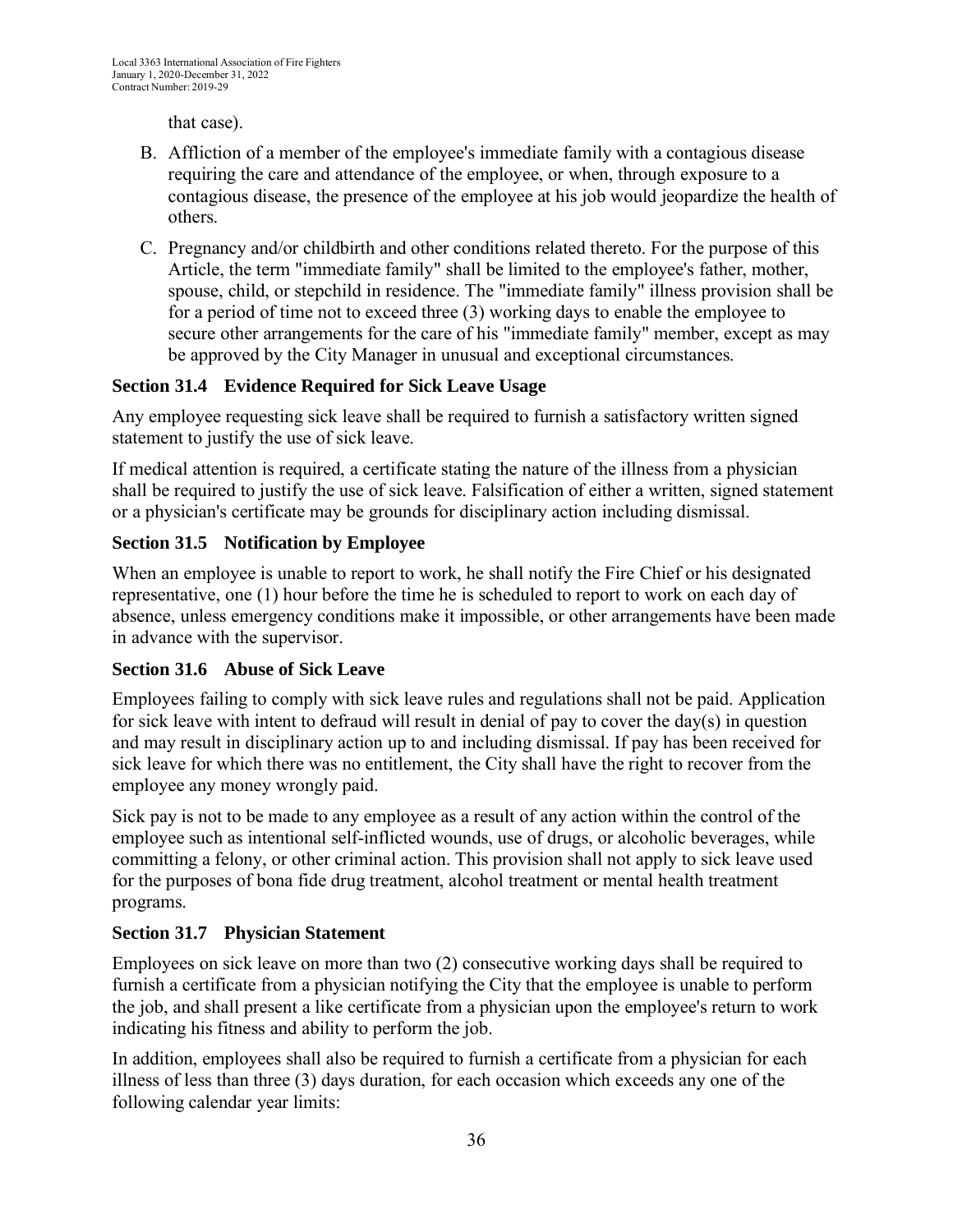that case).

B. Affliction of a member of the employee's immediate family with a contagious disease requiring the care and attendance of the employee, or when, through exposure to a contagious disease, the presence of the employee at his job would jeopardize the health of others.

C. Pregnancy and/or childbirth and other conditions related thereto. For the purpose of this Article, the term "immediate family" shall be limited to the employee's father, mother, spouse, child, or stepchild in residence. The "immediate family" illness provision shall be for a period of time not to exceed three (3) working days to enable the employee to secure other arrangements for the care of his "immediate family" member, except as may be approved by the City Manager in unusual and exceptional circumstances.

### Section 31.4 Evidence Required for Sick Leave Usage

Any employee requesting sick leave shall be required to furnish a satisfactory written signed statement to justify the use of sick leave.

If medical attention is required, a certificate stating the nature of the illness from a physician shall be required to justify the use of sick leave. Falsification of either a written, signed statement or a physician's certificate may be grounds for disciplinary action including dismissal.

### Section 31.5 Notification by Employee

When an employee is unable to report to work, he shall notify the Fire Chief or his designated representative, one (1) hour before the time he is scheduled to report to work on each day of absence, unless emergency conditions make it impossible, or other arrangements have been made in advance with the supervisor.

### Section 31.6 Abuse of Sick Leave

Employees failing to comply with sick leave rules and regulations shall not be paid. Application for sick leave with intent to defraud will result in denial of pay to cover the day(s) in question and may result in disciplinary action up to and including dismissal. If pay has been received for sick leave for which there was no entitlement, the City shall have the right to recover from the employee any money wrongly paid.

Sick pay is not to be made to any employee as a result of any action within the control of the employee such as intentional self-inflicted wounds, use of drugs, or alcoholic beverages, while committing a felony, or other criminal action. This provision shall not apply to sick leave used for the purposes of bona fide drug treatment, alcohol treatment or mental health treatment programs.

### Section 31.7 Physician Statement

Employees on sick leave on more than two (2) consecutive working days shall be required to furnish a certificate from a physician notifying the City that the employee is unable to perform the job, and shall present a like certificate from a physician upon the employee's return to work indicating his fitness and ability to perform the job.

In addition, employees shall also be required to furnish a certificate from a physician for each illness of less than three (3) days duration, for each occasion which exceeds any one of the following calendar year limits: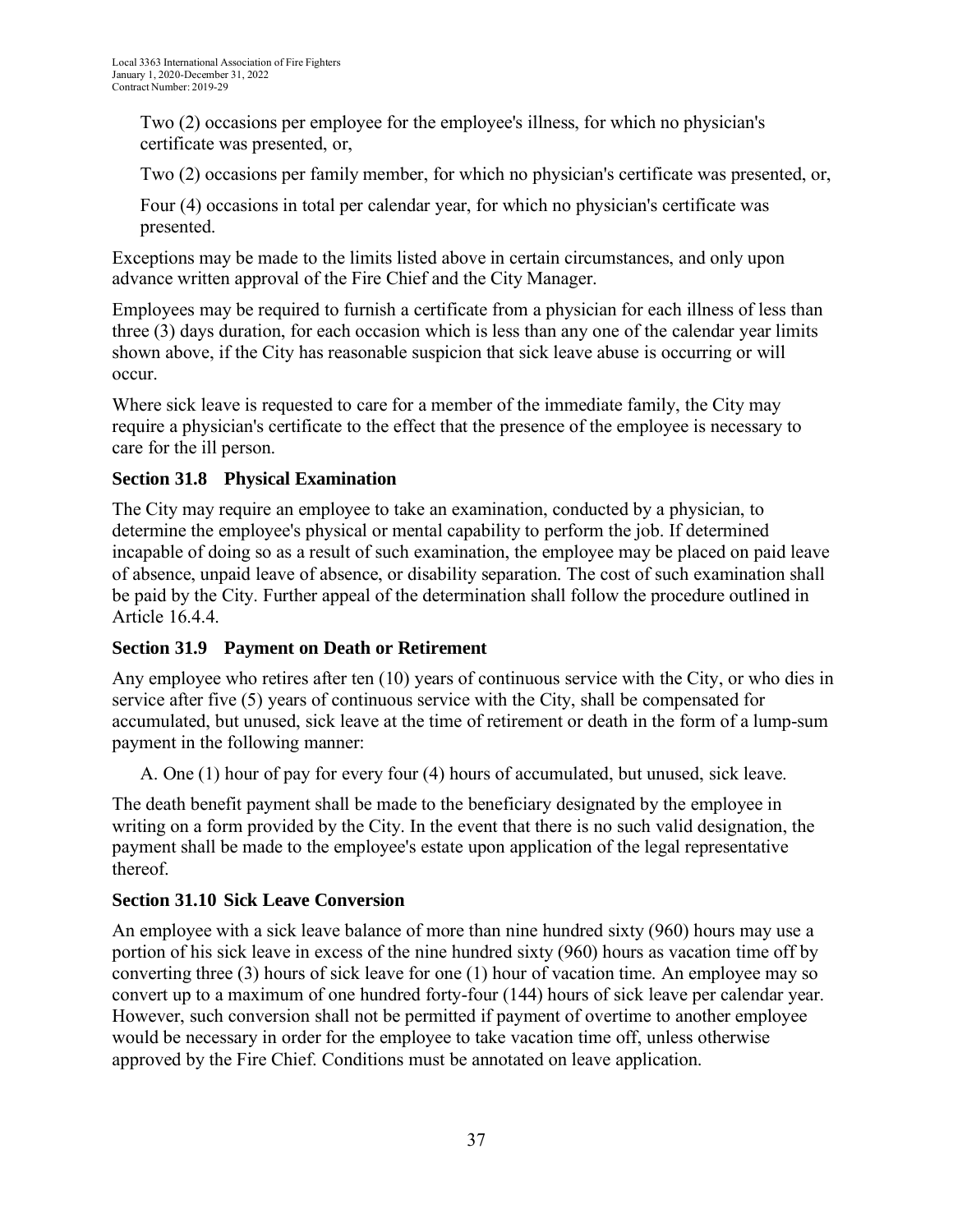Two (2) occasions per employee for the employee's illness, for which no physician's certificate was presented, or,

Two (2) occasions per family member, for which no physician's certificate was presented, or,

Four (4) occasions in total per calendar year, for which no physician's certificate was presented.

Exceptions may be made to the limits listed above in certain circumstances, and only upon advance written approval of the Fire Chief and the City Manager.

Employees may be required to furnish a certificate from a physician for each illness of less than three (3) days duration, for each occasion which is less than any one of the calendar year limits shown above, if the City has reasonable suspicion that sick leave abuse is occurring or will occur.

Where sick leave is requested to care for a member of the immediate family, the City may require a physician's certificate to the effect that the presence of the employee is necessary to care for the ill person.

### Section 31.8 Physical Examination

The City may require an employee to take an examination, conducted by a physician, to determine the employee's physical or mental capability to perform the job. If determined incapable of doing so as a result of such examination, the employee may be placed on paid leave of absence, unpaid leave of absence, or disability separation. The cost of such examination shall be paid by the City. Further appeal of the determination shall follow the procedure outlined in Article 16.4.4.

### Section 31.9 Payment on Death or Retirement

Any employee who retires after ten (10) years of continuous service with the City, or who dies in service after five (5) years of continuous service with the City, shall be compensated for accumulated, but unused, sick leave at the time of retirement or death in the form of a lump-sum payment in the following manner:

A. One (1) hour of pay for every four (4) hours of accumulated, but unused, sick leave.

The death benefit payment shall be made to the beneficiary designated by the employee in writing on a form provided by the City. In the event that there is no such valid designation, the payment shall be made to the employee's estate upon application of the legal representative thereof.

### Section 31.10 Sick Leave Conversion

An employee with a sick leave balance of more than nine hundred sixty (960) hours may use a portion of his sick leave in excess of the nine hundred sixty (960) hours as vacation time off by converting three (3) hours of sick leave for one (1) hour of vacation time. An employee may so convert up to a maximum of one hundred forty-four (144) hours of sick leave per calendar year. However, such conversion shall not be permitted if payment of overtime to another employee would be necessary in order for the employee to take vacation time off, unless otherwise approved by the Fire Chief. Conditions must be annotated on leave application.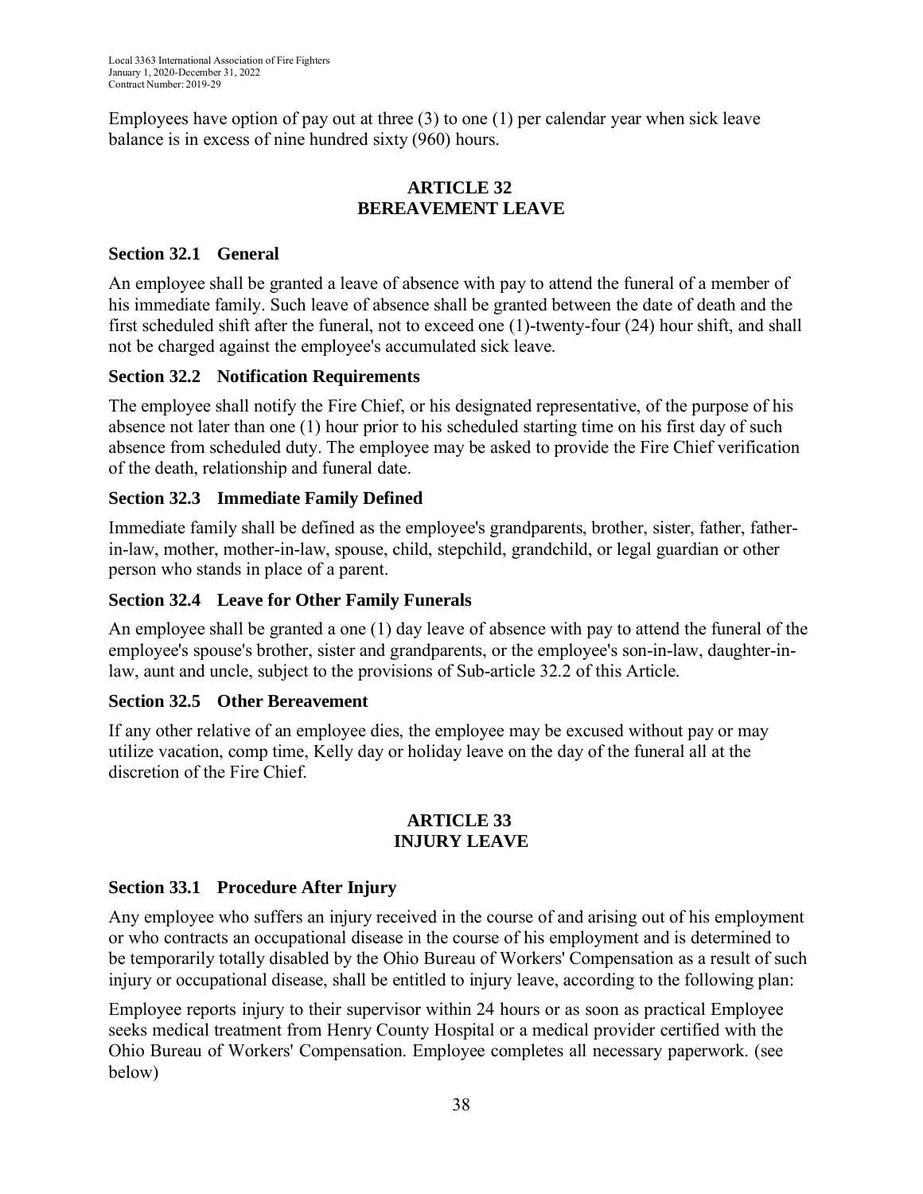Employees have option of pay out at three (3) to one (1) per calendar year when sick leave balance is in excess of nine hundred sixty (960) hours.

## ARTICLE 32
## BEREAVEMENT LEAVE

### Section 32.1 General

An employee shall be granted a leave of absence with pay to attend the funeral of a member of his immediate family. Such leave of absence shall be granted between the date of death and the first scheduled shift after the funeral, not to exceed one (1)-twenty-four (24) hour shift, and shall not be charged against the employee's accumulated sick leave.

### Section 32.2 Notification Requirements

The employee shall notify the Fire Chief, or his designated representative, of the purpose of his absence not later than one (1) hour prior to his scheduled starting time on his first day of such absence from scheduled duty. The employee may be asked to provide the Fire Chief verification of the death, relationship and funeral date.

### Section 32.3 Immediate Family Defined

Immediate family shall be defined as the employee's grandparents, brother, sister, father, father-in-law, mother, mother-in-law, spouse, child, stepchild, grandchild, or legal guardian or other person who stands in place of a parent.

### Section 32.4 Leave for Other Family Funerals

An employee shall be granted a one (1) day leave of absence with pay to attend the funeral of the employee's spouse's brother, sister and grandparents, or the employee's son-in-law, daughter-in-law, aunt and uncle, subject to the provisions of Sub-article 32.2 of this Article.

### Section 32.5 Other Bereavement

If any other relative of an employee dies, the employee may be excused without pay or may utilize vacation, comp time, Kelly day or holiday leave on the day of the funeral all at the discretion of the Fire Chief.

## ARTICLE 33
## INJURY LEAVE

### Section 33.1 Procedure After Injury

Any employee who suffers an injury received in the course of and arising out of his employment or who contracts an occupational disease in the course of his employment and is determined to be temporarily totally disabled by the Ohio Bureau of Workers' Compensation as a result of such injury or occupational disease, shall be entitled to injury leave, according to the following plan:

Employee reports injury to their supervisor within 24 hours or as soon as practical Employee seeks medical treatment from Henry County Hospital or a medical provider certified with the Ohio Bureau of Workers' Compensation. Employee completes all necessary paperwork. (see below)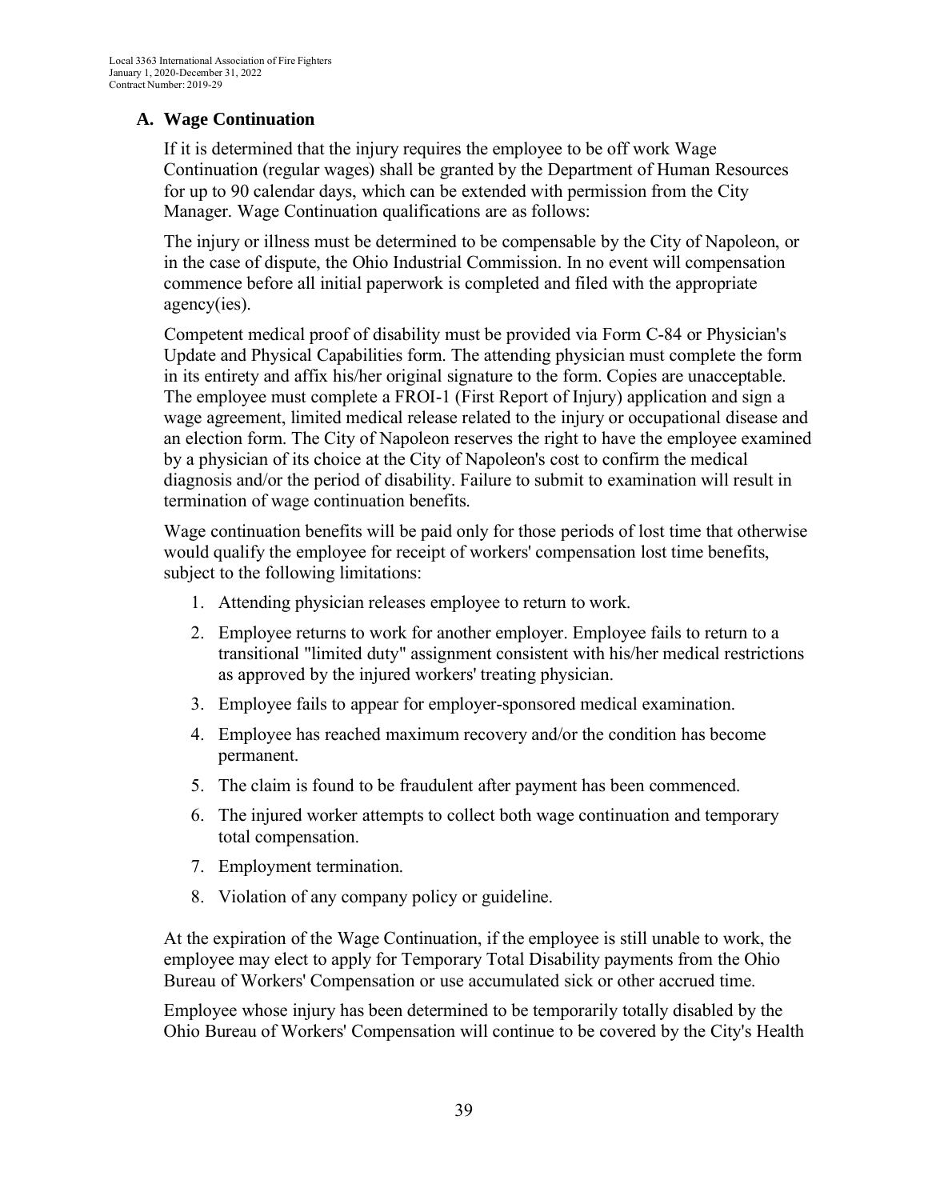## A. Wage Continuation

If it is determined that the injury requires the employee to be off work Wage Continuation (regular wages) shall be granted by the Department of Human Resources for up to 90 calendar days, which can be extended with permission from the City Manager. Wage Continuation qualifications are as follows:

The injury or illness must be determined to be compensable by the City of Napoleon, or in the case of dispute, the Ohio Industrial Commission. In no event will compensation commence before all initial paperwork is completed and filed with the appropriate agency(ies).

Competent medical proof of disability must be provided via Form C-84 or Physician's Update and Physical Capabilities form. The attending physician must complete the form in its entirety and affix his/her original signature to the form. Copies are unacceptable. The employee must complete a FROI-1 (First Report of Injury) application and sign a wage agreement, limited medical release related to the injury or occupational disease and an election form. The City of Napoleon reserves the right to have the employee examined by a physician of its choice at the City of Napoleon's cost to confirm the medical diagnosis and/or the period of disability. Failure to submit to examination will result in termination of wage continuation benefits.

Wage continuation benefits will be paid only for those periods of lost time that otherwise would qualify the employee for receipt of workers' compensation lost time benefits, subject to the following limitations:

1. Attending physician releases employee to return to work.
2. Employee returns to work for another employer. Employee fails to return to a transitional "limited duty" assignment consistent with his/her medical restrictions as approved by the injured workers' treating physician.
3. Employee fails to appear for employer-sponsored medical examination.
4. Employee has reached maximum recovery and/or the condition has become permanent.
5. The claim is found to be fraudulent after payment has been commenced.
6. The injured worker attempts to collect both wage continuation and temporary total compensation.
7. Employment termination.
8. Violation of any company policy or guideline.

At the expiration of the Wage Continuation, if the employee is still unable to work, the employee may elect to apply for Temporary Total Disability payments from the Ohio Bureau of Workers' Compensation or use accumulated sick or other accrued time.

Employee whose injury has been determined to be temporarily totally disabled by the Ohio Bureau of Workers' Compensation will continue to be covered by the City's Health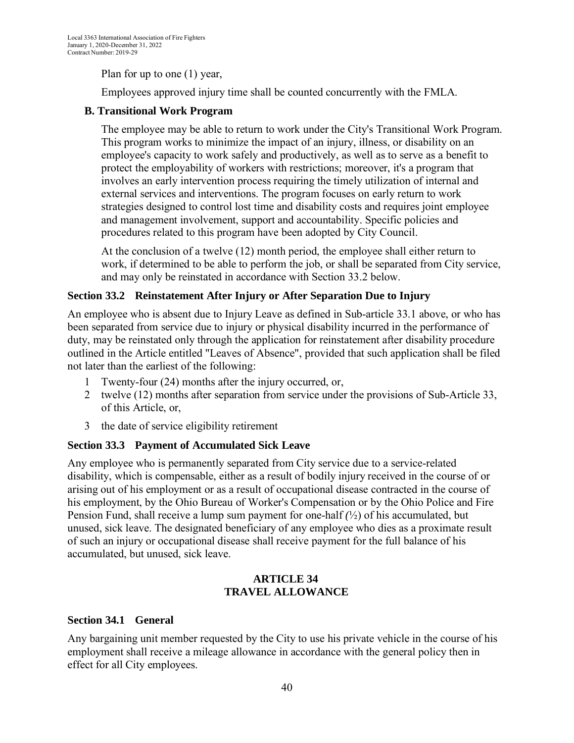Plan for up to one (1) year,

Employees approved injury time shall be counted concurrently with the FMLA.

**B. Transitional Work Program**

The employee may be able to return to work under the City's Transitional Work Program. This program works to minimize the impact of an injury, illness, or disability on an employee's capacity to work safely and productively, as well as to serve as a benefit to protect the employability of workers with restrictions; moreover, it's a program that involves an early intervention process requiring the timely utilization of internal and external services and interventions. The program focuses on early return to work strategies designed to control lost time and disability costs and requires joint employee and management involvement, support and accountability. Specific policies and procedures related to this program have been adopted by City Council.

At the conclusion of a twelve (12) month period, the employee shall either return to work, if determined to be able to perform the job, or shall be separated from City service, and may only be reinstated in accordance with Section 33.2 below.

### Section 33.2 Reinstatement After Injury or After Separation Due to Injury

An employee who is absent due to Injury Leave as defined in Sub-article 33.1 above, or who has been separated from service due to injury or physical disability incurred in the performance of duty, may be reinstated only through the application for reinstatement after disability procedure outlined in the Article entitled "Leaves of Absence", provided that such application shall be filed not later than the earliest of the following:

1. Twenty-four (24) months after the injury occurred, or,
2. twelve (12) months after separation from service under the provisions of Sub-Article 33, of this Article, or,
3. the date of service eligibility retirement

### Section 33.3 Payment of Accumulated Sick Leave

Any employee who is permanently separated from City service due to a service-related disability, which is compensable, either as a result of bodily injury received in the course of or arising out of his employment or as a result of occupational disease contracted in the course of his employment, by the Ohio Bureau of Worker's Compensation or by the Ohio Police and Fire Pension Fund, shall receive a lump sum payment for one-half (½) of his accumulated, but unused, sick leave. The designated beneficiary of any employee who dies as a proximate result of such an injury or occupational disease shall receive payment for the full balance of his accumulated, but unused, sick leave.

## ARTICLE 34
## TRAVEL ALLOWANCE

### Section 34.1 General

Any bargaining unit member requested by the City to use his private vehicle in the course of his employment shall receive a mileage allowance in accordance with the general policy then in effect for all City employees.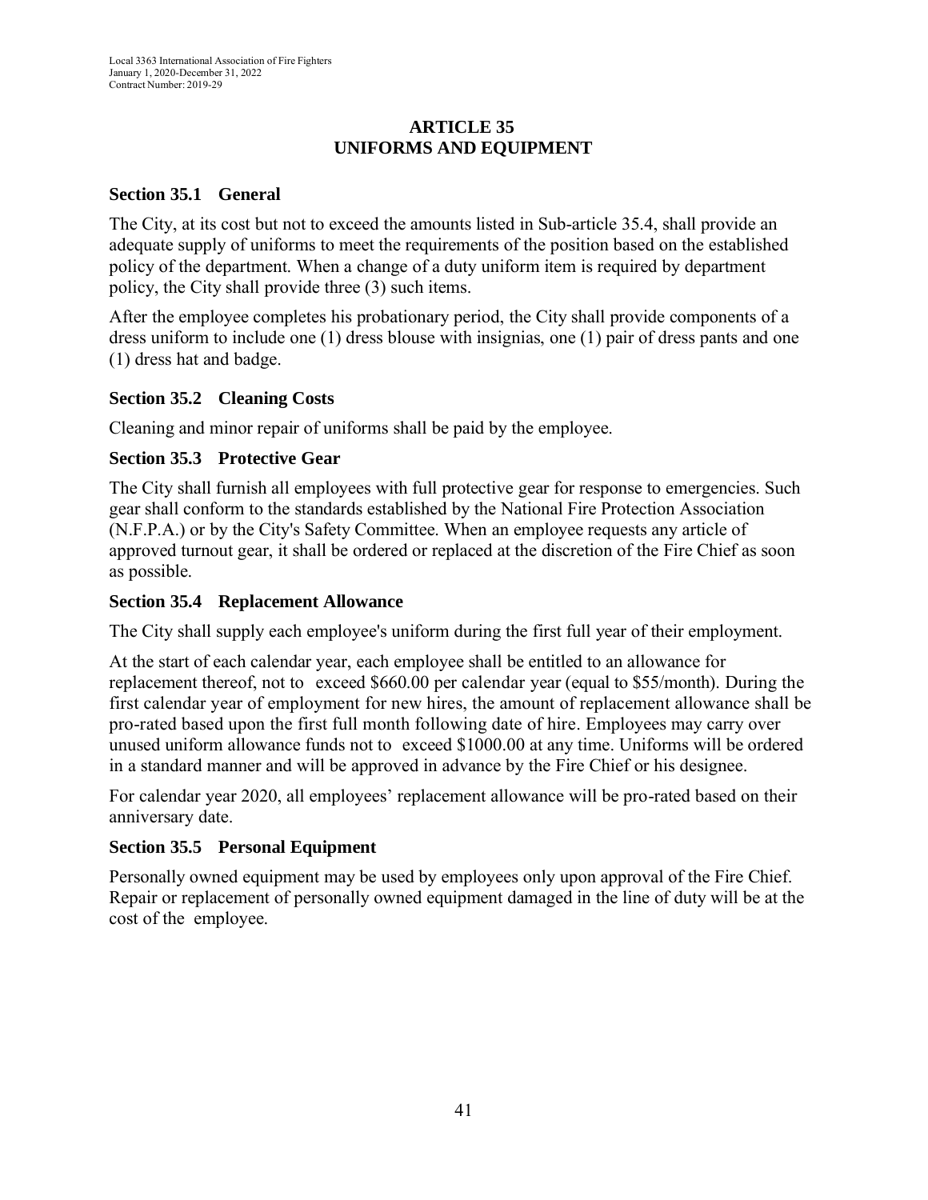# ARTICLE 35
# UNIFORMS AND EQUIPMENT

## Section 35.1 General

The City, at its cost but not to exceed the amounts listed in Sub-article 35.4, shall provide an adequate supply of uniforms to meet the requirements of the position based on the established policy of the department. When a change of a duty uniform item is required by department policy, the City shall provide three (3) such items.

After the employee completes his probationary period, the City shall provide components of a dress uniform to include one (1) dress blouse with insignias, one (1) pair of dress pants and one (1) dress hat and badge.

## Section 35.2 Cleaning Costs

Cleaning and minor repair of uniforms shall be paid by the employee.

## Section 35.3 Protective Gear

The City shall furnish all employees with full protective gear for response to emergencies. Such gear shall conform to the standards established by the National Fire Protection Association (N.F.P.A.) or by the City's Safety Committee. When an employee requests any article of approved turnout gear, it shall be ordered or replaced at the discretion of the Fire Chief as soon as possible.

## Section 35.4 Replacement Allowance

The City shall supply each employee's uniform during the first full year of their employment.

At the start of each calendar year, each employee shall be entitled to an allowance for replacement thereof, not to exceed $660.00 per calendar year (equal to $55/month). During the first calendar year of employment for new hires, the amount of replacement allowance shall be pro-rated based upon the first full month following date of hire. Employees may carry over unused uniform allowance funds not to exceed $1000.00 at any time. Uniforms will be ordered in a standard manner and will be approved in advance by the Fire Chief or his designee.

For calendar year 2020, all employees' replacement allowance will be pro-rated based on their anniversary date.

## Section 35.5 Personal Equipment

Personally owned equipment may be used by employees only upon approval of the Fire Chief. Repair or replacement of personally owned equipment damaged in the line of duty will be at the cost of the employee.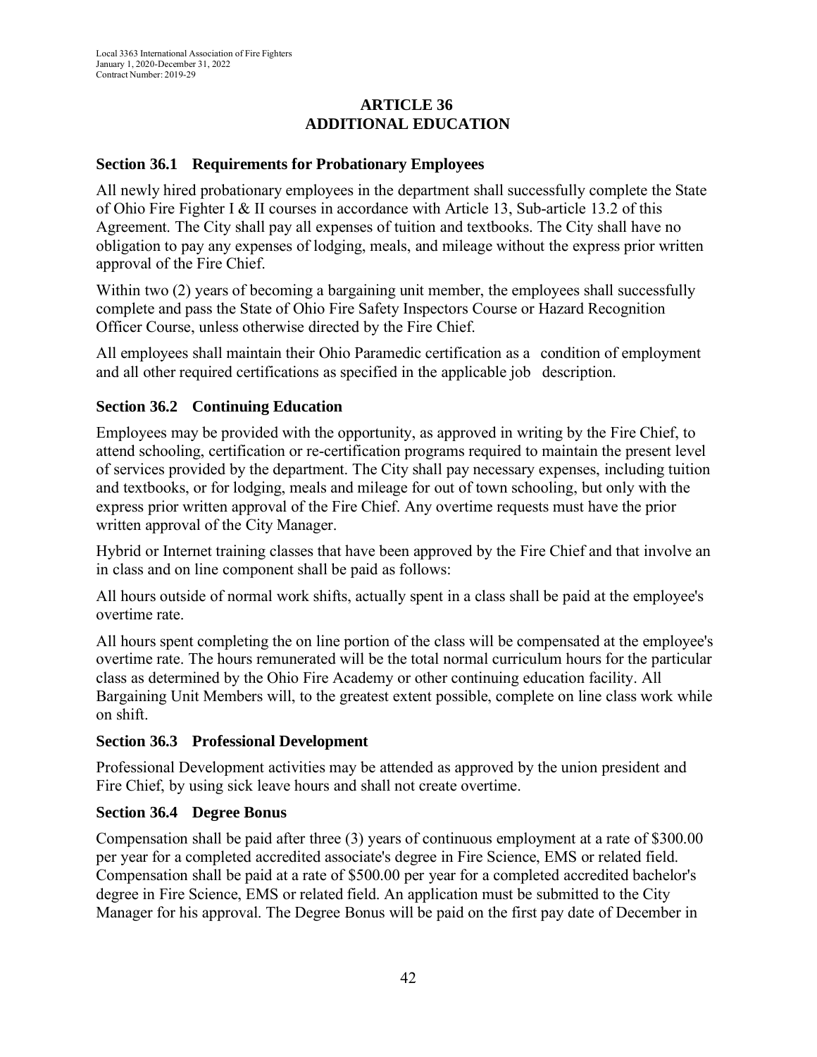## ARTICLE 36
## ADDITIONAL EDUCATION

### Section 36.1 Requirements for Probationary Employees

All newly hired probationary employees in the department shall successfully complete the State of Ohio Fire Fighter I & II courses in accordance with Article 13, Sub-article 13.2 of this Agreement. The City shall pay all expenses of tuition and textbooks. The City shall have no obligation to pay any expenses of lodging, meals, and mileage without the express prior written approval of the Fire Chief.

Within two (2) years of becoming a bargaining unit member, the employees shall successfully complete and pass the State of Ohio Fire Safety Inspectors Course or Hazard Recognition Officer Course, unless otherwise directed by the Fire Chief.

All employees shall maintain their Ohio Paramedic certification as a condition of employment and all other required certifications as specified in the applicable job description.

### Section 36.2 Continuing Education

Employees may be provided with the opportunity, as approved in writing by the Fire Chief, to attend schooling, certification or re-certification programs required to maintain the present level of services provided by the department. The City shall pay necessary expenses, including tuition and textbooks, or for lodging, meals and mileage for out of town schooling, but only with the express prior written approval of the Fire Chief. Any overtime requests must have the prior written approval of the City Manager.

Hybrid or Internet training classes that have been approved by the Fire Chief and that involve an in class and on line component shall be paid as follows:

All hours outside of normal work shifts, actually spent in a class shall be paid at the employee's overtime rate.

All hours spent completing the on line portion of the class will be compensated at the employee's overtime rate. The hours remunerated will be the total normal curriculum hours for the particular class as determined by the Ohio Fire Academy or other continuing education facility. All Bargaining Unit Members will, to the greatest extent possible, complete on line class work while on shift.

### Section 36.3 Professional Development

Professional Development activities may be attended as approved by the union president and Fire Chief, by using sick leave hours and shall not create overtime.

### Section 36.4 Degree Bonus

Compensation shall be paid after three (3) years of continuous employment at a rate of $300.00 per year for a completed accredited associate's degree in Fire Science, EMS or related field. Compensation shall be paid at a rate of $500.00 per year for a completed accredited bachelor's degree in Fire Science, EMS or related field. An application must be submitted to the City Manager for his approval. The Degree Bonus will be paid on the first pay date of December in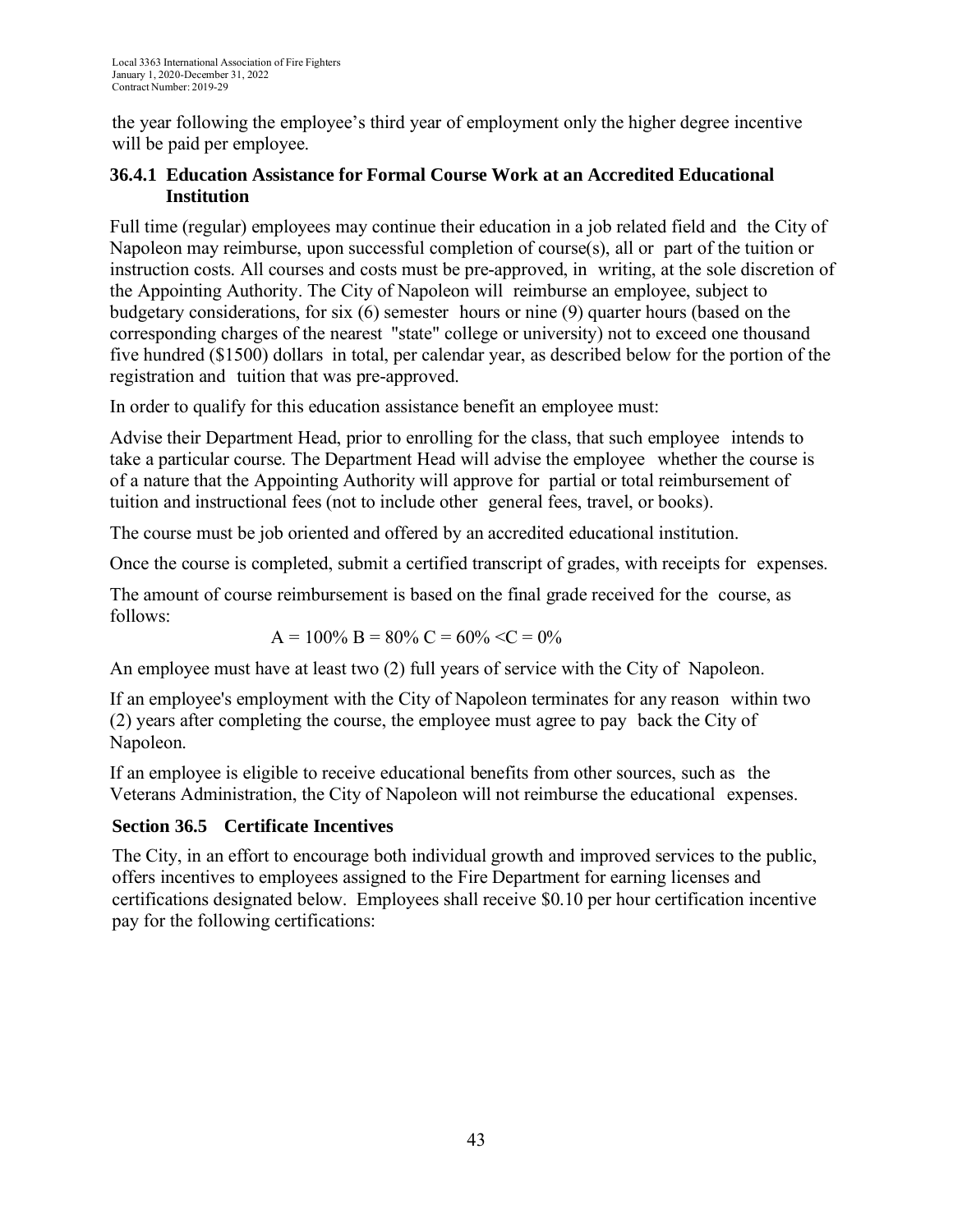the year following the employee's third year of employment only the higher degree incentive will be paid per employee.

### 36.4.1 Education Assistance for Formal Course Work at an Accredited Educational Institution

Full time (regular) employees may continue their education in a job related field and the City of Napoleon may reimburse, upon successful completion of course(s), all or part of the tuition or instruction costs. All courses and costs must be pre-approved, in writing, at the sole discretion of the Appointing Authority. The City of Napoleon will reimburse an employee, subject to budgetary considerations, for six (6) semester hours or nine (9) quarter hours (based on the corresponding charges of the nearest "state" college or university) not to exceed one thousand five hundred ($1500) dollars in total, per calendar year, as described below for the portion of the registration and tuition that was pre-approved.

In order to qualify for this education assistance benefit an employee must:

Advise their Department Head, prior to enrolling for the class, that such employee intends to take a particular course. The Department Head will advise the employee whether the course is of a nature that the Appointing Authority will approve for partial or total reimbursement of tuition and instructional fees (not to include other general fees, travel, or books).

The course must be job oriented and offered by an accredited educational institution.

Once the course is completed, submit a certified transcript of grades, with receipts for expenses.

The amount of course reimbursement is based on the final grade received for the course, as follows:

A = 100% B = 80% C = 60% <C = 0%

An employee must have at least two (2) full years of service with the City of Napoleon.

If an employee's employment with the City of Napoleon terminates for any reason within two (2) years after completing the course, the employee must agree to pay back the City of Napoleon.

If an employee is eligible to receive educational benefits from other sources, such as the Veterans Administration, the City of Napoleon will not reimburse the educational expenses.

### Section 36.5 Certificate Incentives

The City, in an effort to encourage both individual growth and improved services to the public, offers incentives to employees assigned to the Fire Department for earning licenses and certifications designated below. Employees shall receive $0.10 per hour certification incentive pay for the following certifications: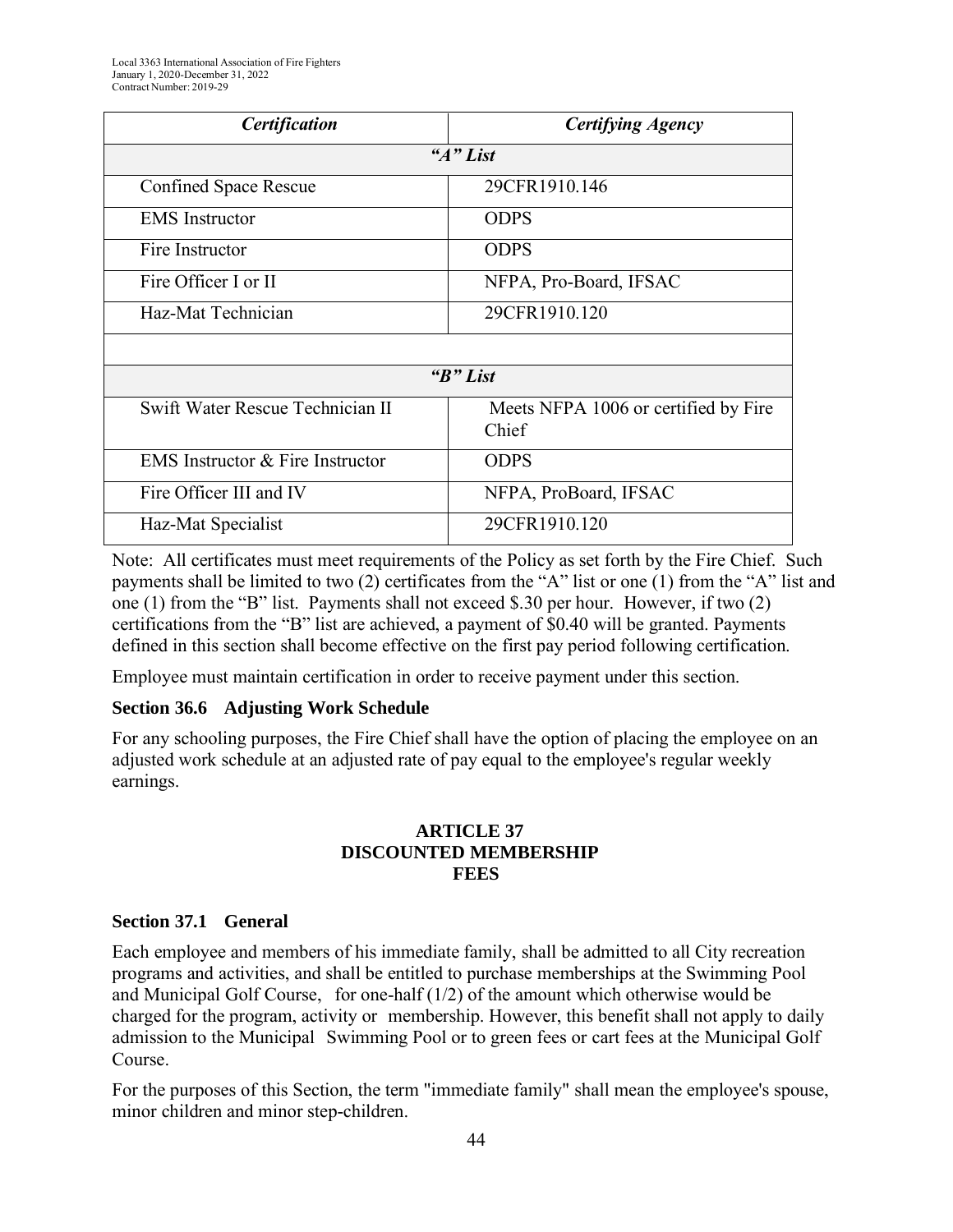| *Certification* | *Certifying Agency* |
|---|---|
| ***"A" List*** | |
| Confined Space Rescue | 29CFR1910.146 |
| EMS Instructor | ODPS |
| Fire Instructor | ODPS |
| Fire Officer I or II | NFPA, Pro-Board, IFSAC |
| Haz-Mat Technician | 29CFR1910.120 |
| | |
| ***"B" List*** | |
| Swift Water Rescue Technician II | Meets NFPA 1006 or certified by Fire Chief |
| EMS Instructor & Fire Instructor | ODPS |
| Fire Officer III and IV | NFPA, ProBoard, IFSAC |
| Haz-Mat Specialist | 29CFR1910.120 |

Note: All certificates must meet requirements of the Policy as set forth by the Fire Chief. Such payments shall be limited to two (2) certificates from the "A" list or one (1) from the "A" list and one (1) from the "B" list. Payments shall not exceed $.30 per hour. However, if two (2) certifications from the "B" list are achieved, a payment of $0.40 will be granted. Payments defined in this section shall become effective on the first pay period following certification.

Employee must maintain certification in order to receive payment under this section.

### Section 36.6 Adjusting Work Schedule

For any schooling purposes, the Fire Chief shall have the option of placing the employee on an adjusted work schedule at an adjusted rate of pay equal to the employee's regular weekly earnings.

## ARTICLE 37
## DISCOUNTED MEMBERSHIP FEES

### Section 37.1 General

Each employee and members of his immediate family, shall be admitted to all City recreation programs and activities, and shall be entitled to purchase memberships at the Swimming Pool and Municipal Golf Course, for one-half (1/2) of the amount which otherwise would be charged for the program, activity or membership. However, this benefit shall not apply to daily admission to the Municipal Swimming Pool or to green fees or cart fees at the Municipal Golf Course.

For the purposes of this Section, the term "immediate family" shall mean the employee's spouse, minor children and minor step-children.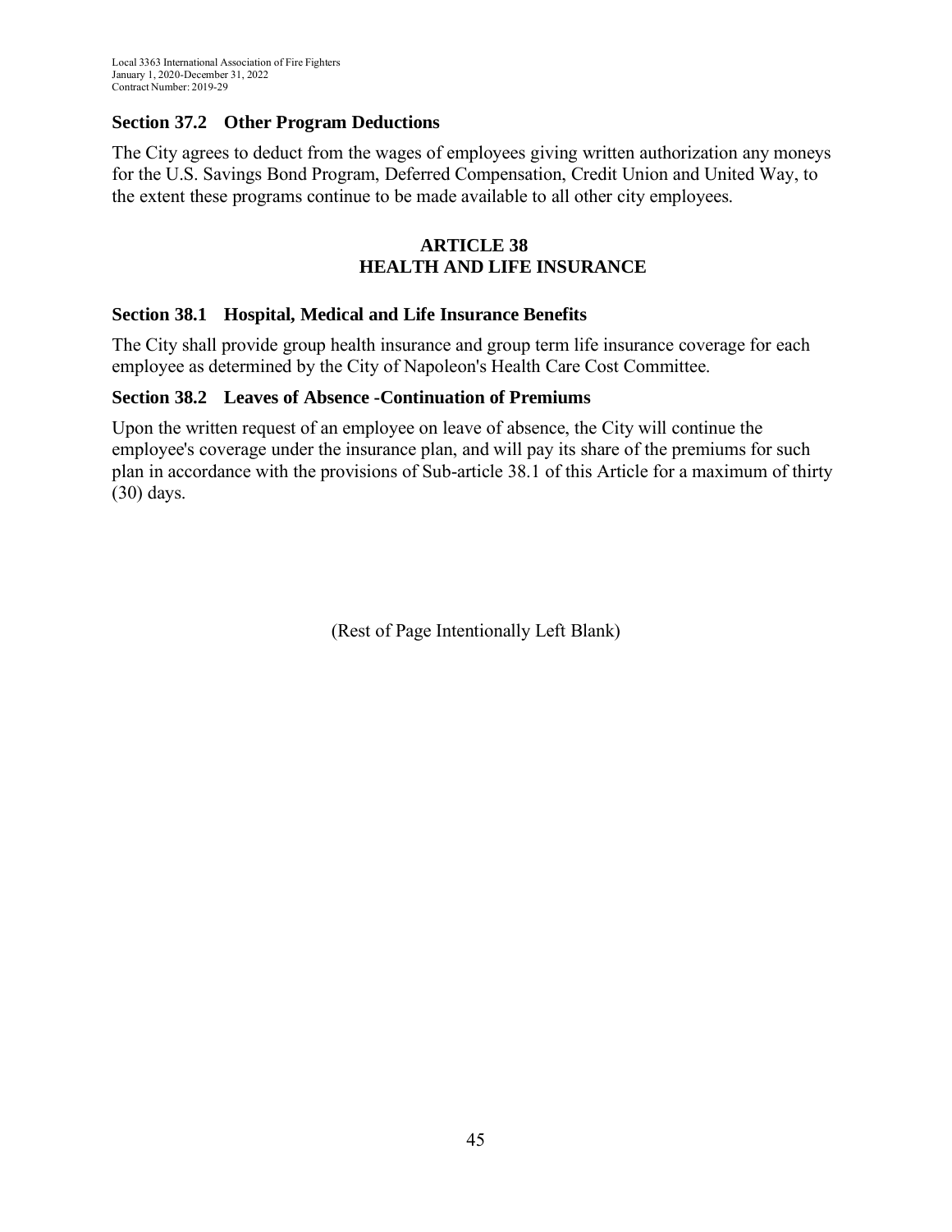### Section 37.2 Other Program Deductions

The City agrees to deduct from the wages of employees giving written authorization any moneys for the U.S. Savings Bond Program, Deferred Compensation, Credit Union and United Way, to the extent these programs continue to be made available to all other city employees.

## ARTICLE 38
## HEALTH AND LIFE INSURANCE

### Section 38.1 Hospital, Medical and Life Insurance Benefits

The City shall provide group health insurance and group term life insurance coverage for each employee as determined by the City of Napoleon's Health Care Cost Committee.

### Section 38.2 Leaves of Absence -Continuation of Premiums

Upon the written request of an employee on leave of absence, the City will continue the employee's coverage under the insurance plan, and will pay its share of the premiums for such plan in accordance with the provisions of Sub-article 38.1 of this Article for a maximum of thirty (30) days.

(Rest of Page Intentionally Left Blank)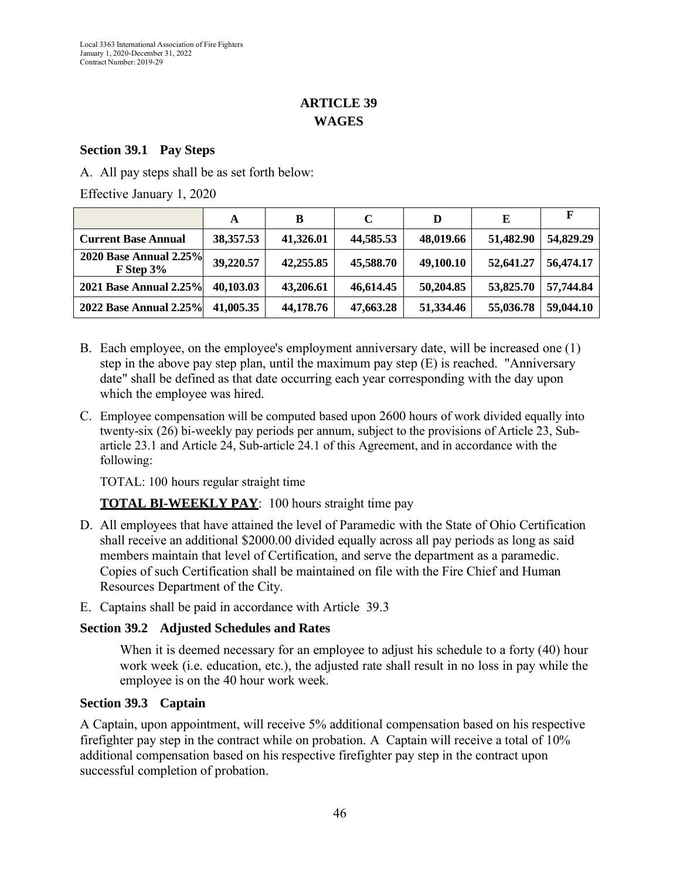## ARTICLE 39
## WAGES

### Section 39.1 Pay Steps

A. All pay steps shall be as set forth below:

Effective January 1, 2020

| | A | B | C | D | E | F |
|---|---|---|---|---|---|---|
| **Current Base Annual** | **38,357.53** | **41,326.01** | **44,585.53** | **48,019.66** | **51,482.90** | **54,829.29** |
| **2020 Base Annual 2.25% F Step 3%** | **39,220.57** | **42,255.85** | **45,588.70** | **49,100.10** | **52,641.27** | **56,474.17** |
| **2021 Base Annual 2.25%** | **40,103.03** | **43,206.61** | **46,614.45** | **50,204.85** | **53,825.70** | **57,744.84** |
| **2022 Base Annual 2.25%** | **41,005.35** | **44,178.76** | **47,663.28** | **51,334.46** | **55,036.78** | **59,044.10** |

B. Each employee, on the employee's employment anniversary date, will be increased one (1) step in the above pay step plan, until the maximum pay step (E) is reached. "Anniversary date" shall be defined as that date occurring each year corresponding with the day upon which the employee was hired.

C. Employee compensation will be computed based upon 2600 hours of work divided equally into twenty-six (26) bi-weekly pay periods per annum, subject to the provisions of Article 23, Sub-article 23.1 and Article 24, Sub-article 24.1 of this Agreement, and in accordance with the following:

   TOTAL: 100 hours regular straight time

   **TOTAL BI-WEEKLY PAY**: 100 hours straight time pay

D. All employees that have attained the level of Paramedic with the State of Ohio Certification shall receive an additional $2000.00 divided equally across all pay periods as long as said members maintain that level of Certification, and serve the department as a paramedic. Copies of such Certification shall be maintained on file with the Fire Chief and Human Resources Department of the City.

E. Captains shall be paid in accordance with Article 39.3

### Section 39.2 Adjusted Schedules and Rates

When it is deemed necessary for an employee to adjust his schedule to a forty (40) hour work week (i.e. education, etc.), the adjusted rate shall result in no loss in pay while the employee is on the 40 hour work week.

### Section 39.3 Captain

A Captain, upon appointment, will receive 5% additional compensation based on his respective firefighter pay step in the contract while on probation. A Captain will receive a total of 10% additional compensation based on his respective firefighter pay step in the contract upon successful completion of probation.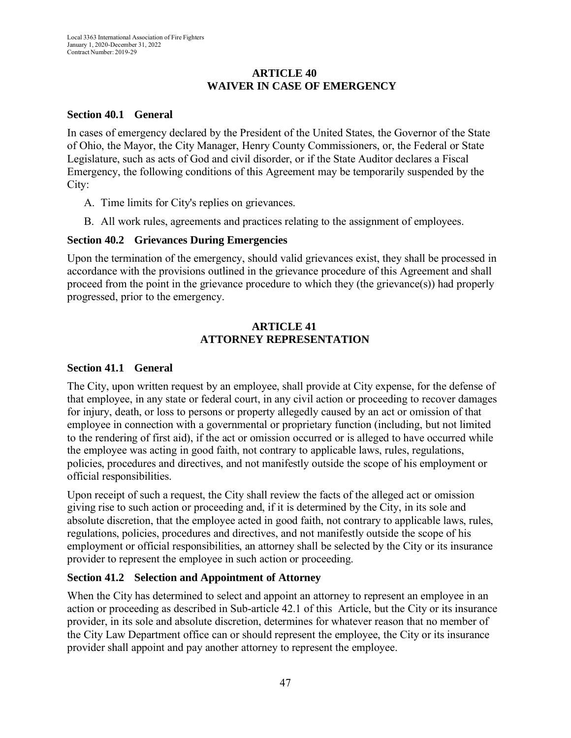## ARTICLE 40
## WAIVER IN CASE OF EMERGENCY

### Section 40.1 General

In cases of emergency declared by the President of the United States, the Governor of the State of Ohio, the Mayor, the City Manager, Henry County Commissioners, or, the Federal or State Legislature, such as acts of God and civil disorder, or if the State Auditor declares a Fiscal Emergency, the following conditions of this Agreement may be temporarily suspended by the City:

A. Time limits for City's replies on grievances.

B. All work rules, agreements and practices relating to the assignment of employees.

### Section 40.2 Grievances During Emergencies

Upon the termination of the emergency, should valid grievances exist, they shall be processed in accordance with the provisions outlined in the grievance procedure of this Agreement and shall proceed from the point in the grievance procedure to which they (the grievance(s)) had properly progressed, prior to the emergency.

## ARTICLE 41
## ATTORNEY REPRESENTATION

### Section 41.1 General

The City, upon written request by an employee, shall provide at City expense, for the defense of that employee, in any state or federal court, in any civil action or proceeding to recover damages for injury, death, or loss to persons or property allegedly caused by an act or omission of that employee in connection with a governmental or proprietary function (including, but not limited to the rendering of first aid), if the act or omission occurred or is alleged to have occurred while the employee was acting in good faith, not contrary to applicable laws, rules, regulations, policies, procedures and directives, and not manifestly outside the scope of his employment or official responsibilities.

Upon receipt of such a request, the City shall review the facts of the alleged act or omission giving rise to such action or proceeding and, if it is determined by the City, in its sole and absolute discretion, that the employee acted in good faith, not contrary to applicable laws, rules, regulations, policies, procedures and directives, and not manifestly outside the scope of his employment or official responsibilities, an attorney shall be selected by the City or its insurance provider to represent the employee in such action or proceeding.

### Section 41.2 Selection and Appointment of Attorney

When the City has determined to select and appoint an attorney to represent an employee in an action or proceeding as described in Sub-article 42.1 of this Article, but the City or its insurance provider, in its sole and absolute discretion, determines for whatever reason that no member of the City Law Department office can or should represent the employee, the City or its insurance provider shall appoint and pay another attorney to represent the employee.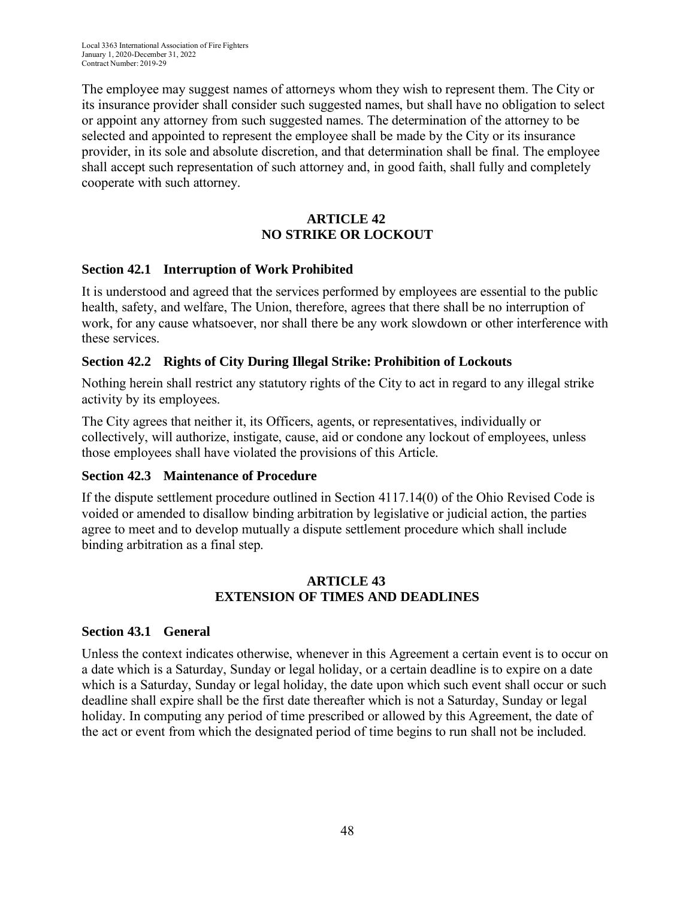The employee may suggest names of attorneys whom they wish to represent them. The City or its insurance provider shall consider such suggested names, but shall have no obligation to select or appoint any attorney from such suggested names. The determination of the attorney to be selected and appointed to represent the employee shall be made by the City or its insurance provider, in its sole and absolute discretion, and that determination shall be final. The employee shall accept such representation of such attorney and, in good faith, shall fully and completely cooperate with such attorney.

## ARTICLE 42
## NO STRIKE OR LOCKOUT

### Section 42.1 Interruption of Work Prohibited

It is understood and agreed that the services performed by employees are essential to the public health, safety, and welfare, The Union, therefore, agrees that there shall be no interruption of work, for any cause whatsoever, nor shall there be any work slowdown or other interference with these services.

### Section 42.2 Rights of City During Illegal Strike: Prohibition of Lockouts

Nothing herein shall restrict any statutory rights of the City to act in regard to any illegal strike activity by its employees.

The City agrees that neither it, its Officers, agents, or representatives, individually or collectively, will authorize, instigate, cause, aid or condone any lockout of employees, unless those employees shall have violated the provisions of this Article.

### Section 42.3 Maintenance of Procedure

If the dispute settlement procedure outlined in Section 4117.14(0) of the Ohio Revised Code is voided or amended to disallow binding arbitration by legislative or judicial action, the parties agree to meet and to develop mutually a dispute settlement procedure which shall include binding arbitration as a final step.

## ARTICLE 43
## EXTENSION OF TIMES AND DEADLINES

### Section 43.1 General

Unless the context indicates otherwise, whenever in this Agreement a certain event is to occur on a date which is a Saturday, Sunday or legal holiday, or a certain deadline is to expire on a date which is a Saturday, Sunday or legal holiday, the date upon which such event shall occur or such deadline shall expire shall be the first date thereafter which is not a Saturday, Sunday or legal holiday. In computing any period of time prescribed or allowed by this Agreement, the date of the act or event from which the designated period of time begins to run shall not be included.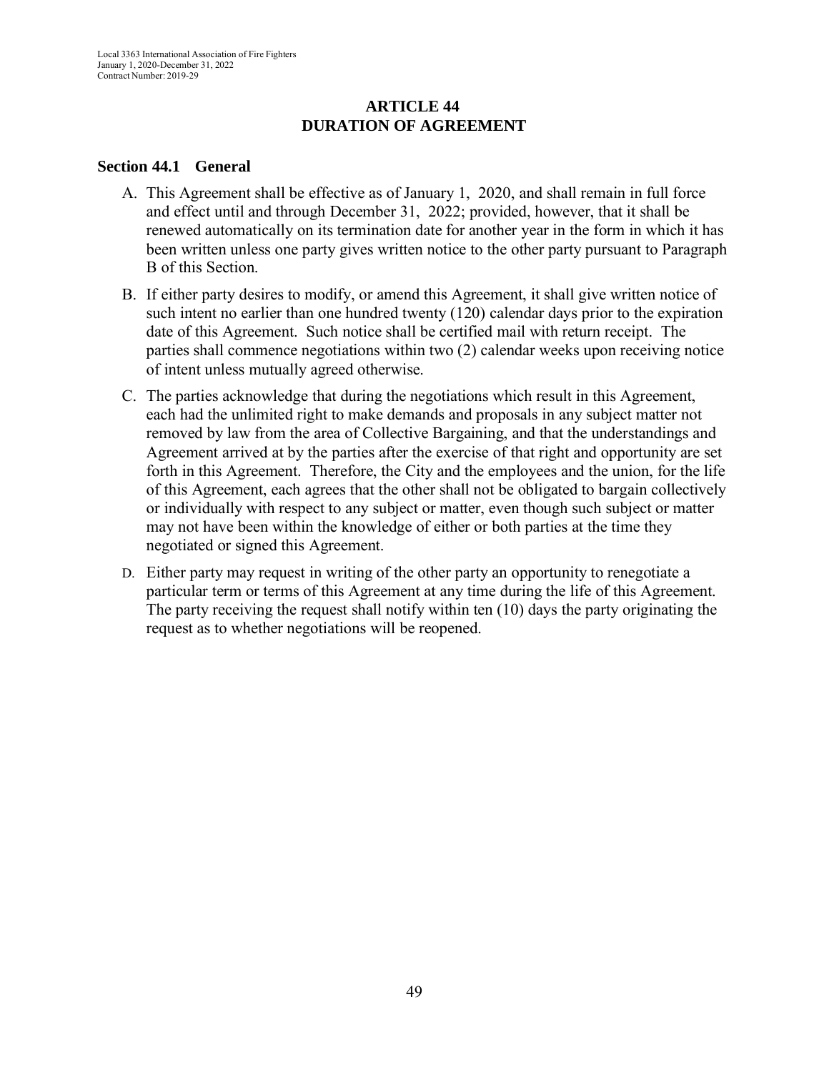# ARTICLE 44
# DURATION OF AGREEMENT

## Section 44.1 General

A. This Agreement shall be effective as of January 1, 2020, and shall remain in full force and effect until and through December 31, 2022; provided, however, that it shall be renewed automatically on its termination date for another year in the form in which it has been written unless one party gives written notice to the other party pursuant to Paragraph B of this Section.

B. If either party desires to modify, or amend this Agreement, it shall give written notice of such intent no earlier than one hundred twenty (120) calendar days prior to the expiration date of this Agreement. Such notice shall be certified mail with return receipt. The parties shall commence negotiations within two (2) calendar weeks upon receiving notice of intent unless mutually agreed otherwise.

C. The parties acknowledge that during the negotiations which result in this Agreement, each had the unlimited right to make demands and proposals in any subject matter not removed by law from the area of Collective Bargaining, and that the understandings and Agreement arrived at by the parties after the exercise of that right and opportunity are set forth in this Agreement. Therefore, the City and the employees and the union, for the life of this Agreement, each agrees that the other shall not be obligated to bargain collectively or individually with respect to any subject or matter, even though such subject or matter may not have been within the knowledge of either or both parties at the time they negotiated or signed this Agreement.

D. Either party may request in writing of the other party an opportunity to renegotiate a particular term or terms of this Agreement at any time during the life of this Agreement. The party receiving the request shall notify within ten (10) days the party originating the request as to whether negotiations will be reopened.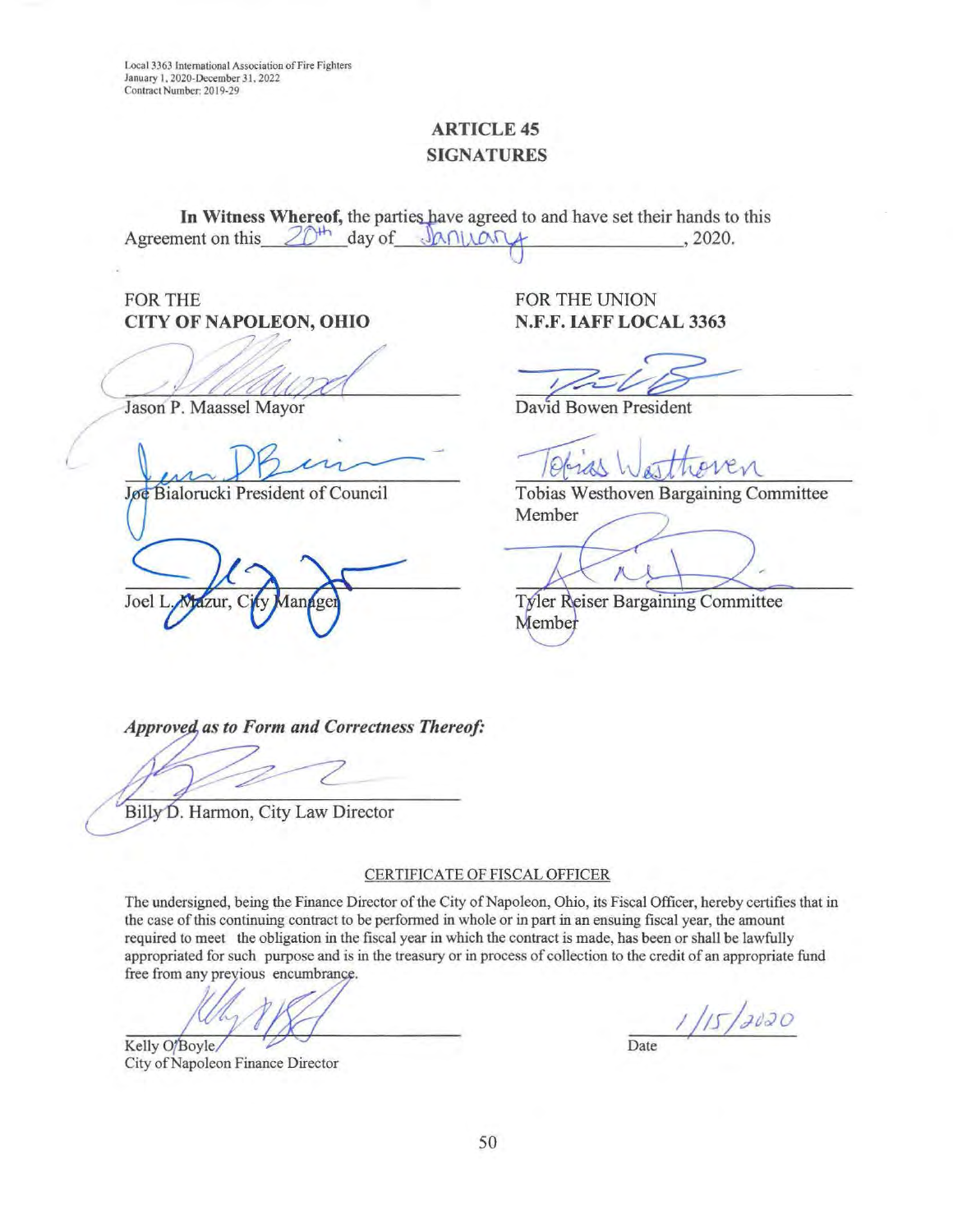## ARTICLE 45
## SIGNATURES

**In Witness Whereof,** the parties have agreed to and have set their hands to this Agreement on this 20th day of January, 2020.

| FOR THE **CITY OF NAPOLEON, OHIO** | FOR THE UNION **N.F.F. IAFF LOCAL 3363** |
|---|---|
| Jason P. Maassel Mayor | David Bowen President |
| Joe Bialorucki President of Council | Tobias Westhoven Bargaining Committee Member |
| Joel L. Mazur, City Manager | Tyler Reiser Bargaining Committee Member |

***Approved as to Form and Correctness Thereof:***

Billy D. Harmon, City Law Director

CERTIFICATE OF FISCAL OFFICER

The undersigned, being the Finance Director of the City of Napoleon, Ohio, its Fiscal Officer, hereby certifies that in the case of this continuing contract to be performed in whole or in part in an ensuing fiscal year, the amount required to meet the obligation in the fiscal year in which the contract is made, has been or shall be lawfully appropriated for such purpose and is in the treasury or in process of collection to the credit of an appropriate fund free from any previous encumbrance.

Kelly O'Boyle
City of Napoleon Finance Director

Date: 1/15/2020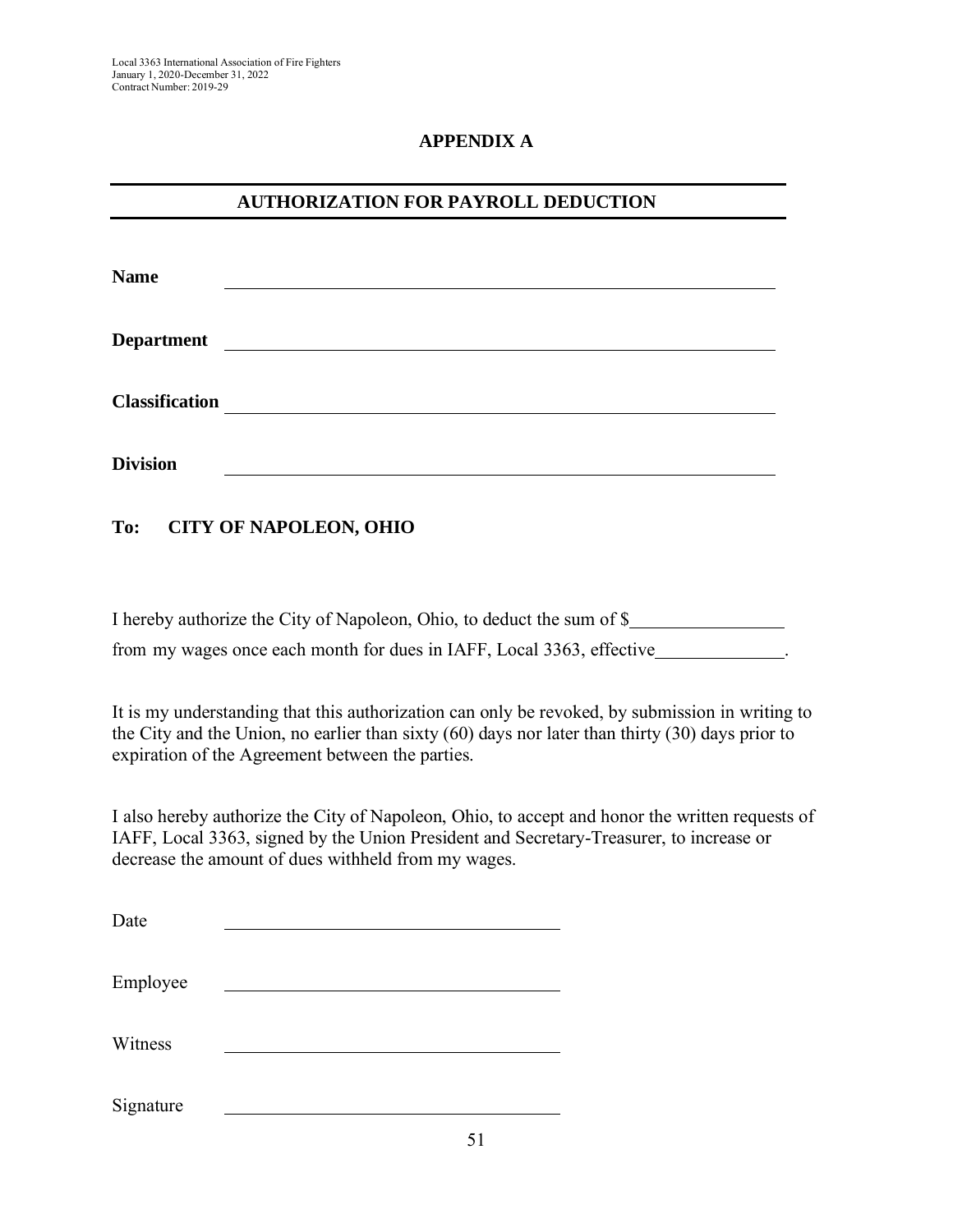# APPENDIX A

## AUTHORIZATION FOR PAYROLL DEDUCTION

**Name** \_\_\_\_\_\_\_\_\_\_\_\_\_\_\_\_\_\_\_\_\_\_\_\_\_\_\_\_\_\_\_\_\_\_\_\_\_\_\_\_\_\_\_\_

**Department** \_\_\_\_\_\_\_\_\_\_\_\_\_\_\_\_\_\_\_\_\_\_\_\_\_\_\_\_\_\_\_\_\_\_\_\_\_\_\_\_\_\_\_\_

**Classification** \_\_\_\_\_\_\_\_\_\_\_\_\_\_\_\_\_\_\_\_\_\_\_\_\_\_\_\_\_\_\_\_\_\_\_\_\_\_\_\_\_\_\_\_

**Division** \_\_\_\_\_\_\_\_\_\_\_\_\_\_\_\_\_\_\_\_\_\_\_\_\_\_\_\_\_\_\_\_\_\_\_\_\_\_\_\_\_\_\_\_

**To: CITY OF NAPOLEON, OHIO**

I hereby authorize the City of Napoleon, Ohio, to deduct the sum of $\_\_\_\_\_\_\_\_\_\_\_\_\_\_\_\_ from my wages once each month for dues in IAFF, Local 3363, effective\_\_\_\_\_\_\_\_\_\_\_\_\_\_.

It is my understanding that this authorization can only be revoked, by submission in writing to the City and the Union, no earlier than sixty (60) days nor later than thirty (30) days prior to expiration of the Agreement between the parties.

I also hereby authorize the City of Napoleon, Ohio, to accept and honor the written requests of IAFF, Local 3363, signed by the Union President and Secretary-Treasurer, to increase or decrease the amount of dues withheld from my wages.

Date \_\_\_\_\_\_\_\_\_\_\_\_\_\_\_\_\_\_\_\_\_\_\_\_\_\_\_\_\_\_

Employee \_\_\_\_\_\_\_\_\_\_\_\_\_\_\_\_\_\_\_\_\_\_\_\_\_\_\_\_\_\_

Witness \_\_\_\_\_\_\_\_\_\_\_\_\_\_\_\_\_\_\_\_\_\_\_\_\_\_\_\_\_\_

Signature \_\_\_\_\_\_\_\_\_\_\_\_\_\_\_\_\_\_\_\_\_\_\_\_\_\_\_\_\_\_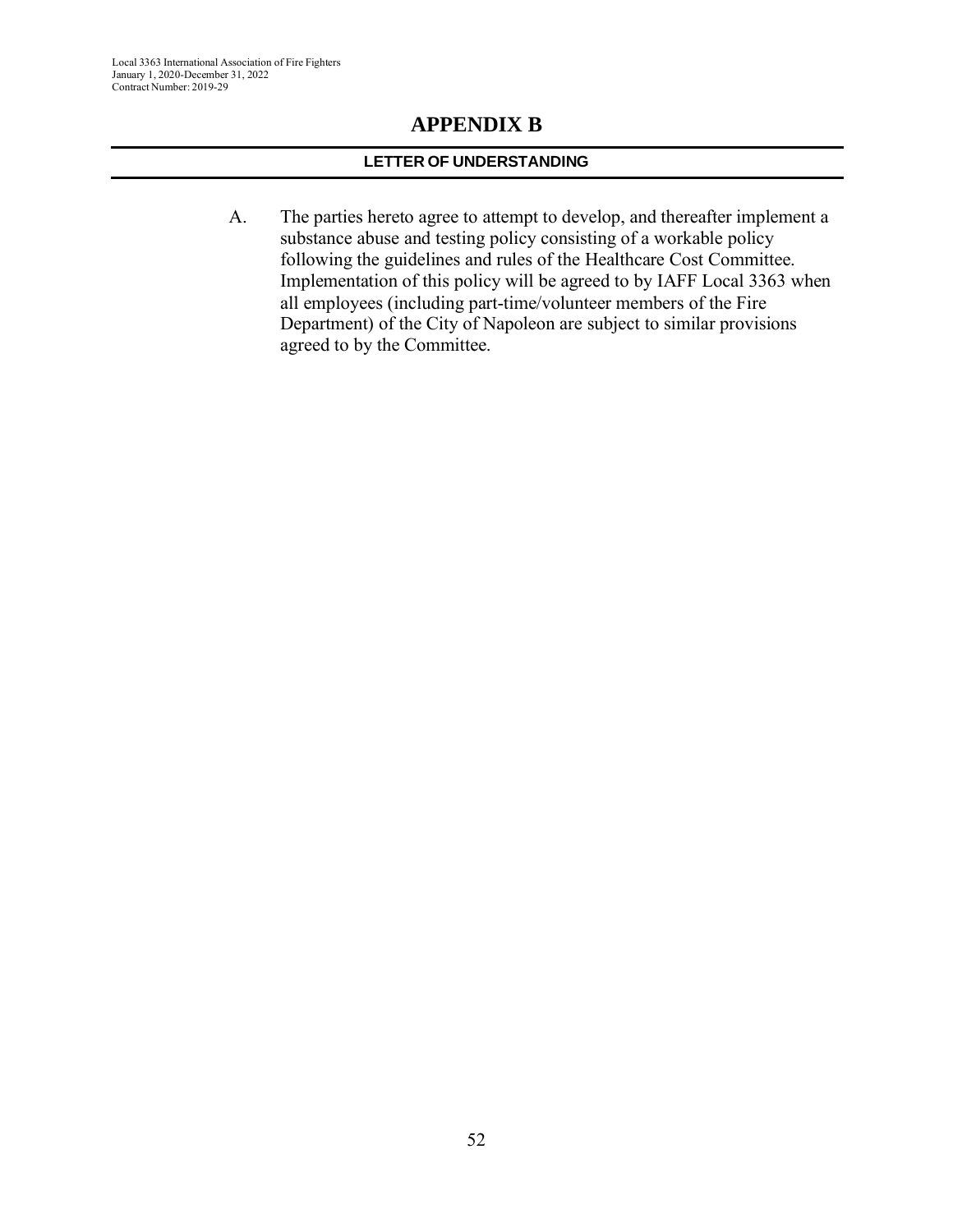# APPENDIX B

## LETTER OF UNDERSTANDING

A. The parties hereto agree to attempt to develop, and thereafter implement a substance abuse and testing policy consisting of a workable policy following the guidelines and rules of the Healthcare Cost Committee. Implementation of this policy will be agreed to by IAFF Local 3363 when all employees (including part-time/volunteer members of the Fire Department) of the City of Napoleon are subject to similar provisions agreed to by the Committee.